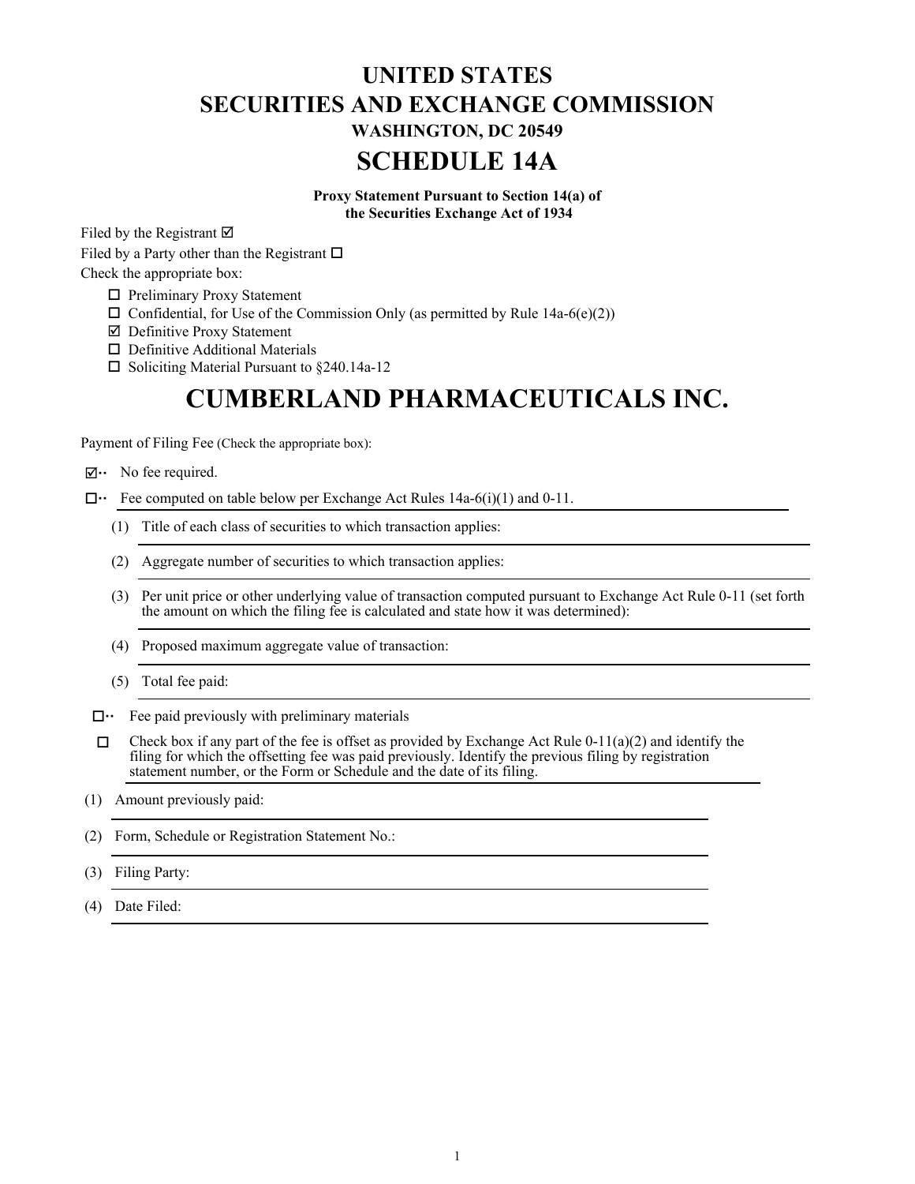# UNITED STATES
# SECURITIES AND EXCHANGE COMMISSION
### WASHINGTON, DC 20549
# SCHEDULE 14A

**Proxy Statement Pursuant to Section 14(a) of the Securities Exchange Act of 1934**

Filed by the Registrant ☑

Filed by a Party other than the Registrant ☐

Check the appropriate box:

- ☐ Preliminary Proxy Statement
- ☐ Confidential, for Use of the Commission Only (as permitted by Rule 14a-6(e)(2))
- ☑ Definitive Proxy Statement
- ☐ Definitive Additional Materials
- ☐ Soliciting Material Pursuant to §240.14a-12

# CUMBERLAND PHARMACEUTICALS INC.

Payment of Filing Fee (Check the appropriate box):

☑ No fee required.

☐ Fee computed on table below per Exchange Act Rules 14a-6(i)(1) and 0-11.

(1) Title of each class of securities to which transaction applies:

(2) Aggregate number of securities to which transaction applies:

(3) Per unit price or other underlying value of transaction computed pursuant to Exchange Act Rule 0-11 (set forth the amount on which the filing fee is calculated and state how it was determined):

(4) Proposed maximum aggregate value of transaction:

(5) Total fee paid:

☐ Fee paid previously with preliminary materials

☐ Check box if any part of the fee is offset as provided by Exchange Act Rule 0-11(a)(2) and identify the filing for which the offsetting fee was paid previously. Identify the previous filing by registration statement number, or the Form or Schedule and the date of its filing.

(1) Amount previously paid:

(2) Form, Schedule or Registration Statement No.:

(3) Filing Party:

(4) Date Filed: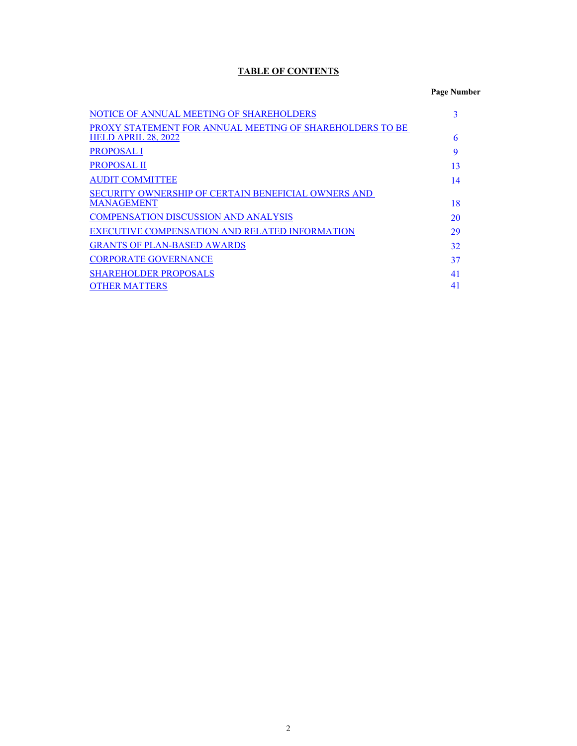## TABLE OF CONTENTS

| | Page Number |
|---|---|
| NOTICE OF ANNUAL MEETING OF SHAREHOLDERS | 3 |
| PROXY STATEMENT FOR ANNUAL MEETING OF SHAREHOLDERS TO BE HELD APRIL 28, 2022 | 6 |
| PROPOSAL I | 9 |
| PROPOSAL II | 13 |
| AUDIT COMMITTEE | 14 |
| SECURITY OWNERSHIP OF CERTAIN BENEFICIAL OWNERS AND MANAGEMENT | 18 |
| COMPENSATION DISCUSSION AND ANALYSIS | 20 |
| EXECUTIVE COMPENSATION AND RELATED INFORMATION | 29 |
| GRANTS OF PLAN-BASED AWARDS | 32 |
| CORPORATE GOVERNANCE | 37 |
| SHAREHOLDER PROPOSALS | 41 |
| OTHER MATTERS | 41 |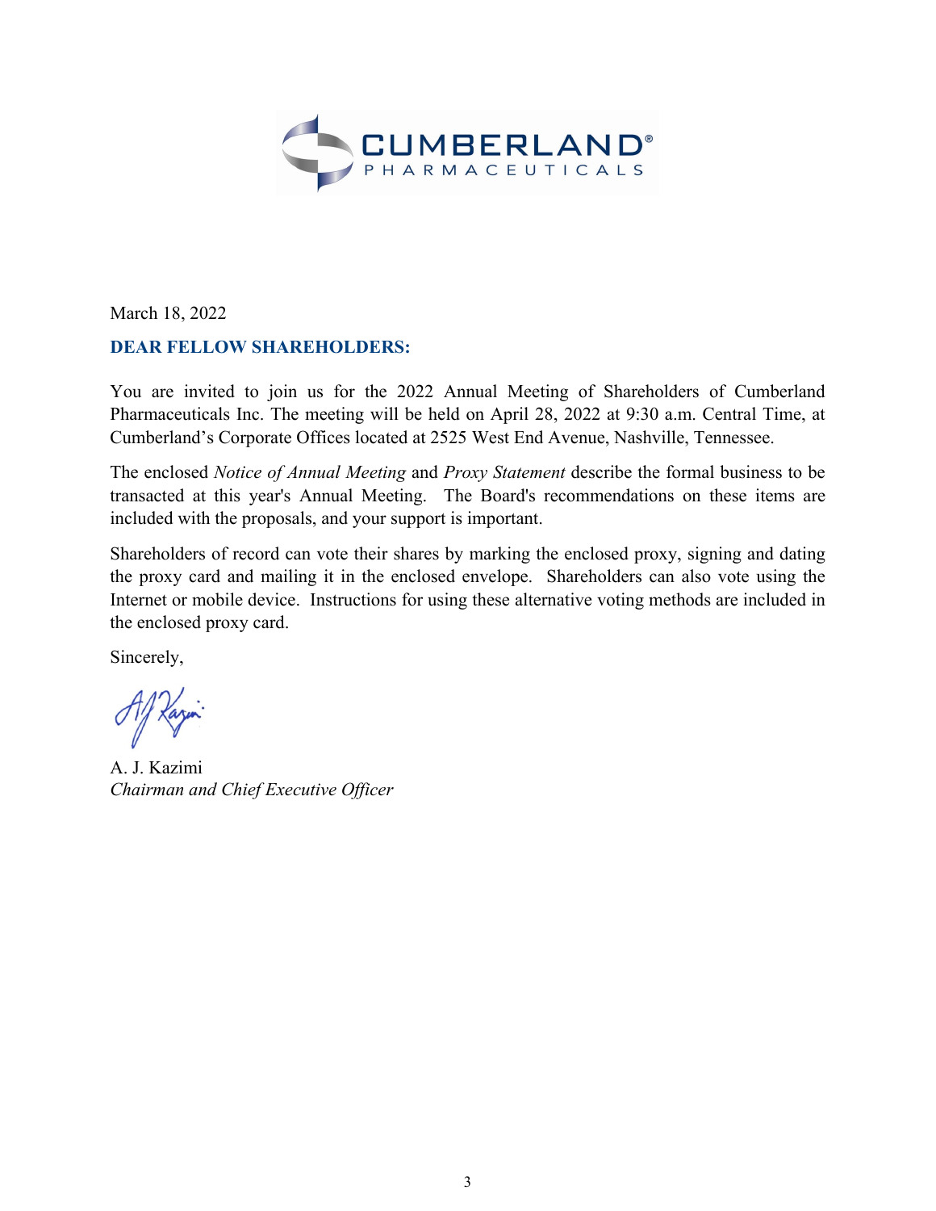March 18, 2022

**DEAR FELLOW SHAREHOLDERS:**

You are invited to join us for the 2022 Annual Meeting of Shareholders of Cumberland Pharmaceuticals Inc. The meeting will be held on April 28, 2022 at 9:30 a.m. Central Time, at Cumberland's Corporate Offices located at 2525 West End Avenue, Nashville, Tennessee.

The enclosed *Notice of Annual Meeting* and *Proxy Statement* describe the formal business to be transacted at this year's Annual Meeting. The Board's recommendations on these items are included with the proposals, and your support is important.

Shareholders of record can vote their shares by marking the enclosed proxy, signing and dating the proxy card and mailing it in the enclosed envelope. Shareholders can also vote using the Internet or mobile device. Instructions for using these alternative voting methods are included in the enclosed proxy card.

Sincerely,

A. J. Kazimi
*Chairman and Chief Executive Officer*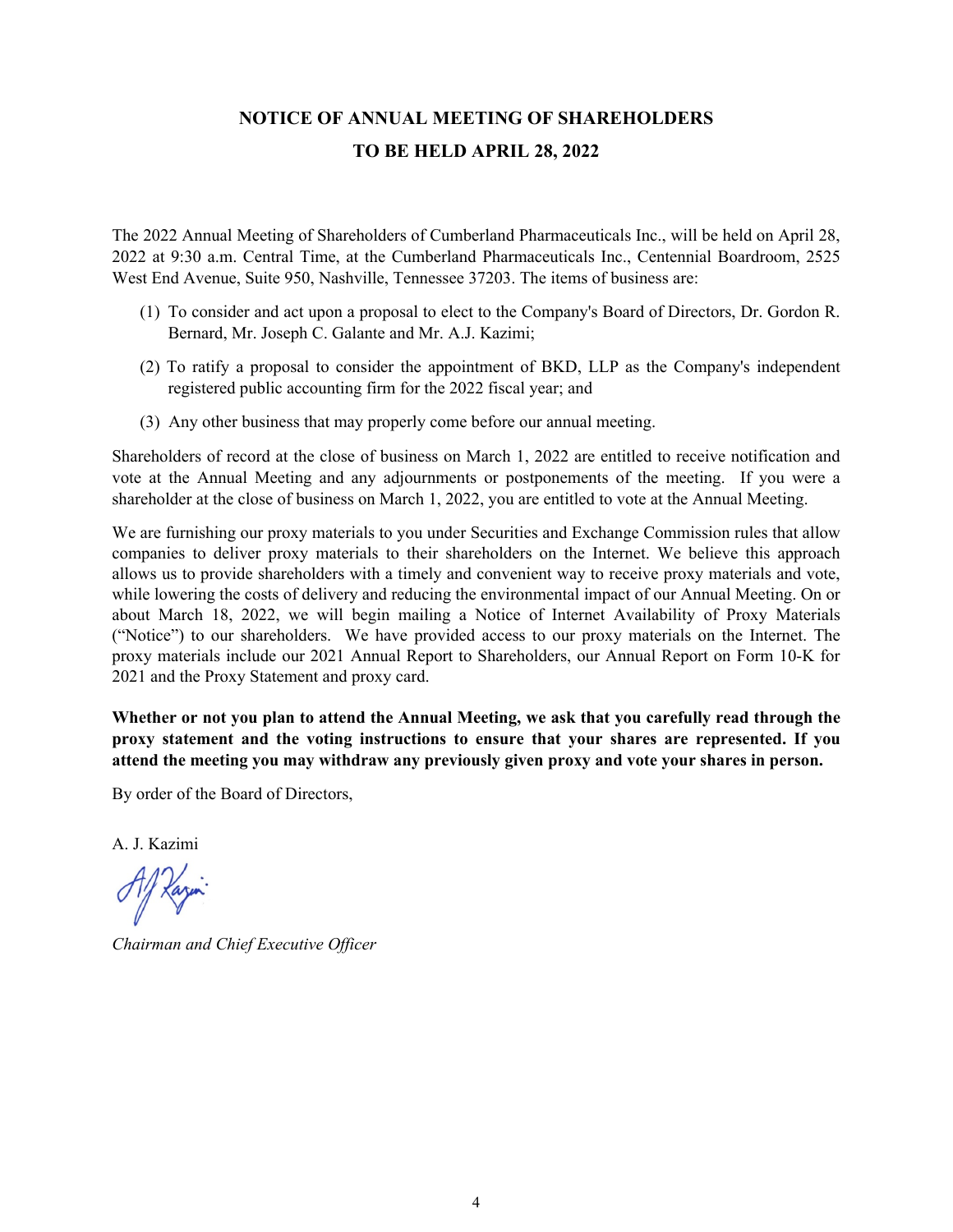# NOTICE OF ANNUAL MEETING OF SHAREHOLDERS

# TO BE HELD APRIL 28, 2022

The 2022 Annual Meeting of Shareholders of Cumberland Pharmaceuticals Inc., will be held on April 28, 2022 at 9:30 a.m. Central Time, at the Cumberland Pharmaceuticals Inc., Centennial Boardroom, 2525 West End Avenue, Suite 950, Nashville, Tennessee 37203. The items of business are:

(1) To consider and act upon a proposal to elect to the Company's Board of Directors, Dr. Gordon R. Bernard, Mr. Joseph C. Galante and Mr. A.J. Kazimi;

(2) To ratify a proposal to consider the appointment of BKD, LLP as the Company's independent registered public accounting firm for the 2022 fiscal year; and

(3) Any other business that may properly come before our annual meeting.

Shareholders of record at the close of business on March 1, 2022 are entitled to receive notification and vote at the Annual Meeting and any adjournments or postponements of the meeting. If you were a shareholder at the close of business on March 1, 2022, you are entitled to vote at the Annual Meeting.

We are furnishing our proxy materials to you under Securities and Exchange Commission rules that allow companies to deliver proxy materials to their shareholders on the Internet. We believe this approach allows us to provide shareholders with a timely and convenient way to receive proxy materials and vote, while lowering the costs of delivery and reducing the environmental impact of our Annual Meeting. On or about March 18, 2022, we will begin mailing a Notice of Internet Availability of Proxy Materials ("Notice") to our shareholders. We have provided access to our proxy materials on the Internet. The proxy materials include our 2021 Annual Report to Shareholders, our Annual Report on Form 10-K for 2021 and the Proxy Statement and proxy card.

**Whether or not you plan to attend the Annual Meeting, we ask that you carefully read through the proxy statement and the voting instructions to ensure that your shares are represented. If you attend the meeting you may withdraw any previously given proxy and vote your shares in person.**

By order of the Board of Directors,

A. J. Kazimi

*Chairman and Chief Executive Officer*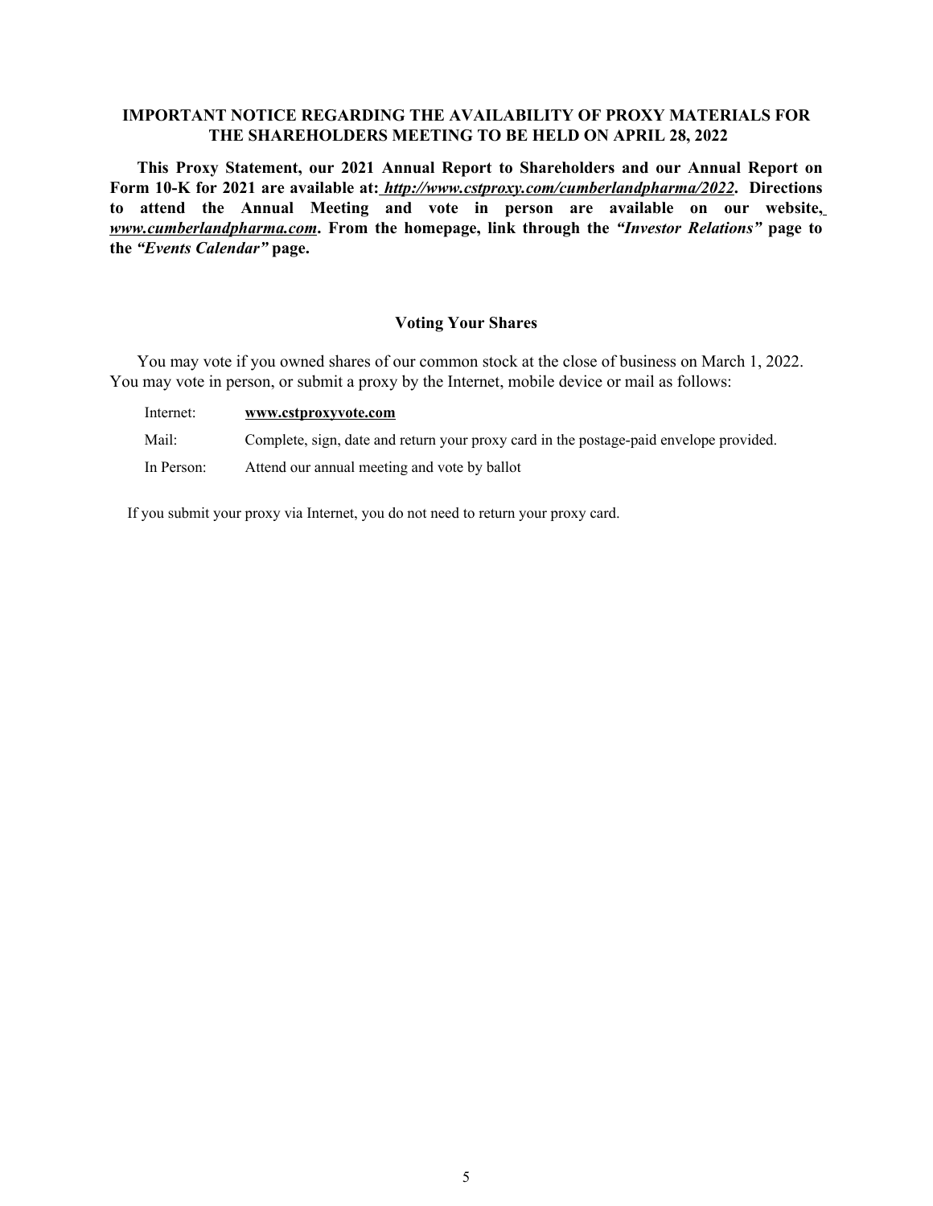## IMPORTANT NOTICE REGARDING THE AVAILABILITY OF PROXY MATERIALS FOR THE SHAREHOLDERS MEETING TO BE HELD ON APRIL 28, 2022

**This Proxy Statement, our 2021 Annual Report to Shareholders and our Annual Report on Form 10-K for 2021 are available at: *http://www.cstproxy.com/cumberlandpharma/2022*. Directions to attend the Annual Meeting and vote in person are available on our website, *www.cumberlandpharma.com*. From the homepage, link through the *"Investor Relations"* page to the *"Events Calendar"* page.**

### Voting Your Shares

You may vote if you owned shares of our common stock at the close of business on March 1, 2022. You may vote in person, or submit a proxy by the Internet, mobile device or mail as follows:

| | |
|---|---|
| Internet: | **www.cstproxyvote.com** |
| Mail: | Complete, sign, date and return your proxy card in the postage-paid envelope provided. |
| In Person: | Attend our annual meeting and vote by ballot |

If you submit your proxy via Internet, you do not need to return your proxy card.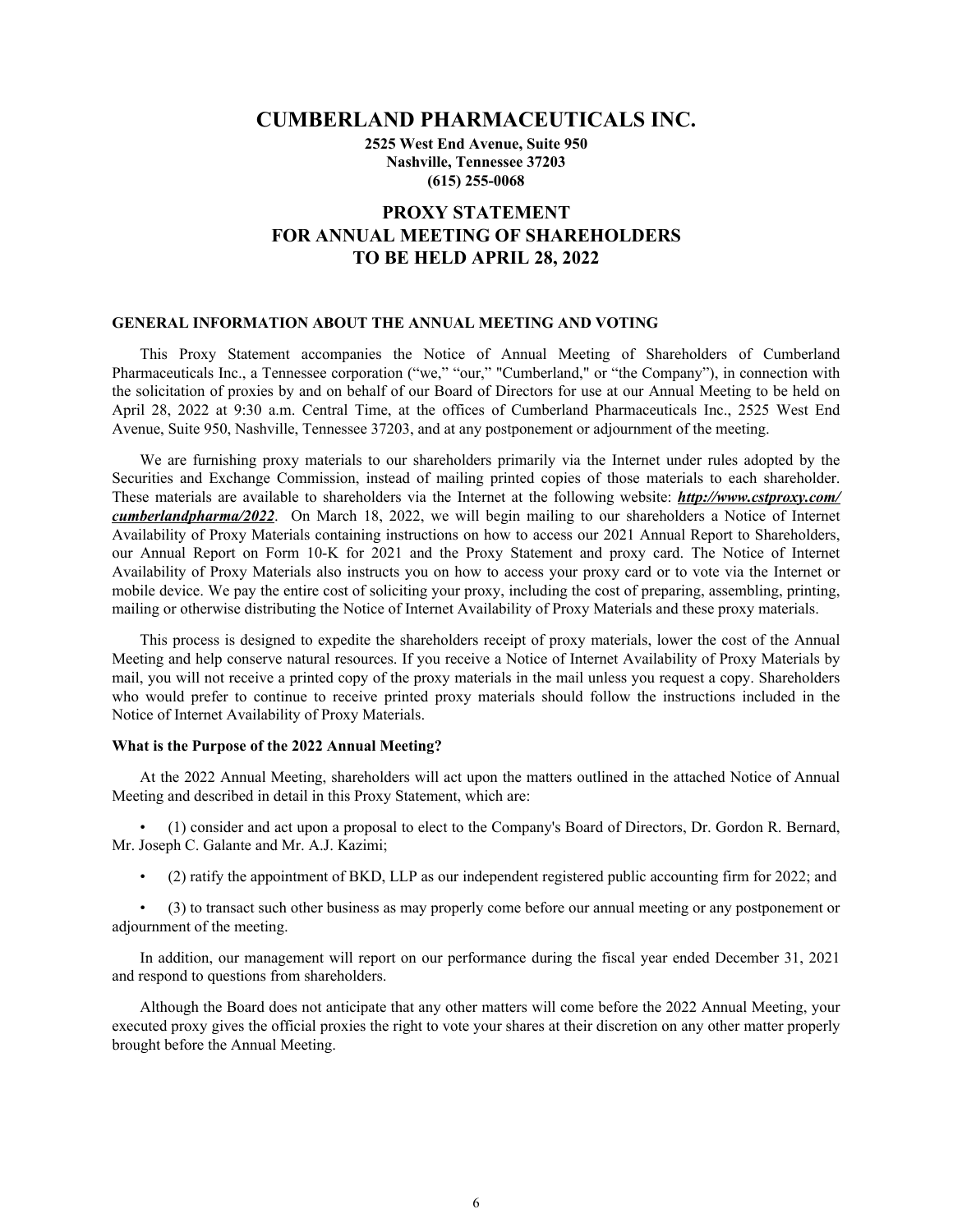# CUMBERLAND PHARMACEUTICALS INC.

**2525 West End Avenue, Suite 950**
**Nashville, Tennessee 37203**
**(615) 255-0068**

# PROXY STATEMENT
# FOR ANNUAL MEETING OF SHAREHOLDERS
# TO BE HELD APRIL 28, 2022

### GENERAL INFORMATION ABOUT THE ANNUAL MEETING AND VOTING

This Proxy Statement accompanies the Notice of Annual Meeting of Shareholders of Cumberland Pharmaceuticals Inc., a Tennessee corporation ("we," "our," "Cumberland," or "the Company"), in connection with the solicitation of proxies by and on behalf of our Board of Directors for use at our Annual Meeting to be held on April 28, 2022 at 9:30 a.m. Central Time, at the offices of Cumberland Pharmaceuticals Inc., 2525 West End Avenue, Suite 950, Nashville, Tennessee 37203, and at any postponement or adjournment of the meeting.

We are furnishing proxy materials to our shareholders primarily via the Internet under rules adopted by the Securities and Exchange Commission, instead of mailing printed copies of those materials to each shareholder. These materials are available to shareholders via the Internet at the following website: ***http://www.cstproxy.com/cumberlandpharma/2022***. On March 18, 2022, we will begin mailing to our shareholders a Notice of Internet Availability of Proxy Materials containing instructions on how to access our 2021 Annual Report to Shareholders, our Annual Report on Form 10-K for 2021 and the Proxy Statement and proxy card. The Notice of Internet Availability of Proxy Materials also instructs you on how to access your proxy card or to vote via the Internet or mobile device. We pay the entire cost of soliciting your proxy, including the cost of preparing, assembling, printing, mailing or otherwise distributing the Notice of Internet Availability of Proxy Materials and these proxy materials.

This process is designed to expedite the shareholders receipt of proxy materials, lower the cost of the Annual Meeting and help conserve natural resources. If you receive a Notice of Internet Availability of Proxy Materials by mail, you will not receive a printed copy of the proxy materials in the mail unless you request a copy. Shareholders who would prefer to continue to receive printed proxy materials should follow the instructions included in the Notice of Internet Availability of Proxy Materials.

**What is the Purpose of the 2022 Annual Meeting?**

At the 2022 Annual Meeting, shareholders will act upon the matters outlined in the attached Notice of Annual Meeting and described in detail in this Proxy Statement, which are:

- (1) consider and act upon a proposal to elect to the Company's Board of Directors, Dr. Gordon R. Bernard, Mr. Joseph C. Galante and Mr. A.J. Kazimi;
- (2) ratify the appointment of BKD, LLP as our independent registered public accounting firm for 2022; and
- (3) to transact such other business as may properly come before our annual meeting or any postponement or adjournment of the meeting.

In addition, our management will report on our performance during the fiscal year ended December 31, 2021 and respond to questions from shareholders.

Although the Board does not anticipate that any other matters will come before the 2022 Annual Meeting, your executed proxy gives the official proxies the right to vote your shares at their discretion on any other matter properly brought before the Annual Meeting.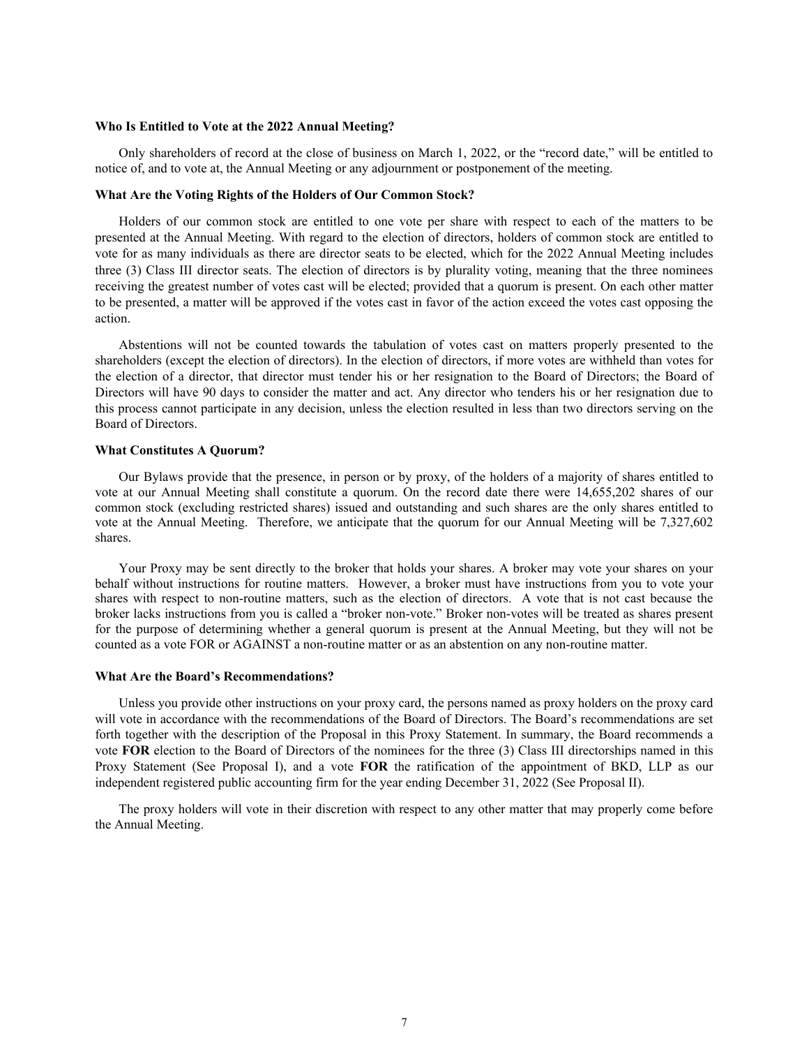**Who Is Entitled to Vote at the 2022 Annual Meeting?**

Only shareholders of record at the close of business on March 1, 2022, or the "record date," will be entitled to notice of, and to vote at, the Annual Meeting or any adjournment or postponement of the meeting.

**What Are the Voting Rights of the Holders of Our Common Stock?**

Holders of our common stock are entitled to one vote per share with respect to each of the matters to be presented at the Annual Meeting. With regard to the election of directors, holders of common stock are entitled to vote for as many individuals as there are director seats to be elected, which for the 2022 Annual Meeting includes three (3) Class III director seats. The election of directors is by plurality voting, meaning that the three nominees receiving the greatest number of votes cast will be elected; provided that a quorum is present. On each other matter to be presented, a matter will be approved if the votes cast in favor of the action exceed the votes cast opposing the action.

Abstentions will not be counted towards the tabulation of votes cast on matters properly presented to the shareholders (except the election of directors). In the election of directors, if more votes are withheld than votes for the election of a director, that director must tender his or her resignation to the Board of Directors; the Board of Directors will have 90 days to consider the matter and act. Any director who tenders his or her resignation due to this process cannot participate in any decision, unless the election resulted in less than two directors serving on the Board of Directors.

**What Constitutes A Quorum?**

Our Bylaws provide that the presence, in person or by proxy, of the holders of a majority of shares entitled to vote at our Annual Meeting shall constitute a quorum. On the record date there were 14,655,202 shares of our common stock (excluding restricted shares) issued and outstanding and such shares are the only shares entitled to vote at the Annual Meeting. Therefore, we anticipate that the quorum for our Annual Meeting will be 7,327,602 shares.

Your Proxy may be sent directly to the broker that holds your shares. A broker may vote your shares on your behalf without instructions for routine matters. However, a broker must have instructions from you to vote your shares with respect to non-routine matters, such as the election of directors. A vote that is not cast because the broker lacks instructions from you is called a "broker non-vote." Broker non-votes will be treated as shares present for the purpose of determining whether a general quorum is present at the Annual Meeting, but they will not be counted as a vote FOR or AGAINST a non-routine matter or as an abstention on any non-routine matter.

**What Are the Board's Recommendations?**

Unless you provide other instructions on your proxy card, the persons named as proxy holders on the proxy card will vote in accordance with the recommendations of the Board of Directors. The Board's recommendations are set forth together with the description of the Proposal in this Proxy Statement. In summary, the Board recommends a vote **FOR** election to the Board of Directors of the nominees for the three (3) Class III directorships named in this Proxy Statement (See Proposal I), and a vote **FOR** the ratification of the appointment of BKD, LLP as our independent registered public accounting firm for the year ending December 31, 2022 (See Proposal II).

The proxy holders will vote in their discretion with respect to any other matter that may properly come before the Annual Meeting.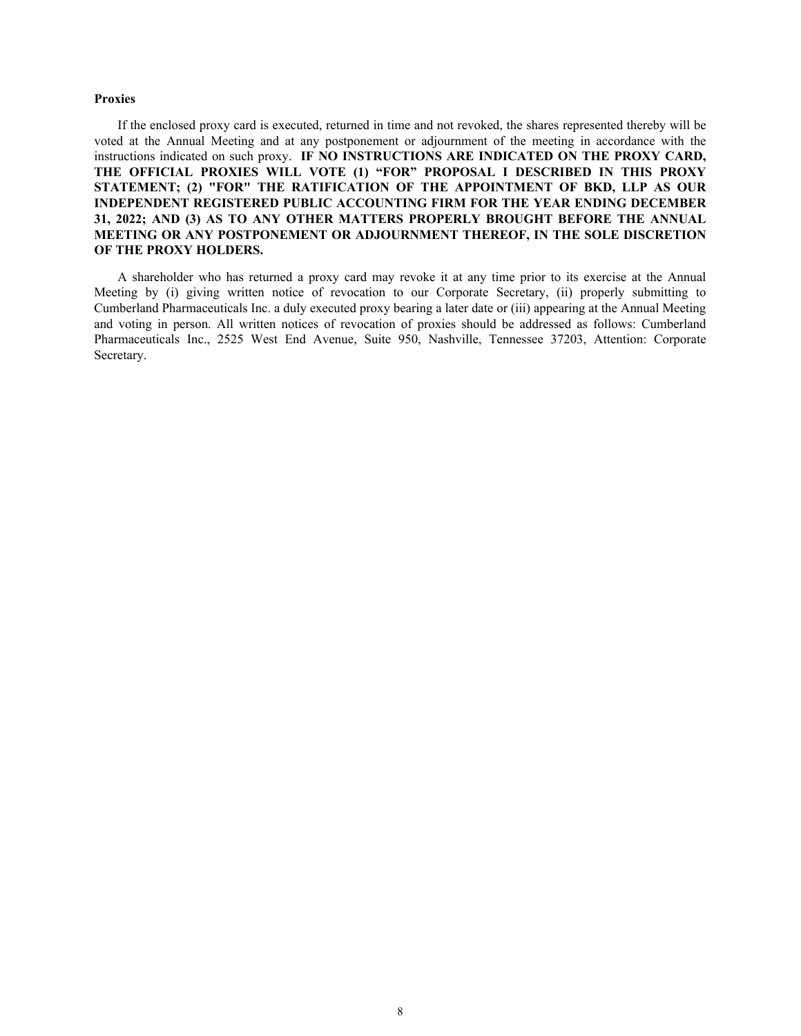**Proxies**

If the enclosed proxy card is executed, returned in time and not revoked, the shares represented thereby will be voted at the Annual Meeting and at any postponement or adjournment of the meeting in accordance with the instructions indicated on such proxy. **IF NO INSTRUCTIONS ARE INDICATED ON THE PROXY CARD, THE OFFICIAL PROXIES WILL VOTE (1) "FOR" PROPOSAL I DESCRIBED IN THIS PROXY STATEMENT; (2) "FOR" THE RATIFICATION OF THE APPOINTMENT OF BKD, LLP AS OUR INDEPENDENT REGISTERED PUBLIC ACCOUNTING FIRM FOR THE YEAR ENDING DECEMBER 31, 2022; AND (3) AS TO ANY OTHER MATTERS PROPERLY BROUGHT BEFORE THE ANNUAL MEETING OR ANY POSTPONEMENT OR ADJOURNMENT THEREOF, IN THE SOLE DISCRETION OF THE PROXY HOLDERS.**

A shareholder who has returned a proxy card may revoke it at any time prior to its exercise at the Annual Meeting by (i) giving written notice of revocation to our Corporate Secretary, (ii) properly submitting to Cumberland Pharmaceuticals Inc. a duly executed proxy bearing a later date or (iii) appearing at the Annual Meeting and voting in person. All written notices of revocation of proxies should be addressed as follows: Cumberland Pharmaceuticals Inc., 2525 West End Avenue, Suite 950, Nashville, Tennessee 37203, Attention: Corporate Secretary.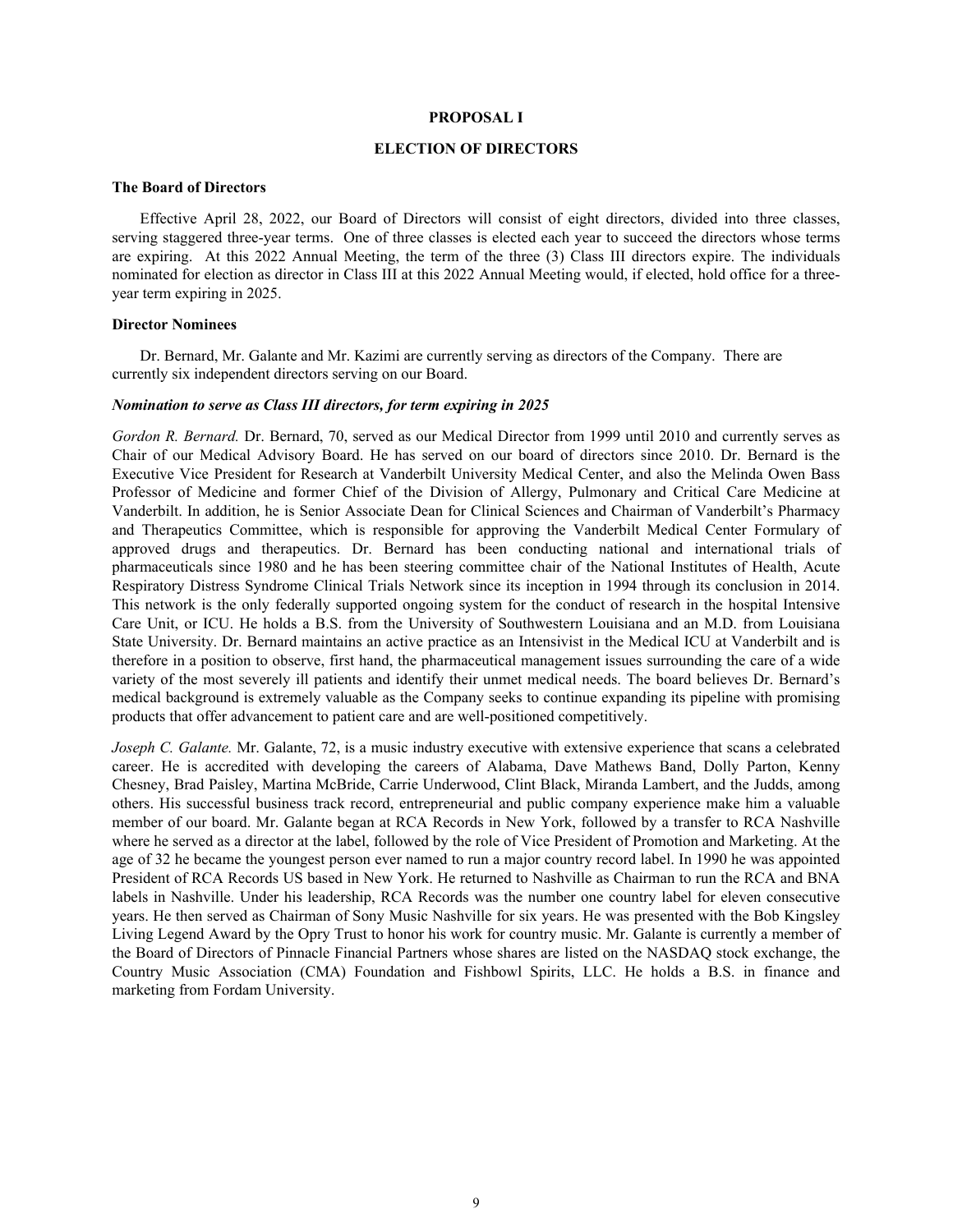## PROPOSAL I

## ELECTION OF DIRECTORS

**The Board of Directors**

Effective April 28, 2022, our Board of Directors will consist of eight directors, divided into three classes, serving staggered three-year terms. One of three classes is elected each year to succeed the directors whose terms are expiring. At this 2022 Annual Meeting, the term of the three (3) Class III directors expire. The individuals nominated for election as director in Class III at this 2022 Annual Meeting would, if elected, hold office for a three-year term expiring in 2025.

**Director Nominees**

Dr. Bernard, Mr. Galante and Mr. Kazimi are currently serving as directors of the Company. There are currently six independent directors serving on our Board.

***Nomination to serve as Class III directors, for term expiring in 2025***

*Gordon R. Bernard.* Dr. Bernard, 70, served as our Medical Director from 1999 until 2010 and currently serves as Chair of our Medical Advisory Board. He has served on our board of directors since 2010. Dr. Bernard is the Executive Vice President for Research at Vanderbilt University Medical Center, and also the Melinda Owen Bass Professor of Medicine and former Chief of the Division of Allergy, Pulmonary and Critical Care Medicine at Vanderbilt. In addition, he is Senior Associate Dean for Clinical Sciences and Chairman of Vanderbilt's Pharmacy and Therapeutics Committee, which is responsible for approving the Vanderbilt Medical Center Formulary of approved drugs and therapeutics. Dr. Bernard has been conducting national and international trials of pharmaceuticals since 1980 and he has been steering committee chair of the National Institutes of Health, Acute Respiratory Distress Syndrome Clinical Trials Network since its inception in 1994 through its conclusion in 2014. This network is the only federally supported ongoing system for the conduct of research in the hospital Intensive Care Unit, or ICU. He holds a B.S. from the University of Southwestern Louisiana and an M.D. from Louisiana State University. Dr. Bernard maintains an active practice as an Intensivist in the Medical ICU at Vanderbilt and is therefore in a position to observe, first hand, the pharmaceutical management issues surrounding the care of a wide variety of the most severely ill patients and identify their unmet medical needs. The board believes Dr. Bernard's medical background is extremely valuable as the Company seeks to continue expanding its pipeline with promising products that offer advancement to patient care and are well-positioned competitively.

*Joseph C. Galante.* Mr. Galante, 72, is a music industry executive with extensive experience that scans a celebrated career. He is accredited with developing the careers of Alabama, Dave Mathews Band, Dolly Parton, Kenny Chesney, Brad Paisley, Martina McBride, Carrie Underwood, Clint Black, Miranda Lambert, and the Judds, among others. His successful business track record, entrepreneurial and public company experience make him a valuable member of our board. Mr. Galante began at RCA Records in New York, followed by a transfer to RCA Nashville where he served as a director at the label, followed by the role of Vice President of Promotion and Marketing. At the age of 32 he became the youngest person ever named to run a major country record label. In 1990 he was appointed President of RCA Records US based in New York. He returned to Nashville as Chairman to run the RCA and BNA labels in Nashville. Under his leadership, RCA Records was the number one country label for eleven consecutive years. He then served as Chairman of Sony Music Nashville for six years. He was presented with the Bob Kingsley Living Legend Award by the Opry Trust to honor his work for country music. Mr. Galante is currently a member of the Board of Directors of Pinnacle Financial Partners whose shares are listed on the NASDAQ stock exchange, the Country Music Association (CMA) Foundation and Fishbowl Spirits, LLC. He holds a B.S. in finance and marketing from Fordam University.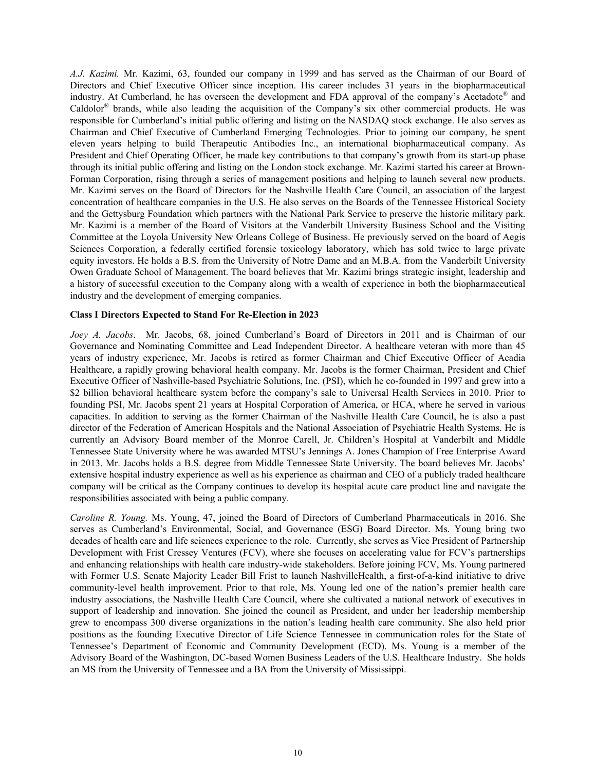*A.J. Kazimi.* Mr. Kazimi, 63, founded our company in 1999 and has served as the Chairman of our Board of Directors and Chief Executive Officer since inception. His career includes 31 years in the biopharmaceutical industry. At Cumberland, he has overseen the development and FDA approval of the company's Acetadote® and Caldolor® brands, while also leading the acquisition of the Company's six other commercial products. He was responsible for Cumberland's initial public offering and listing on the NASDAQ stock exchange. He also serves as Chairman and Chief Executive of Cumberland Emerging Technologies. Prior to joining our company, he spent eleven years helping to build Therapeutic Antibodies Inc., an international biopharmaceutical company. As President and Chief Operating Officer, he made key contributions to that company's growth from its start-up phase through its initial public offering and listing on the London stock exchange. Mr. Kazimi started his career at Brown-Forman Corporation, rising through a series of management positions and helping to launch several new products. Mr. Kazimi serves on the Board of Directors for the Nashville Health Care Council, an association of the largest concentration of healthcare companies in the U.S. He also serves on the Boards of the Tennessee Historical Society and the Gettysburg Foundation which partners with the National Park Service to preserve the historic military park. Mr. Kazimi is a member of the Board of Visitors at the Vanderbilt University Business School and the Visiting Committee at the Loyola University New Orleans College of Business. He previously served on the board of Aegis Sciences Corporation, a federally certified forensic toxicology laboratory, which has sold twice to large private equity investors. He holds a B.S. from the University of Notre Dame and an M.B.A. from the Vanderbilt University Owen Graduate School of Management. The board believes that Mr. Kazimi brings strategic insight, leadership and a history of successful execution to the Company along with a wealth of experience in both the biopharmaceutical industry and the development of emerging companies.

**Class I Directors Expected to Stand For Re-Election in 2023**

*Joey A. Jacobs*. Mr. Jacobs, 68, joined Cumberland's Board of Directors in 2011 and is Chairman of our Governance and Nominating Committee and Lead Independent Director. A healthcare veteran with more than 45 years of industry experience, Mr. Jacobs is retired as former Chairman and Chief Executive Officer of Acadia Healthcare, a rapidly growing behavioral health company. Mr. Jacobs is the former Chairman, President and Chief Executive Officer of Nashville-based Psychiatric Solutions, Inc. (PSI), which he co-founded in 1997 and grew into a $2 billion behavioral healthcare system before the company's sale to Universal Health Services in 2010. Prior to founding PSI, Mr. Jacobs spent 21 years at Hospital Corporation of America, or HCA, where he served in various capacities. In addition to serving as the former Chairman of the Nashville Health Care Council, he is also a past director of the Federation of American Hospitals and the National Association of Psychiatric Health Systems. He is currently an Advisory Board member of the Monroe Carell, Jr. Children's Hospital at Vanderbilt and Middle Tennessee State University where he was awarded MTSU's Jennings A. Jones Champion of Free Enterprise Award in 2013. Mr. Jacobs holds a B.S. degree from Middle Tennessee State University. The board believes Mr. Jacobs' extensive hospital industry experience as well as his experience as chairman and CEO of a publicly traded healthcare company will be critical as the Company continues to develop its hospital acute care product line and navigate the responsibilities associated with being a public company.

*Caroline R. Young.* Ms. Young, 47, joined the Board of Directors of Cumberland Pharmaceuticals in 2016. She serves as Cumberland's Environmental, Social, and Governance (ESG) Board Director. Ms. Young bring two decades of health care and life sciences experience to the role. Currently, she serves as Vice President of Partnership Development with Frist Cressey Ventures (FCV), where she focuses on accelerating value for FCV's partnerships and enhancing relationships with health care industry-wide stakeholders. Before joining FCV, Ms. Young partnered with Former U.S. Senate Majority Leader Bill Frist to launch NashvilleHealth, a first-of-a-kind initiative to drive community-level health improvement. Prior to that role, Ms. Young led one of the nation's premier health care industry associations, the Nashville Health Care Council, where she cultivated a national network of executives in support of leadership and innovation. She joined the council as President, and under her leadership membership grew to encompass 300 diverse organizations in the nation's leading health care community. She also held prior positions as the founding Executive Director of Life Science Tennessee in communication roles for the State of Tennessee's Department of Economic and Community Development (ECD). Ms. Young is a member of the Advisory Board of the Washington, DC-based Women Business Leaders of the U.S. Healthcare Industry. She holds an MS from the University of Tennessee and a BA from the University of Mississippi.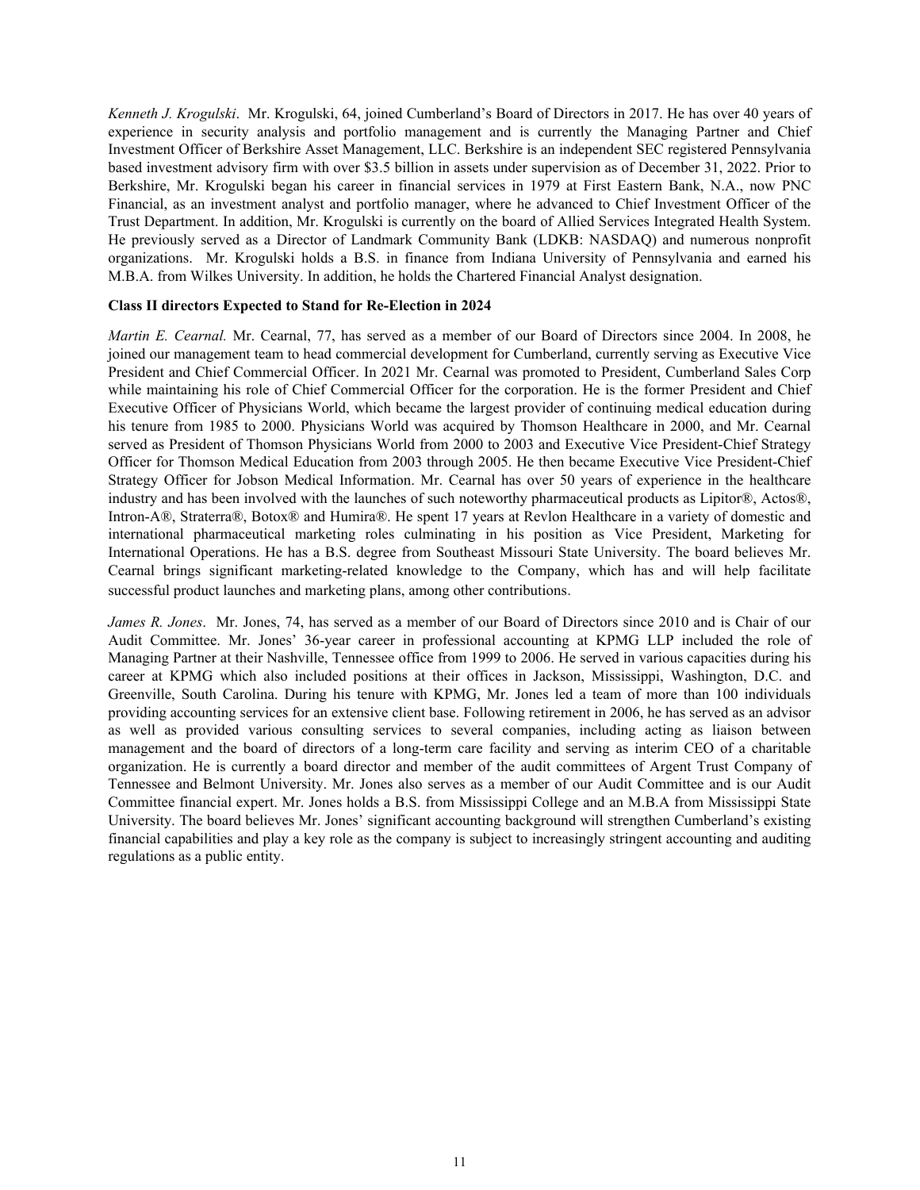*Kenneth J. Krogulski*. Mr. Krogulski, 64, joined Cumberland's Board of Directors in 2017. He has over 40 years of experience in security analysis and portfolio management and is currently the Managing Partner and Chief Investment Officer of Berkshire Asset Management, LLC. Berkshire is an independent SEC registered Pennsylvania based investment advisory firm with over $3.5 billion in assets under supervision as of December 31, 2022. Prior to Berkshire, Mr. Krogulski began his career in financial services in 1979 at First Eastern Bank, N.A., now PNC Financial, as an investment analyst and portfolio manager, where he advanced to Chief Investment Officer of the Trust Department. In addition, Mr. Krogulski is currently on the board of Allied Services Integrated Health System. He previously served as a Director of Landmark Community Bank (LDKB: NASDAQ) and numerous nonprofit organizations. Mr. Krogulski holds a B.S. in finance from Indiana University of Pennsylvania and earned his M.B.A. from Wilkes University. In addition, he holds the Chartered Financial Analyst designation.

**Class II directors Expected to Stand for Re-Election in 2024**

*Martin E. Cearnal.* Mr. Cearnal, 77, has served as a member of our Board of Directors since 2004. In 2008, he joined our management team to head commercial development for Cumberland, currently serving as Executive Vice President and Chief Commercial Officer. In 2021 Mr. Cearnal was promoted to President, Cumberland Sales Corp while maintaining his role of Chief Commercial Officer for the corporation. He is the former President and Chief Executive Officer of Physicians World, which became the largest provider of continuing medical education during his tenure from 1985 to 2000. Physicians World was acquired by Thomson Healthcare in 2000, and Mr. Cearnal served as President of Thomson Physicians World from 2000 to 2003 and Executive Vice President-Chief Strategy Officer for Thomson Medical Education from 2003 through 2005. He then became Executive Vice President-Chief Strategy Officer for Jobson Medical Information. Mr. Cearnal has over 50 years of experience in the healthcare industry and has been involved with the launches of such noteworthy pharmaceutical products as Lipitor®, Actos®, Intron-A®, Straterra®, Botox® and Humira®. He spent 17 years at Revlon Healthcare in a variety of domestic and international pharmaceutical marketing roles culminating in his position as Vice President, Marketing for International Operations. He has a B.S. degree from Southeast Missouri State University. The board believes Mr. Cearnal brings significant marketing-related knowledge to the Company, which has and will help facilitate successful product launches and marketing plans, among other contributions.

*James R. Jones*. Mr. Jones, 74, has served as a member of our Board of Directors since 2010 and is Chair of our Audit Committee. Mr. Jones' 36-year career in professional accounting at KPMG LLP included the role of Managing Partner at their Nashville, Tennessee office from 1999 to 2006. He served in various capacities during his career at KPMG which also included positions at their offices in Jackson, Mississippi, Washington, D.C. and Greenville, South Carolina. During his tenure with KPMG, Mr. Jones led a team of more than 100 individuals providing accounting services for an extensive client base. Following retirement in 2006, he has served as an advisor as well as provided various consulting services to several companies, including acting as liaison between management and the board of directors of a long-term care facility and serving as interim CEO of a charitable organization. He is currently a board director and member of the audit committees of Argent Trust Company of Tennessee and Belmont University. Mr. Jones also serves as a member of our Audit Committee and is our Audit Committee financial expert. Mr. Jones holds a B.S. from Mississippi College and an M.B.A from Mississippi State University. The board believes Mr. Jones' significant accounting background will strengthen Cumberland's existing financial capabilities and play a key role as the company is subject to increasingly stringent accounting and auditing regulations as a public entity.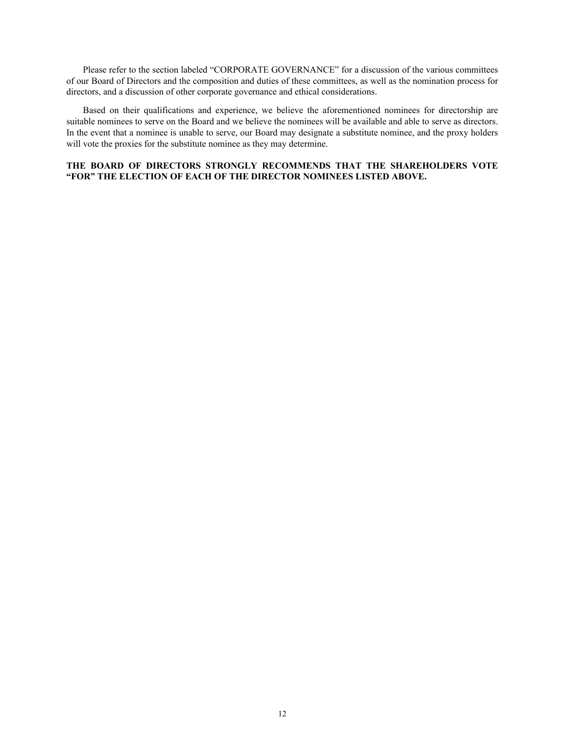Please refer to the section labeled "CORPORATE GOVERNANCE" for a discussion of the various committees of our Board of Directors and the composition and duties of these committees, as well as the nomination process for directors, and a discussion of other corporate governance and ethical considerations.

Based on their qualifications and experience, we believe the aforementioned nominees for directorship are suitable nominees to serve on the Board and we believe the nominees will be available and able to serve as directors. In the event that a nominee is unable to serve, our Board may designate a substitute nominee, and the proxy holders will vote the proxies for the substitute nominee as they may determine.

**THE BOARD OF DIRECTORS STRONGLY RECOMMENDS THAT THE SHAREHOLDERS VOTE "FOR" THE ELECTION OF EACH OF THE DIRECTOR NOMINEES LISTED ABOVE.**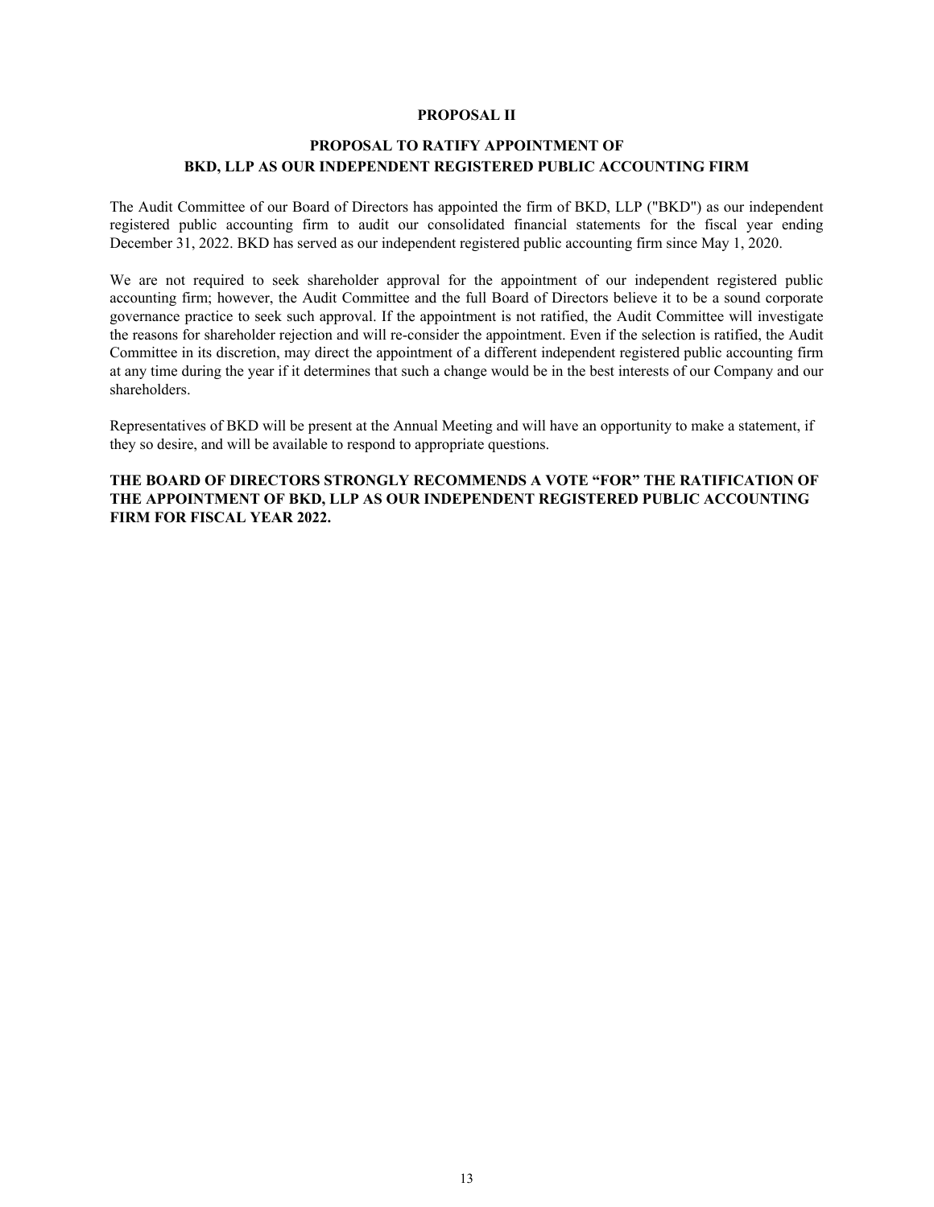# PROPOSAL II

## PROPOSAL TO RATIFY APPOINTMENT OF BKD, LLP AS OUR INDEPENDENT REGISTERED PUBLIC ACCOUNTING FIRM

The Audit Committee of our Board of Directors has appointed the firm of BKD, LLP ("BKD") as our independent registered public accounting firm to audit our consolidated financial statements for the fiscal year ending December 31, 2022. BKD has served as our independent registered public accounting firm since May 1, 2020.

We are not required to seek shareholder approval for the appointment of our independent registered public accounting firm; however, the Audit Committee and the full Board of Directors believe it to be a sound corporate governance practice to seek such approval. If the appointment is not ratified, the Audit Committee will investigate the reasons for shareholder rejection and will re-consider the appointment. Even if the selection is ratified, the Audit Committee in its discretion, may direct the appointment of a different independent registered public accounting firm at any time during the year if it determines that such a change would be in the best interests of our Company and our shareholders.

Representatives of BKD will be present at the Annual Meeting and will have an opportunity to make a statement, if they so desire, and will be available to respond to appropriate questions.

**THE BOARD OF DIRECTORS STRONGLY RECOMMENDS A VOTE "FOR" THE RATIFICATION OF THE APPOINTMENT OF BKD, LLP AS OUR INDEPENDENT REGISTERED PUBLIC ACCOUNTING FIRM FOR FISCAL YEAR 2022.**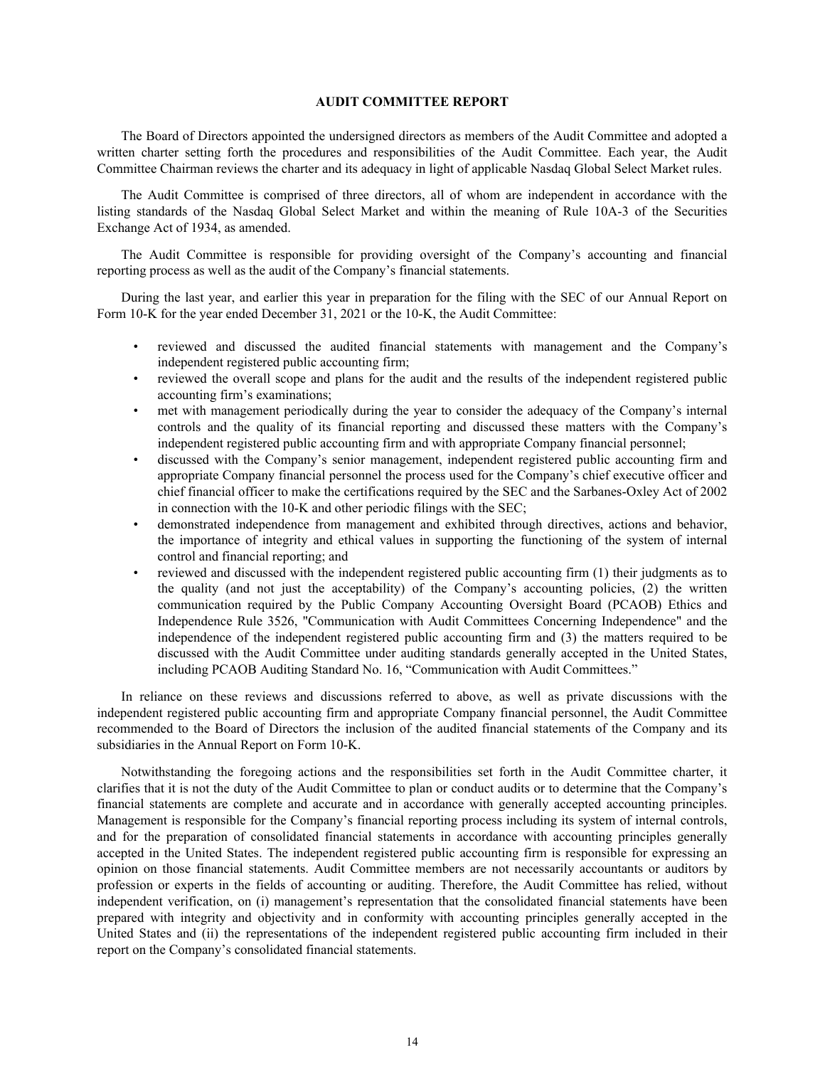## AUDIT COMMITTEE REPORT

The Board of Directors appointed the undersigned directors as members of the Audit Committee and adopted a written charter setting forth the procedures and responsibilities of the Audit Committee. Each year, the Audit Committee Chairman reviews the charter and its adequacy in light of applicable Nasdaq Global Select Market rules.

The Audit Committee is comprised of three directors, all of whom are independent in accordance with the listing standards of the Nasdaq Global Select Market and within the meaning of Rule 10A-3 of the Securities Exchange Act of 1934, as amended.

The Audit Committee is responsible for providing oversight of the Company's accounting and financial reporting process as well as the audit of the Company's financial statements.

During the last year, and earlier this year in preparation for the filing with the SEC of our Annual Report on Form 10-K for the year ended December 31, 2021 or the 10-K, the Audit Committee:

- reviewed and discussed the audited financial statements with management and the Company's independent registered public accounting firm;
- reviewed the overall scope and plans for the audit and the results of the independent registered public accounting firm's examinations;
- met with management periodically during the year to consider the adequacy of the Company's internal controls and the quality of its financial reporting and discussed these matters with the Company's independent registered public accounting firm and with appropriate Company financial personnel;
- discussed with the Company's senior management, independent registered public accounting firm and appropriate Company financial personnel the process used for the Company's chief executive officer and chief financial officer to make the certifications required by the SEC and the Sarbanes-Oxley Act of 2002 in connection with the 10-K and other periodic filings with the SEC;
- demonstrated independence from management and exhibited through directives, actions and behavior, the importance of integrity and ethical values in supporting the functioning of the system of internal control and financial reporting; and
- reviewed and discussed with the independent registered public accounting firm (1) their judgments as to the quality (and not just the acceptability) of the Company's accounting policies, (2) the written communication required by the Public Company Accounting Oversight Board (PCAOB) Ethics and Independence Rule 3526, "Communication with Audit Committees Concerning Independence" and the independence of the independent registered public accounting firm and (3) the matters required to be discussed with the Audit Committee under auditing standards generally accepted in the United States, including PCAOB Auditing Standard No. 16, "Communication with Audit Committees."

In reliance on these reviews and discussions referred to above, as well as private discussions with the independent registered public accounting firm and appropriate Company financial personnel, the Audit Committee recommended to the Board of Directors the inclusion of the audited financial statements of the Company and its subsidiaries in the Annual Report on Form 10-K.

Notwithstanding the foregoing actions and the responsibilities set forth in the Audit Committee charter, it clarifies that it is not the duty of the Audit Committee to plan or conduct audits or to determine that the Company's financial statements are complete and accurate and in accordance with generally accepted accounting principles. Management is responsible for the Company's financial reporting process including its system of internal controls, and for the preparation of consolidated financial statements in accordance with accounting principles generally accepted in the United States. The independent registered public accounting firm is responsible for expressing an opinion on those financial statements. Audit Committee members are not necessarily accountants or auditors by profession or experts in the fields of accounting or auditing. Therefore, the Audit Committee has relied, without independent verification, on (i) management's representation that the consolidated financial statements have been prepared with integrity and objectivity and in conformity with accounting principles generally accepted in the United States and (ii) the representations of the independent registered public accounting firm included in their report on the Company's consolidated financial statements.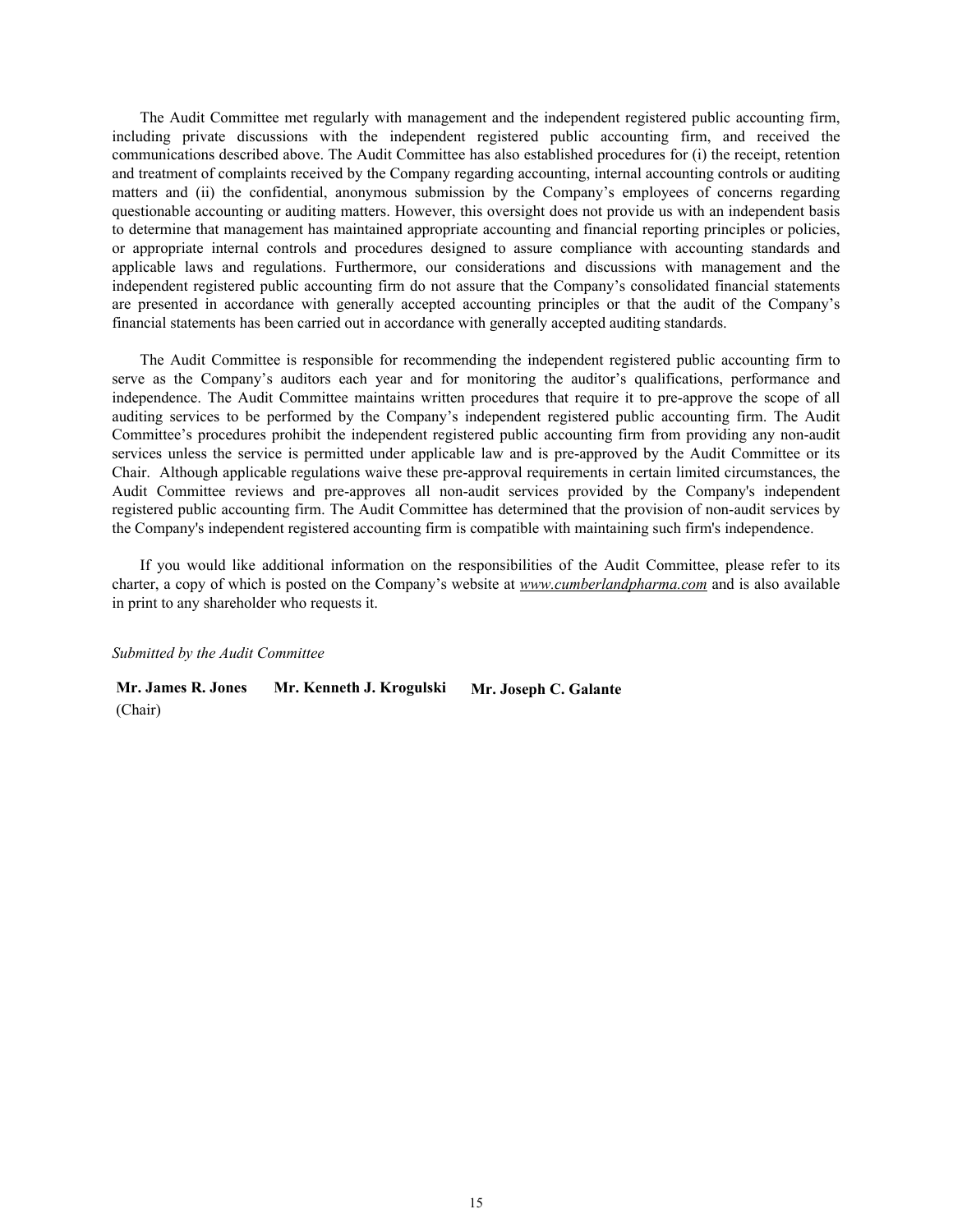The Audit Committee met regularly with management and the independent registered public accounting firm, including private discussions with the independent registered public accounting firm, and received the communications described above. The Audit Committee has also established procedures for (i) the receipt, retention and treatment of complaints received by the Company regarding accounting, internal accounting controls or auditing matters and (ii) the confidential, anonymous submission by the Company's employees of concerns regarding questionable accounting or auditing matters. However, this oversight does not provide us with an independent basis to determine that management has maintained appropriate accounting and financial reporting principles or policies, or appropriate internal controls and procedures designed to assure compliance with accounting standards and applicable laws and regulations. Furthermore, our considerations and discussions with management and the independent registered public accounting firm do not assure that the Company's consolidated financial statements are presented in accordance with generally accepted accounting principles or that the audit of the Company's financial statements has been carried out in accordance with generally accepted auditing standards.

The Audit Committee is responsible for recommending the independent registered public accounting firm to serve as the Company's auditors each year and for monitoring the auditor's qualifications, performance and independence. The Audit Committee maintains written procedures that require it to pre-approve the scope of all auditing services to be performed by the Company's independent registered public accounting firm. The Audit Committee's procedures prohibit the independent registered public accounting firm from providing any non-audit services unless the service is permitted under applicable law and is pre-approved by the Audit Committee or its Chair. Although applicable regulations waive these pre-approval requirements in certain limited circumstances, the Audit Committee reviews and pre-approves all non-audit services provided by the Company's independent registered public accounting firm. The Audit Committee has determined that the provision of non-audit services by the Company's independent registered accounting firm is compatible with maintaining such firm's independence.

If you would like additional information on the responsibilities of the Audit Committee, please refer to its charter, a copy of which is posted on the Company's website at *www.cumberlandpharma.com* and is also available in print to any shareholder who requests it.

*Submitted by the Audit Committee*

**Mr. James R. Jones** (Chair) **Mr. Kenneth J. Krogulski** **Mr. Joseph C. Galante**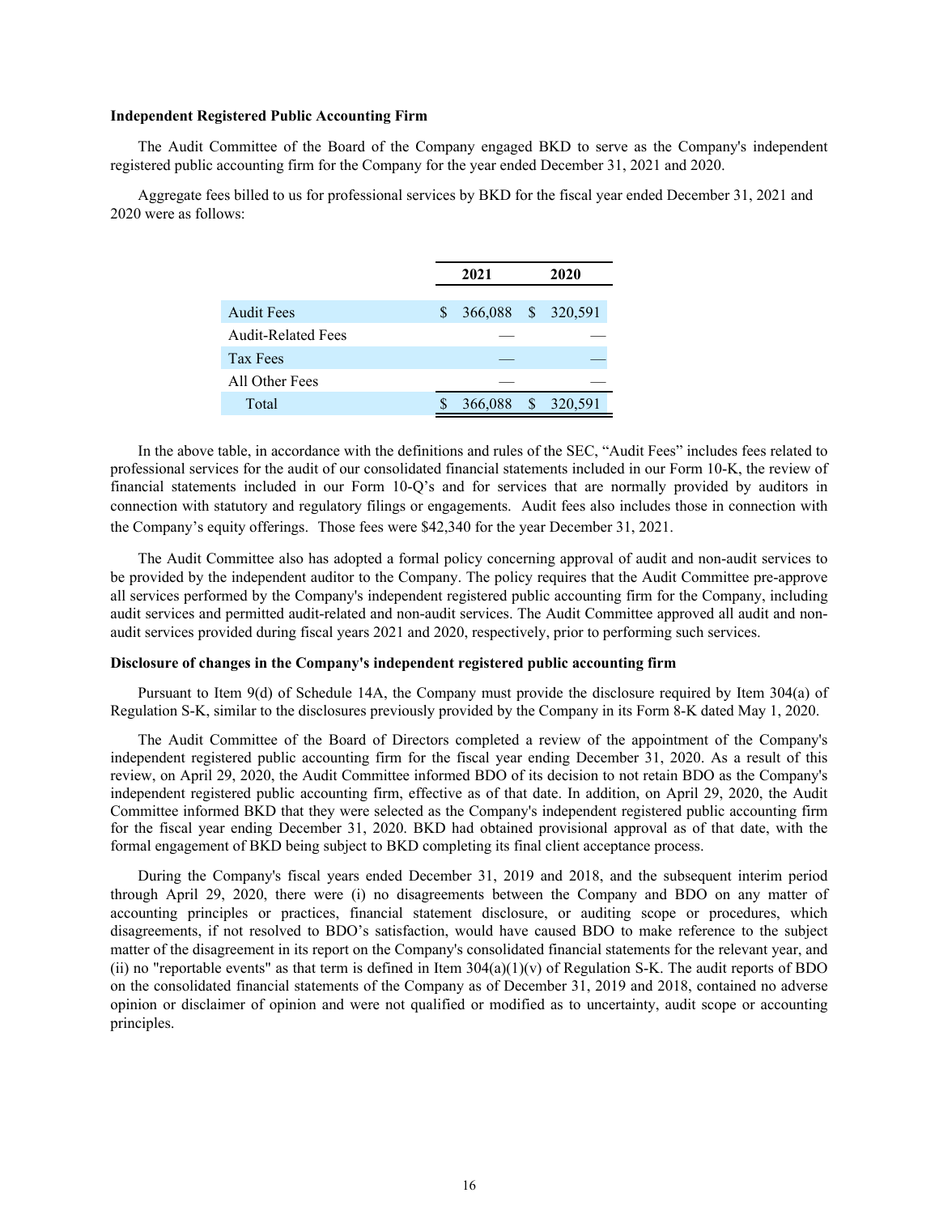**Independent Registered Public Accounting Firm**

The Audit Committee of the Board of the Company engaged BKD to serve as the Company's independent registered public accounting firm for the Company for the year ended December 31, 2021 and 2020.

Aggregate fees billed to us for professional services by BKD for the fiscal year ended December 31, 2021 and 2020 were as follows:

| | 2021 | 2020 |
|---|---|---|
| Audit Fees | $ 366,088 | $ 320,591 |
| Audit-Related Fees | — | — |
| Tax Fees | — | — |
| All Other Fees | — | — |
| Total | $ 366,088 | $ 320,591 |

In the above table, in accordance with the definitions and rules of the SEC, "Audit Fees" includes fees related to professional services for the audit of our consolidated financial statements included in our Form 10-K, the review of financial statements included in our Form 10-Q's and for services that are normally provided by auditors in connection with statutory and regulatory filings or engagements. Audit fees also includes those in connection with the Company's equity offerings. Those fees were $42,340 for the year December 31, 2021.

The Audit Committee also has adopted a formal policy concerning approval of audit and non-audit services to be provided by the independent auditor to the Company. The policy requires that the Audit Committee pre-approve all services performed by the Company's independent registered public accounting firm for the Company, including audit services and permitted audit-related and non-audit services. The Audit Committee approved all audit and non-audit services provided during fiscal years 2021 and 2020, respectively, prior to performing such services.

**Disclosure of changes in the Company's independent registered public accounting firm**

Pursuant to Item 9(d) of Schedule 14A, the Company must provide the disclosure required by Item 304(a) of Regulation S-K, similar to the disclosures previously provided by the Company in its Form 8-K dated May 1, 2020.

The Audit Committee of the Board of Directors completed a review of the appointment of the Company's independent registered public accounting firm for the fiscal year ending December 31, 2020. As a result of this review, on April 29, 2020, the Audit Committee informed BDO of its decision to not retain BDO as the Company's independent registered public accounting firm, effective as of that date. In addition, on April 29, 2020, the Audit Committee informed BKD that they were selected as the Company's independent registered public accounting firm for the fiscal year ending December 31, 2020. BKD had obtained provisional approval as of that date, with the formal engagement of BKD being subject to BKD completing its final client acceptance process.

During the Company's fiscal years ended December 31, 2019 and 2018, and the subsequent interim period through April 29, 2020, there were (i) no disagreements between the Company and BDO on any matter of accounting principles or practices, financial statement disclosure, or auditing scope or procedures, which disagreements, if not resolved to BDO's satisfaction, would have caused BDO to make reference to the subject matter of the disagreement in its report on the Company's consolidated financial statements for the relevant year, and (ii) no "reportable events" as that term is defined in Item 304(a)(1)(v) of Regulation S-K. The audit reports of BDO on the consolidated financial statements of the Company as of December 31, 2019 and 2018, contained no adverse opinion or disclaimer of opinion and were not qualified or modified as to uncertainty, audit scope or accounting principles.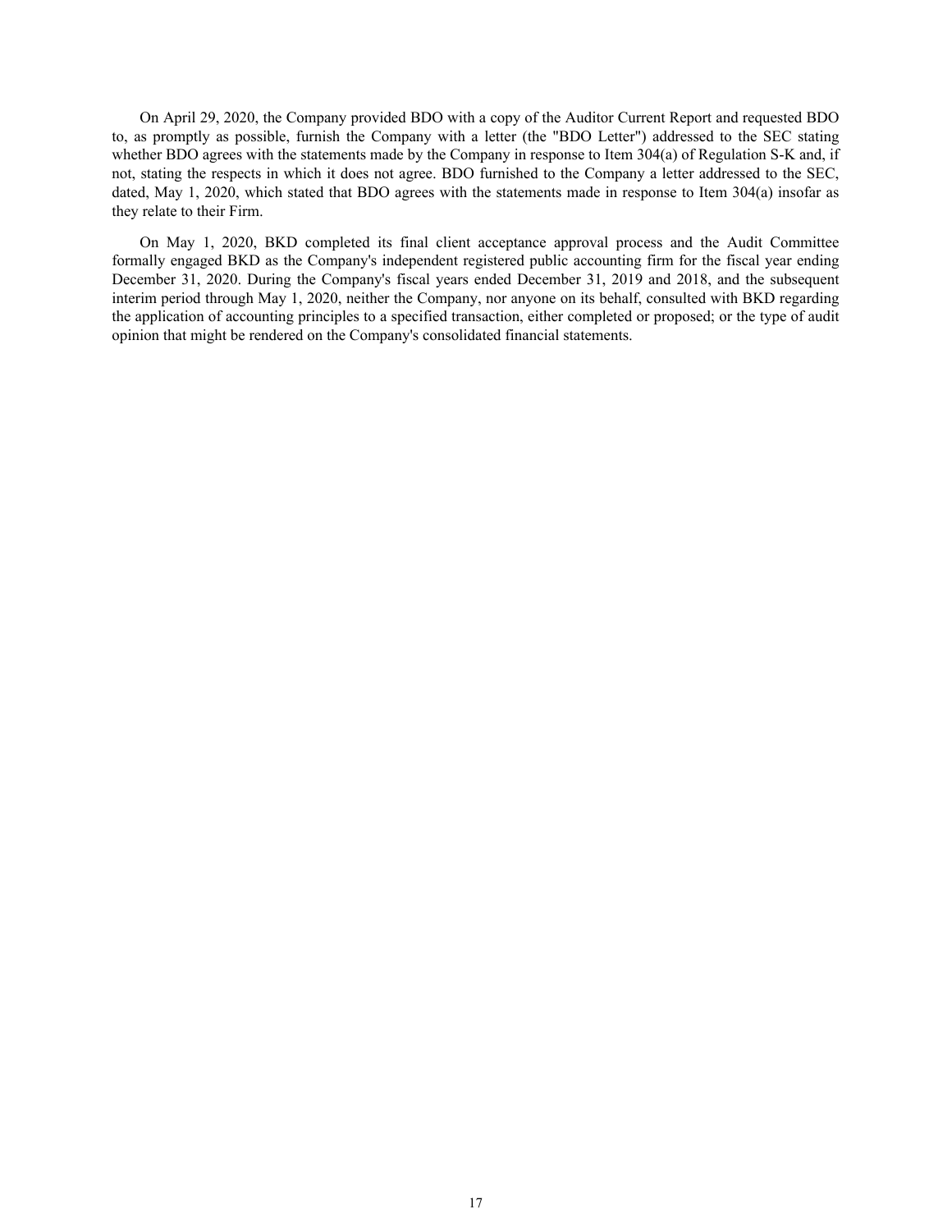On April 29, 2020, the Company provided BDO with a copy of the Auditor Current Report and requested BDO to, as promptly as possible, furnish the Company with a letter (the "BDO Letter") addressed to the SEC stating whether BDO agrees with the statements made by the Company in response to Item 304(a) of Regulation S-K and, if not, stating the respects in which it does not agree. BDO furnished to the Company a letter addressed to the SEC, dated, May 1, 2020, which stated that BDO agrees with the statements made in response to Item 304(a) insofar as they relate to their Firm.

On May 1, 2020, BKD completed its final client acceptance approval process and the Audit Committee formally engaged BKD as the Company's independent registered public accounting firm for the fiscal year ending December 31, 2020. During the Company's fiscal years ended December 31, 2019 and 2018, and the subsequent interim period through May 1, 2020, neither the Company, nor anyone on its behalf, consulted with BKD regarding the application of accounting principles to a specified transaction, either completed or proposed; or the type of audit opinion that might be rendered on the Company's consolidated financial statements.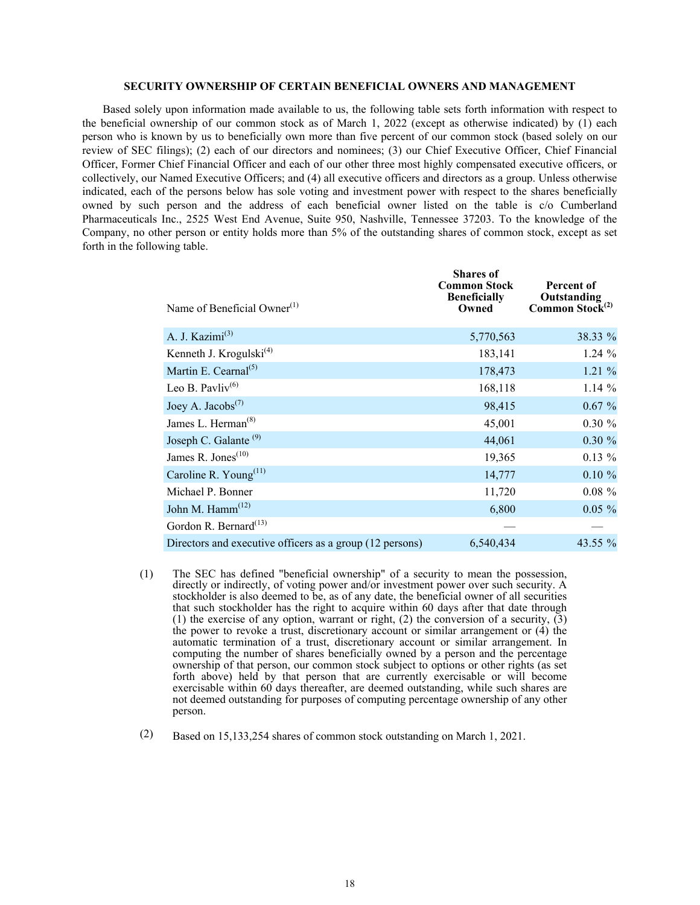## SECURITY OWNERSHIP OF CERTAIN BENEFICIAL OWNERS AND MANAGEMENT

Based solely upon information made available to us, the following table sets forth information with respect to the beneficial ownership of our common stock as of March 1, 2022 (except as otherwise indicated) by (1) each person who is known by us to beneficially own more than five percent of our common stock (based solely on our review of SEC filings); (2) each of our directors and nominees; (3) our Chief Executive Officer, Chief Financial Officer, Former Chief Financial Officer and each of our other three most highly compensated executive officers, or collectively, our Named Executive Officers; and (4) all executive officers and directors as a group. Unless otherwise indicated, each of the persons below has sole voting and investment power with respect to the shares beneficially owned by such person and the address of each beneficial owner listed on the table is c/o Cumberland Pharmaceuticals Inc., 2525 West End Avenue, Suite 950, Nashville, Tennessee 37203. To the knowledge of the Company, no other person or entity holds more than 5% of the outstanding shares of common stock, except as set forth in the following table.

| Name of Beneficial Owner[1] | Shares of Common Stock Beneficially Owned | Percent of Outstanding Common Stock[2] |
|---|---|---|
| A. J. Kazimi[3] | 5,770,563 | 38.33 % |
| Kenneth J. Krogulski[4] | 183,141 | 1.24 % |
| Martin E. Cearnal[5] | 178,473 | 1.21 % |
| Leo B. Pavliv[6] | 168,118 | 1.14 % |
| Joey A. Jacobs[7] | 98,415 | 0.67 % |
| James L. Herman[8] | 45,001 | 0.30 % |
| Joseph C. Galante [9] | 44,061 | 0.30 % |
| James R. Jones[10] | 19,365 | 0.13 % |
| Caroline R. Young[11] | 14,777 | 0.10 % |
| Michael P. Bonner | 11,720 | 0.08 % |
| John M. Hamm[12] | 6,800 | 0.05 % |
| Gordon R. Bernard[13] | — | — |
| Directors and executive officers as a group (12 persons) | 6,540,434 | 43.55 % |

(1) The SEC has defined "beneficial ownership" of a security to mean the possession, directly or indirectly, of voting power and/or investment power over such security. A stockholder is also deemed to be, as of any date, the beneficial owner of all securities that such stockholder has the right to acquire within 60 days after that date through (1) the exercise of any option, warrant or right, (2) the conversion of a security, (3) the power to revoke a trust, discretionary account or similar arrangement or (4) the automatic termination of a trust, discretionary account or similar arrangement. In computing the number of shares beneficially owned by a person and the percentage ownership of that person, our common stock subject to options or other rights (as set forth above) held by that person that are currently exercisable or will become exercisable within 60 days thereafter, are deemed outstanding, while such shares are not deemed outstanding for purposes of computing percentage ownership of any other person.

(2) Based on 15,133,254 shares of common stock outstanding on March 1, 2021.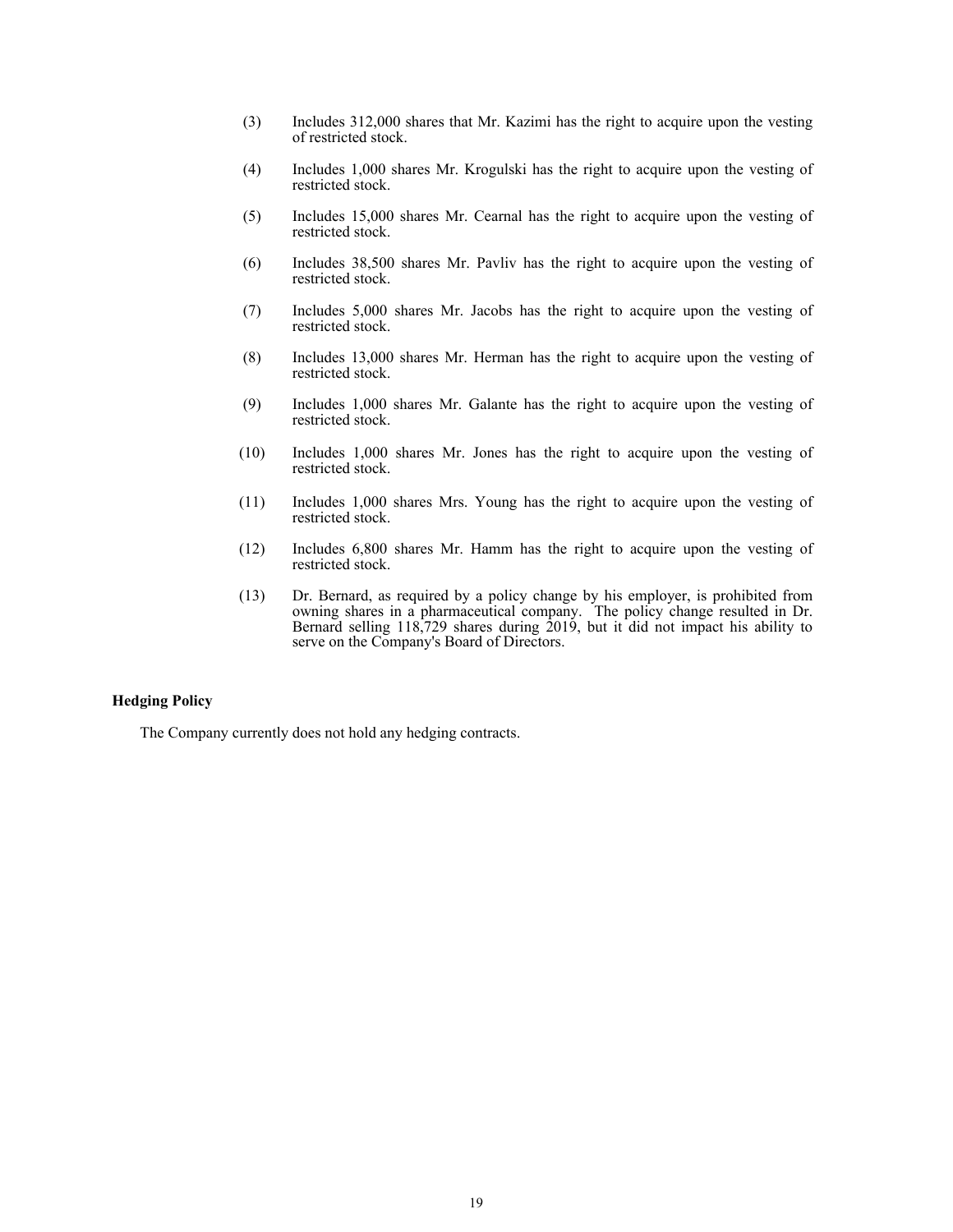(3) Includes 312,000 shares that Mr. Kazimi has the right to acquire upon the vesting of restricted stock.

(4) Includes 1,000 shares Mr. Krogulski has the right to acquire upon the vesting of restricted stock.

(5) Includes 15,000 shares Mr. Cearnal has the right to acquire upon the vesting of restricted stock.

(6) Includes 38,500 shares Mr. Pavliv has the right to acquire upon the vesting of restricted stock.

(7) Includes 5,000 shares Mr. Jacobs has the right to acquire upon the vesting of restricted stock.

(8) Includes 13,000 shares Mr. Herman has the right to acquire upon the vesting of restricted stock.

(9) Includes 1,000 shares Mr. Galante has the right to acquire upon the vesting of restricted stock.

(10) Includes 1,000 shares Mr. Jones has the right to acquire upon the vesting of restricted stock.

(11) Includes 1,000 shares Mrs. Young has the right to acquire upon the vesting of restricted stock.

(12) Includes 6,800 shares Mr. Hamm has the right to acquire upon the vesting of restricted stock.

(13) Dr. Bernard, as required by a policy change by his employer, is prohibited from owning shares in a pharmaceutical company. The policy change resulted in Dr. Bernard selling 118,729 shares during 2019, but it did not impact his ability to serve on the Company's Board of Directors.

**Hedging Policy**

The Company currently does not hold any hedging contracts.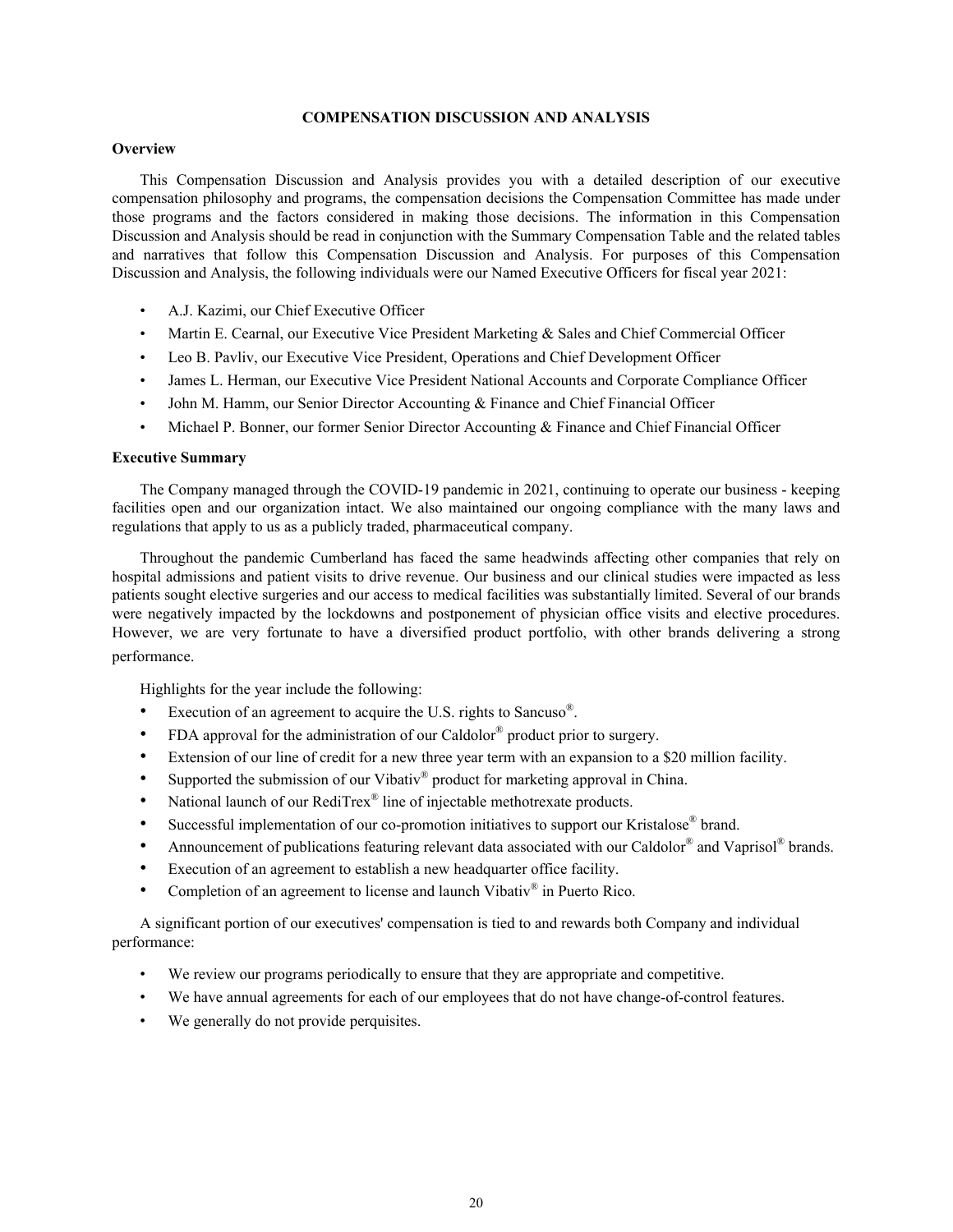## COMPENSATION DISCUSSION AND ANALYSIS

### Overview

This Compensation Discussion and Analysis provides you with a detailed description of our executive compensation philosophy and programs, the compensation decisions the Compensation Committee has made under those programs and the factors considered in making those decisions. The information in this Compensation Discussion and Analysis should be read in conjunction with the Summary Compensation Table and the related tables and narratives that follow this Compensation Discussion and Analysis. For purposes of this Compensation Discussion and Analysis, the following individuals were our Named Executive Officers for fiscal year 2021:

- A.J. Kazimi, our Chief Executive Officer
- Martin E. Cearnal, our Executive Vice President Marketing & Sales and Chief Commercial Officer
- Leo B. Pavliv, our Executive Vice President, Operations and Chief Development Officer
- James L. Herman, our Executive Vice President National Accounts and Corporate Compliance Officer
- John M. Hamm, our Senior Director Accounting & Finance and Chief Financial Officer
- Michael P. Bonner, our former Senior Director Accounting & Finance and Chief Financial Officer

### Executive Summary

The Company managed through the COVID-19 pandemic in 2021, continuing to operate our business - keeping facilities open and our organization intact. We also maintained our ongoing compliance with the many laws and regulations that apply to us as a publicly traded, pharmaceutical company.

Throughout the pandemic Cumberland has faced the same headwinds affecting other companies that rely on hospital admissions and patient visits to drive revenue. Our business and our clinical studies were impacted as less patients sought elective surgeries and our access to medical facilities was substantially limited. Several of our brands were negatively impacted by the lockdowns and postponement of physician office visits and elective procedures. However, we are very fortunate to have a diversified product portfolio, with other brands delivering a strong performance.

Highlights for the year include the following:

- Execution of an agreement to acquire the U.S. rights to Sancuso®.
- FDA approval for the administration of our Caldolor® product prior to surgery.
- Extension of our line of credit for a new three year term with an expansion to a $20 million facility.
- Supported the submission of our Vibativ® product for marketing approval in China.
- National launch of our RediTrex® line of injectable methotrexate products.
- Successful implementation of our co-promotion initiatives to support our Kristalose® brand.
- Announcement of publications featuring relevant data associated with our Caldolor® and Vaprisol® brands.
- Execution of an agreement to establish a new headquarter office facility.
- Completion of an agreement to license and launch Vibativ® in Puerto Rico.

A significant portion of our executives' compensation is tied to and rewards both Company and individual performance:

- We review our programs periodically to ensure that they are appropriate and competitive.
- We have annual agreements for each of our employees that do not have change-of-control features.
- We generally do not provide perquisites.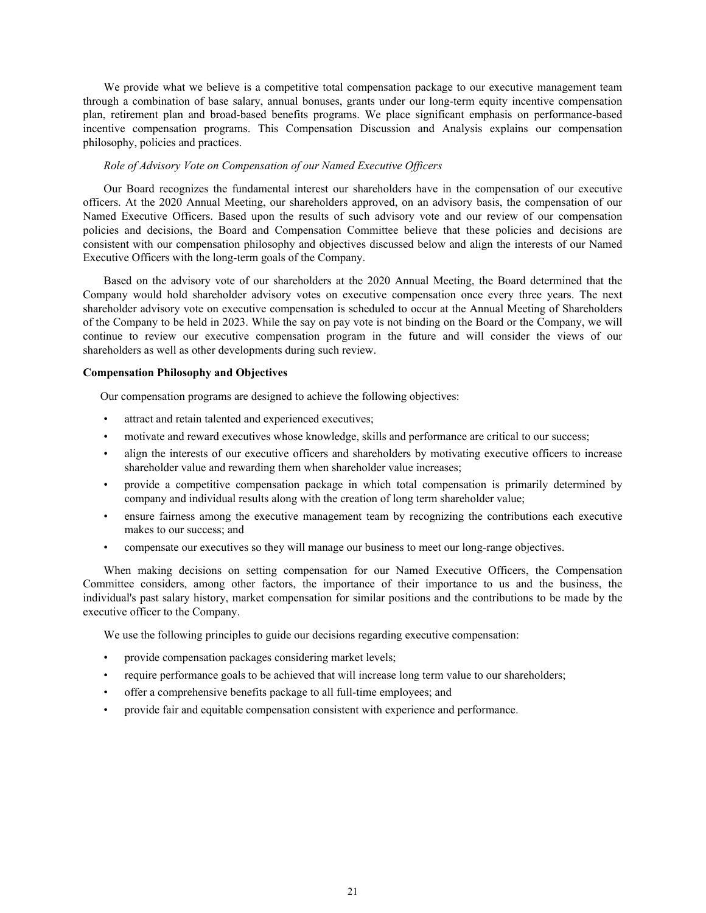We provide what we believe is a competitive total compensation package to our executive management team through a combination of base salary, annual bonuses, grants under our long-term equity incentive compensation plan, retirement plan and broad-based benefits programs. We place significant emphasis on performance-based incentive compensation programs. This Compensation Discussion and Analysis explains our compensation philosophy, policies and practices.

*Role of Advisory Vote on Compensation of our Named Executive Officers*

Our Board recognizes the fundamental interest our shareholders have in the compensation of our executive officers. At the 2020 Annual Meeting, our shareholders approved, on an advisory basis, the compensation of our Named Executive Officers. Based upon the results of such advisory vote and our review of our compensation policies and decisions, the Board and Compensation Committee believe that these policies and decisions are consistent with our compensation philosophy and objectives discussed below and align the interests of our Named Executive Officers with the long-term goals of the Company.

Based on the advisory vote of our shareholders at the 2020 Annual Meeting, the Board determined that the Company would hold shareholder advisory votes on executive compensation once every three years. The next shareholder advisory vote on executive compensation is scheduled to occur at the Annual Meeting of Shareholders of the Company to be held in 2023. While the say on pay vote is not binding on the Board or the Company, we will continue to review our executive compensation program in the future and will consider the views of our shareholders as well as other developments during such review.

**Compensation Philosophy and Objectives**

Our compensation programs are designed to achieve the following objectives:

- attract and retain talented and experienced executives;
- motivate and reward executives whose knowledge, skills and performance are critical to our success;
- align the interests of our executive officers and shareholders by motivating executive officers to increase shareholder value and rewarding them when shareholder value increases;
- provide a competitive compensation package in which total compensation is primarily determined by company and individual results along with the creation of long term shareholder value;
- ensure fairness among the executive management team by recognizing the contributions each executive makes to our success; and
- compensate our executives so they will manage our business to meet our long-range objectives.

When making decisions on setting compensation for our Named Executive Officers, the Compensation Committee considers, among other factors, the importance of their importance to us and the business, the individual's past salary history, market compensation for similar positions and the contributions to be made by the executive officer to the Company.

We use the following principles to guide our decisions regarding executive compensation:

- provide compensation packages considering market levels;
- require performance goals to be achieved that will increase long term value to our shareholders;
- offer a comprehensive benefits package to all full-time employees; and
- provide fair and equitable compensation consistent with experience and performance.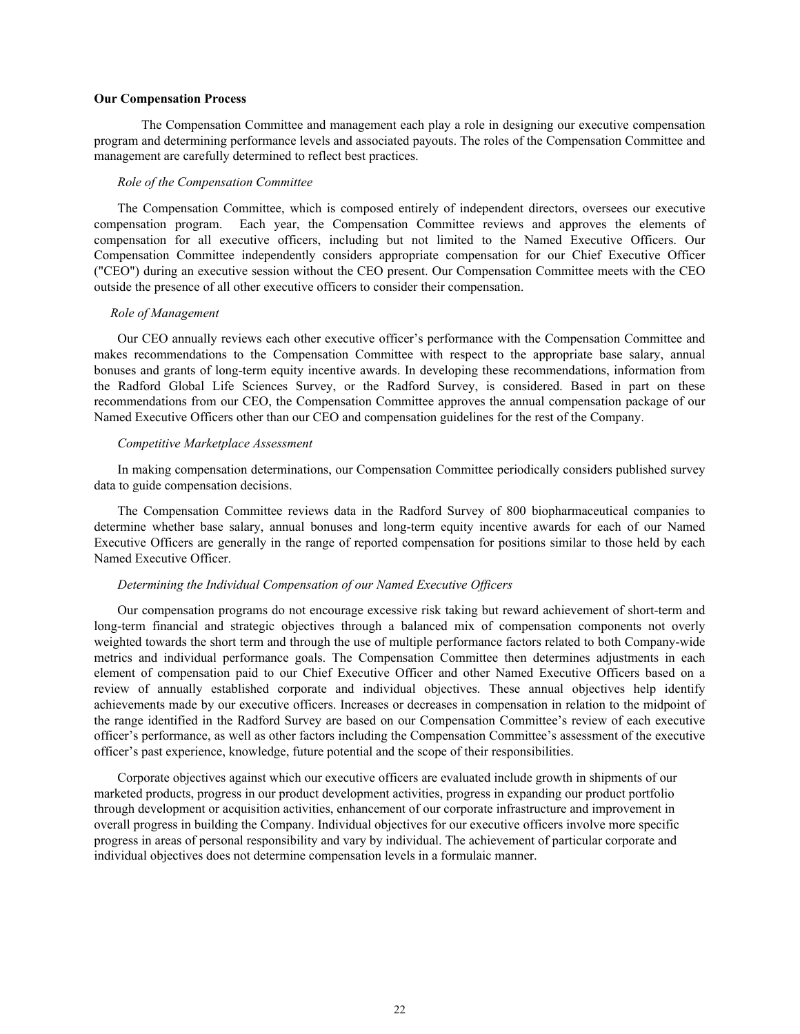**Our Compensation Process**

The Compensation Committee and management each play a role in designing our executive compensation program and determining performance levels and associated payouts. The roles of the Compensation Committee and management are carefully determined to reflect best practices.

*Role of the Compensation Committee*

The Compensation Committee, which is composed entirely of independent directors, oversees our executive compensation program. Each year, the Compensation Committee reviews and approves the elements of compensation for all executive officers, including but not limited to the Named Executive Officers. Our Compensation Committee independently considers appropriate compensation for our Chief Executive Officer ("CEO") during an executive session without the CEO present. Our Compensation Committee meets with the CEO outside the presence of all other executive officers to consider their compensation.

*Role of Management*

Our CEO annually reviews each other executive officer's performance with the Compensation Committee and makes recommendations to the Compensation Committee with respect to the appropriate base salary, annual bonuses and grants of long-term equity incentive awards. In developing these recommendations, information from the Radford Global Life Sciences Survey, or the Radford Survey, is considered. Based in part on these recommendations from our CEO, the Compensation Committee approves the annual compensation package of our Named Executive Officers other than our CEO and compensation guidelines for the rest of the Company.

*Competitive Marketplace Assessment*

In making compensation determinations, our Compensation Committee periodically considers published survey data to guide compensation decisions.

The Compensation Committee reviews data in the Radford Survey of 800 biopharmaceutical companies to determine whether base salary, annual bonuses and long-term equity incentive awards for each of our Named Executive Officers are generally in the range of reported compensation for positions similar to those held by each Named Executive Officer.

*Determining the Individual Compensation of our Named Executive Officers*

Our compensation programs do not encourage excessive risk taking but reward achievement of short-term and long-term financial and strategic objectives through a balanced mix of compensation components not overly weighted towards the short term and through the use of multiple performance factors related to both Company-wide metrics and individual performance goals. The Compensation Committee then determines adjustments in each element of compensation paid to our Chief Executive Officer and other Named Executive Officers based on a review of annually established corporate and individual objectives. These annual objectives help identify achievements made by our executive officers. Increases or decreases in compensation in relation to the midpoint of the range identified in the Radford Survey are based on our Compensation Committee's review of each executive officer's performance, as well as other factors including the Compensation Committee's assessment of the executive officer's past experience, knowledge, future potential and the scope of their responsibilities.

Corporate objectives against which our executive officers are evaluated include growth in shipments of our marketed products, progress in our product development activities, progress in expanding our product portfolio through development or acquisition activities, enhancement of our corporate infrastructure and improvement in overall progress in building the Company. Individual objectives for our executive officers involve more specific progress in areas of personal responsibility and vary by individual. The achievement of particular corporate and individual objectives does not determine compensation levels in a formulaic manner.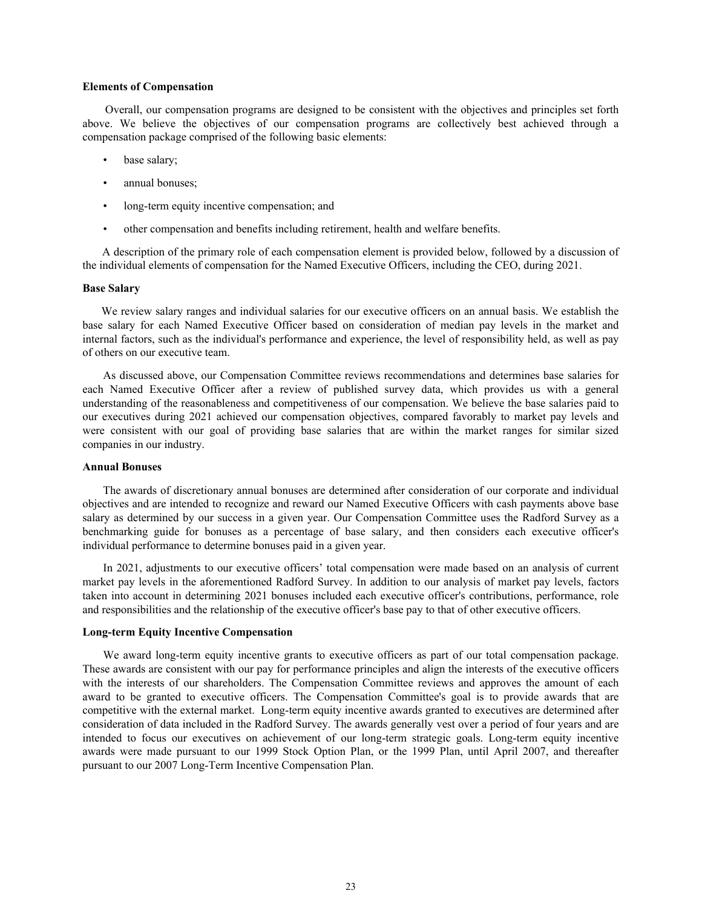**Elements of Compensation**

Overall, our compensation programs are designed to be consistent with the objectives and principles set forth above. We believe the objectives of our compensation programs are collectively best achieved through a compensation package comprised of the following basic elements:

- base salary;
- annual bonuses;
- long-term equity incentive compensation; and
- other compensation and benefits including retirement, health and welfare benefits.

A description of the primary role of each compensation element is provided below, followed by a discussion of the individual elements of compensation for the Named Executive Officers, including the CEO, during 2021.

**Base Salary**

We review salary ranges and individual salaries for our executive officers on an annual basis. We establish the base salary for each Named Executive Officer based on consideration of median pay levels in the market and internal factors, such as the individual's performance and experience, the level of responsibility held, as well as pay of others on our executive team.

As discussed above, our Compensation Committee reviews recommendations and determines base salaries for each Named Executive Officer after a review of published survey data, which provides us with a general understanding of the reasonableness and competitiveness of our compensation. We believe the base salaries paid to our executives during 2021 achieved our compensation objectives, compared favorably to market pay levels and were consistent with our goal of providing base salaries that are within the market ranges for similar sized companies in our industry.

**Annual Bonuses**

The awards of discretionary annual bonuses are determined after consideration of our corporate and individual objectives and are intended to recognize and reward our Named Executive Officers with cash payments above base salary as determined by our success in a given year. Our Compensation Committee uses the Radford Survey as a benchmarking guide for bonuses as a percentage of base salary, and then considers each executive officer's individual performance to determine bonuses paid in a given year.

In 2021, adjustments to our executive officers' total compensation were made based on an analysis of current market pay levels in the aforementioned Radford Survey. In addition to our analysis of market pay levels, factors taken into account in determining 2021 bonuses included each executive officer's contributions, performance, role and responsibilities and the relationship of the executive officer's base pay to that of other executive officers.

**Long-term Equity Incentive Compensation**

We award long-term equity incentive grants to executive officers as part of our total compensation package. These awards are consistent with our pay for performance principles and align the interests of the executive officers with the interests of our shareholders. The Compensation Committee reviews and approves the amount of each award to be granted to executive officers. The Compensation Committee's goal is to provide awards that are competitive with the external market. Long-term equity incentive awards granted to executives are determined after consideration of data included in the Radford Survey. The awards generally vest over a period of four years and are intended to focus our executives on achievement of our long-term strategic goals. Long-term equity incentive awards were made pursuant to our 1999 Stock Option Plan, or the 1999 Plan, until April 2007, and thereafter pursuant to our 2007 Long-Term Incentive Compensation Plan.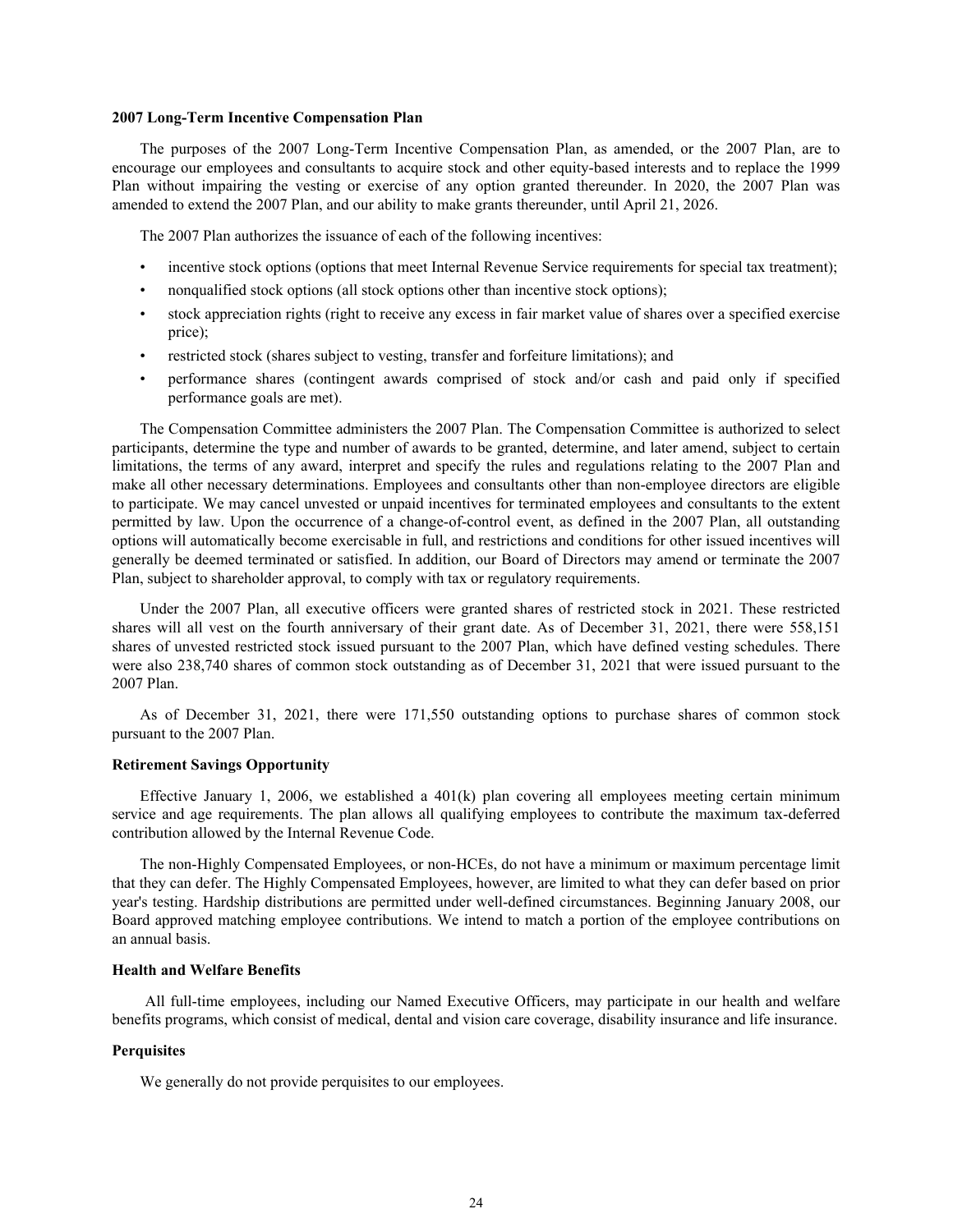### 2007 Long-Term Incentive Compensation Plan

The purposes of the 2007 Long-Term Incentive Compensation Plan, as amended, or the 2007 Plan, are to encourage our employees and consultants to acquire stock and other equity-based interests and to replace the 1999 Plan without impairing the vesting or exercise of any option granted thereunder. In 2020, the 2007 Plan was amended to extend the 2007 Plan, and our ability to make grants thereunder, until April 21, 2026.

The 2007 Plan authorizes the issuance of each of the following incentives:

- incentive stock options (options that meet Internal Revenue Service requirements for special tax treatment);
- nonqualified stock options (all stock options other than incentive stock options);
- stock appreciation rights (right to receive any excess in fair market value of shares over a specified exercise price);
- restricted stock (shares subject to vesting, transfer and forfeiture limitations); and
- performance shares (contingent awards comprised of stock and/or cash and paid only if specified performance goals are met).

The Compensation Committee administers the 2007 Plan. The Compensation Committee is authorized to select participants, determine the type and number of awards to be granted, determine, and later amend, subject to certain limitations, the terms of any award, interpret and specify the rules and regulations relating to the 2007 Plan and make all other necessary determinations. Employees and consultants other than non-employee directors are eligible to participate. We may cancel unvested or unpaid incentives for terminated employees and consultants to the extent permitted by law. Upon the occurrence of a change-of-control event, as defined in the 2007 Plan, all outstanding options will automatically become exercisable in full, and restrictions and conditions for other issued incentives will generally be deemed terminated or satisfied. In addition, our Board of Directors may amend or terminate the 2007 Plan, subject to shareholder approval, to comply with tax or regulatory requirements.

Under the 2007 Plan, all executive officers were granted shares of restricted stock in 2021. These restricted shares will all vest on the fourth anniversary of their grant date. As of December 31, 2021, there were 558,151 shares of unvested restricted stock issued pursuant to the 2007 Plan, which have defined vesting schedules. There were also 238,740 shares of common stock outstanding as of December 31, 2021 that were issued pursuant to the 2007 Plan.

As of December 31, 2021, there were 171,550 outstanding options to purchase shares of common stock pursuant to the 2007 Plan.

### Retirement Savings Opportunity

Effective January 1, 2006, we established a 401(k) plan covering all employees meeting certain minimum service and age requirements. The plan allows all qualifying employees to contribute the maximum tax-deferred contribution allowed by the Internal Revenue Code.

The non-Highly Compensated Employees, or non-HCEs, do not have a minimum or maximum percentage limit that they can defer. The Highly Compensated Employees, however, are limited to what they can defer based on prior year's testing. Hardship distributions are permitted under well-defined circumstances. Beginning January 2008, our Board approved matching employee contributions. We intend to match a portion of the employee contributions on an annual basis.

### Health and Welfare Benefits

All full-time employees, including our Named Executive Officers, may participate in our health and welfare benefits programs, which consist of medical, dental and vision care coverage, disability insurance and life insurance.

### Perquisites

We generally do not provide perquisites to our employees.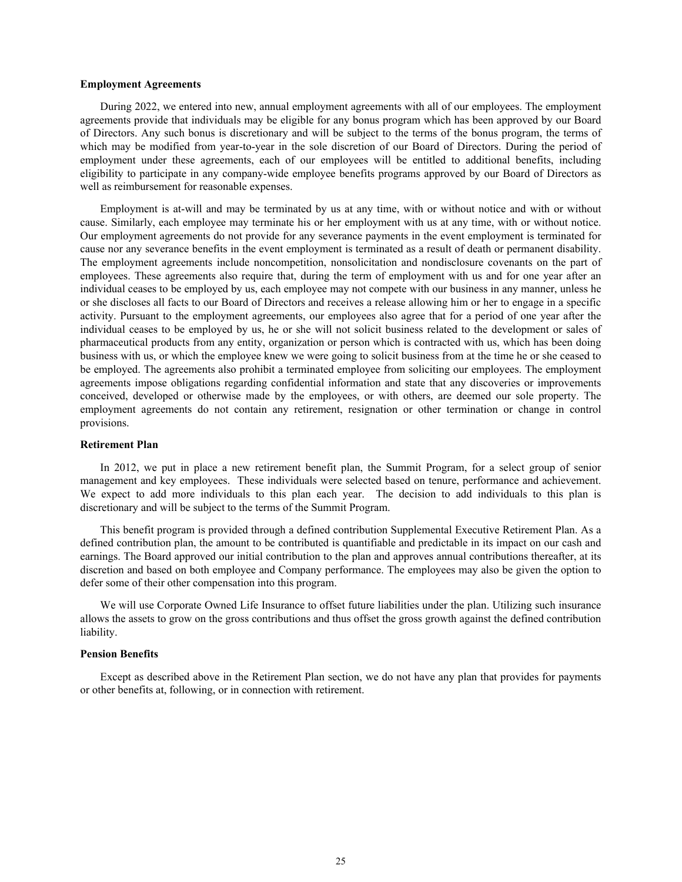**Employment Agreements**

During 2022, we entered into new, annual employment agreements with all of our employees. The employment agreements provide that individuals may be eligible for any bonus program which has been approved by our Board of Directors. Any such bonus is discretionary and will be subject to the terms of the bonus program, the terms of which may be modified from year-to-year in the sole discretion of our Board of Directors. During the period of employment under these agreements, each of our employees will be entitled to additional benefits, including eligibility to participate in any company-wide employee benefits programs approved by our Board of Directors as well as reimbursement for reasonable expenses.

Employment is at-will and may be terminated by us at any time, with or without notice and with or without cause. Similarly, each employee may terminate his or her employment with us at any time, with or without notice. Our employment agreements do not provide for any severance payments in the event employment is terminated for cause nor any severance benefits in the event employment is terminated as a result of death or permanent disability. The employment agreements include noncompetition, nonsolicitation and nondisclosure covenants on the part of employees. These agreements also require that, during the term of employment with us and for one year after an individual ceases to be employed by us, each employee may not compete with our business in any manner, unless he or she discloses all facts to our Board of Directors and receives a release allowing him or her to engage in a specific activity. Pursuant to the employment agreements, our employees also agree that for a period of one year after the individual ceases to be employed by us, he or she will not solicit business related to the development or sales of pharmaceutical products from any entity, organization or person which is contracted with us, which has been doing business with us, or which the employee knew we were going to solicit business from at the time he or she ceased to be employed. The agreements also prohibit a terminated employee from soliciting our employees. The employment agreements impose obligations regarding confidential information and state that any discoveries or improvements conceived, developed or otherwise made by the employees, or with others, are deemed our sole property. The employment agreements do not contain any retirement, resignation or other termination or change in control provisions.

**Retirement Plan**

In 2012, we put in place a new retirement benefit plan, the Summit Program, for a select group of senior management and key employees. These individuals were selected based on tenure, performance and achievement. We expect to add more individuals to this plan each year. The decision to add individuals to this plan is discretionary and will be subject to the terms of the Summit Program.

This benefit program is provided through a defined contribution Supplemental Executive Retirement Plan. As a defined contribution plan, the amount to be contributed is quantifiable and predictable in its impact on our cash and earnings. The Board approved our initial contribution to the plan and approves annual contributions thereafter, at its discretion and based on both employee and Company performance. The employees may also be given the option to defer some of their other compensation into this program.

We will use Corporate Owned Life Insurance to offset future liabilities under the plan. Utilizing such insurance allows the assets to grow on the gross contributions and thus offset the gross growth against the defined contribution liability.

**Pension Benefits**

Except as described above in the Retirement Plan section, we do not have any plan that provides for payments or other benefits at, following, or in connection with retirement.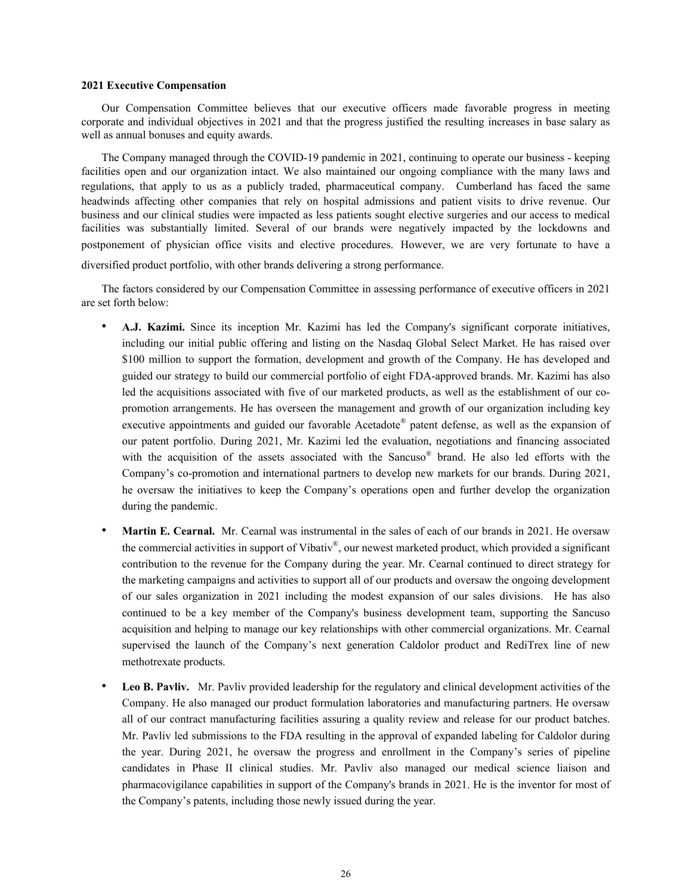**2021 Executive Compensation**

Our Compensation Committee believes that our executive officers made favorable progress in meeting corporate and individual objectives in 2021 and that the progress justified the resulting increases in base salary as well as annual bonuses and equity awards.

The Company managed through the COVID-19 pandemic in 2021, continuing to operate our business - keeping facilities open and our organization intact. We also maintained our ongoing compliance with the many laws and regulations, that apply to us as a publicly traded, pharmaceutical company. Cumberland has faced the same headwinds affecting other companies that rely on hospital admissions and patient visits to drive revenue. Our business and our clinical studies were impacted as less patients sought elective surgeries and our access to medical facilities was substantially limited. Several of our brands were negatively impacted by the lockdowns and postponement of physician office visits and elective procedures. However, we are very fortunate to have a diversified product portfolio, with other brands delivering a strong performance.

The factors considered by our Compensation Committee in assessing performance of executive officers in 2021 are set forth below:

- **A.J. Kazimi.** Since its inception Mr. Kazimi has led the Company's significant corporate initiatives, including our initial public offering and listing on the Nasdaq Global Select Market. He has raised over $100 million to support the formation, development and growth of the Company. He has developed and guided our strategy to build our commercial portfolio of eight FDA-approved brands. Mr. Kazimi has also led the acquisitions associated with five of our marketed products, as well as the establishment of our co-promotion arrangements. He has overseen the management and growth of our organization including key executive appointments and guided our favorable Acetadote® patent defense, as well as the expansion of our patent portfolio. During 2021, Mr. Kazimi led the evaluation, negotiations and financing associated with the acquisition of the assets associated with the Sancuso® brand. He also led efforts with the Company's co-promotion and international partners to develop new markets for our brands. During 2021, he oversaw the initiatives to keep the Company's operations open and further develop the organization during the pandemic.

- **Martin E. Cearnal.** Mr. Cearnal was instrumental in the sales of each of our brands in 2021. He oversaw the commercial activities in support of Vibativ®, our newest marketed product, which provided a significant contribution to the revenue for the Company during the year. Mr. Cearnal continued to direct strategy for the marketing campaigns and activities to support all of our products and oversaw the ongoing development of our sales organization in 2021 including the modest expansion of our sales divisions. He has also continued to be a key member of the Company's business development team, supporting the Sancuso acquisition and helping to manage our key relationships with other commercial organizations. Mr. Cearnal supervised the launch of the Company's next generation Caldolor product and RediTrex line of new methotrexate products.

- **Leo B. Pavliv.** Mr. Pavliv provided leadership for the regulatory and clinical development activities of the Company. He also managed our product formulation laboratories and manufacturing partners. He oversaw all of our contract manufacturing facilities assuring a quality review and release for our product batches. Mr. Pavliv led submissions to the FDA resulting in the approval of expanded labeling for Caldolor during the year. During 2021, he oversaw the progress and enrollment in the Company's series of pipeline candidates in Phase II clinical studies. Mr. Pavliv also managed our medical science liaison and pharmacovigilance capabilities in support of the Company's brands in 2021. He is the inventor for most of the Company's patents, including those newly issued during the year.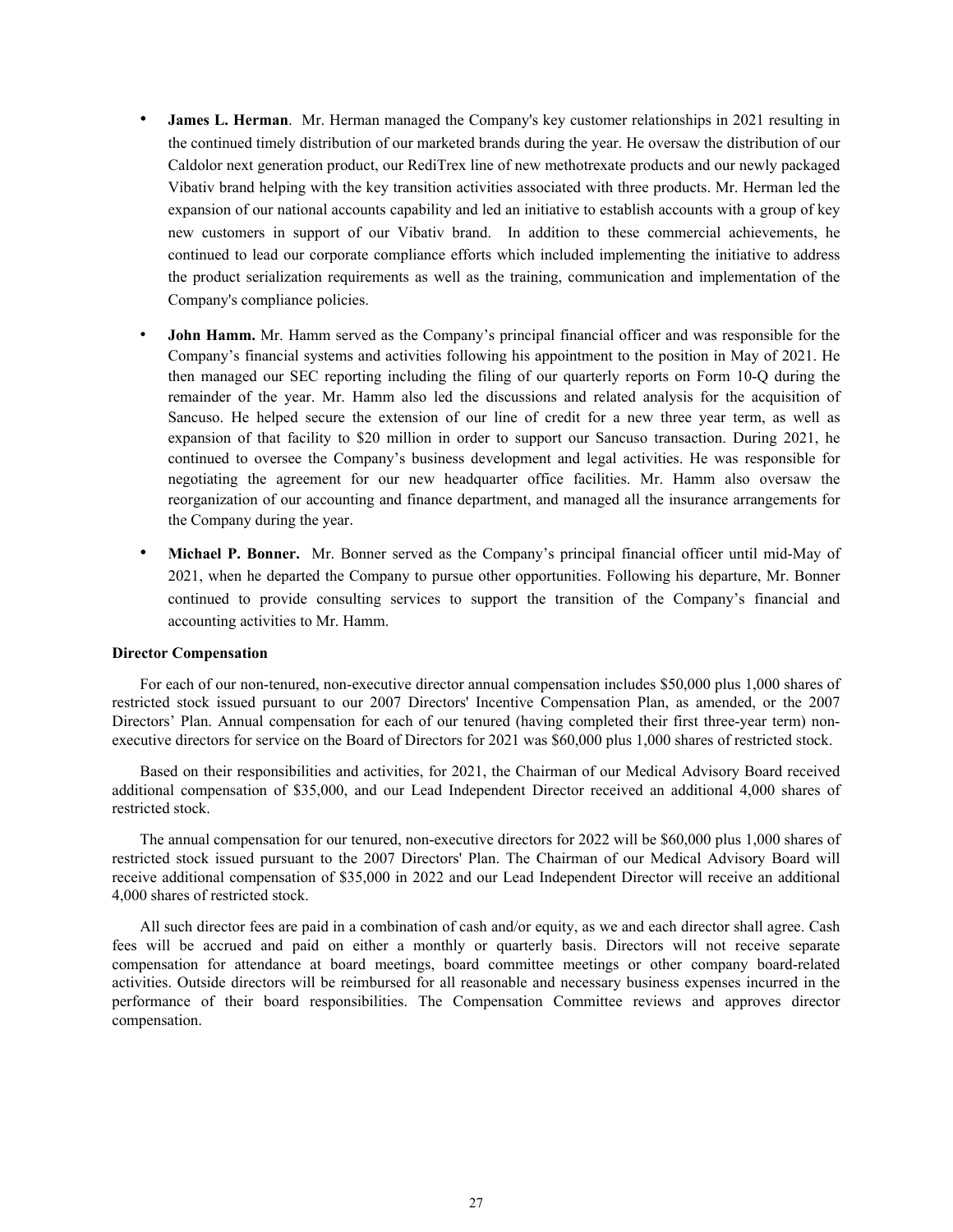- **James L. Herman**. Mr. Herman managed the Company's key customer relationships in 2021 resulting in the continued timely distribution of our marketed brands during the year. He oversaw the distribution of our Caldolor next generation product, our RediTrex line of new methotrexate products and our newly packaged Vibativ brand helping with the key transition activities associated with three products. Mr. Herman led the expansion of our national accounts capability and led an initiative to establish accounts with a group of key new customers in support of our Vibativ brand. In addition to these commercial achievements, he continued to lead our corporate compliance efforts which included implementing the initiative to address the product serialization requirements as well as the training, communication and implementation of the Company's compliance policies.

- **John Hamm.** Mr. Hamm served as the Company's principal financial officer and was responsible for the Company's financial systems and activities following his appointment to the position in May of 2021. He then managed our SEC reporting including the filing of our quarterly reports on Form 10-Q during the remainder of the year. Mr. Hamm also led the discussions and related analysis for the acquisition of Sancuso. He helped secure the extension of our line of credit for a new three year term, as well as expansion of that facility to $20 million in order to support our Sancuso transaction. During 2021, he continued to oversee the Company's business development and legal activities. He was responsible for negotiating the agreement for our new headquarter office facilities. Mr. Hamm also oversaw the reorganization of our accounting and finance department, and managed all the insurance arrangements for the Company during the year.

- **Michael P. Bonner.** Mr. Bonner served as the Company's principal financial officer until mid-May of 2021, when he departed the Company to pursue other opportunities. Following his departure, Mr. Bonner continued to provide consulting services to support the transition of the Company's financial and accounting activities to Mr. Hamm.

**Director Compensation**

For each of our non-tenured, non-executive director annual compensation includes $50,000 plus 1,000 shares of restricted stock issued pursuant to our 2007 Directors' Incentive Compensation Plan, as amended, or the 2007 Directors' Plan. Annual compensation for each of our tenured (having completed their first three-year term) non-executive directors for service on the Board of Directors for 2021 was $60,000 plus 1,000 shares of restricted stock.

Based on their responsibilities and activities, for 2021, the Chairman of our Medical Advisory Board received additional compensation of $35,000, and our Lead Independent Director received an additional 4,000 shares of restricted stock.

The annual compensation for our tenured, non-executive directors for 2022 will be $60,000 plus 1,000 shares of restricted stock issued pursuant to the 2007 Directors' Plan. The Chairman of our Medical Advisory Board will receive additional compensation of $35,000 in 2022 and our Lead Independent Director will receive an additional 4,000 shares of restricted stock.

All such director fees are paid in a combination of cash and/or equity, as we and each director shall agree. Cash fees will be accrued and paid on either a monthly or quarterly basis. Directors will not receive separate compensation for attendance at board meetings, board committee meetings or other company board-related activities. Outside directors will be reimbursed for all reasonable and necessary business expenses incurred in the performance of their board responsibilities. The Compensation Committee reviews and approves director compensation.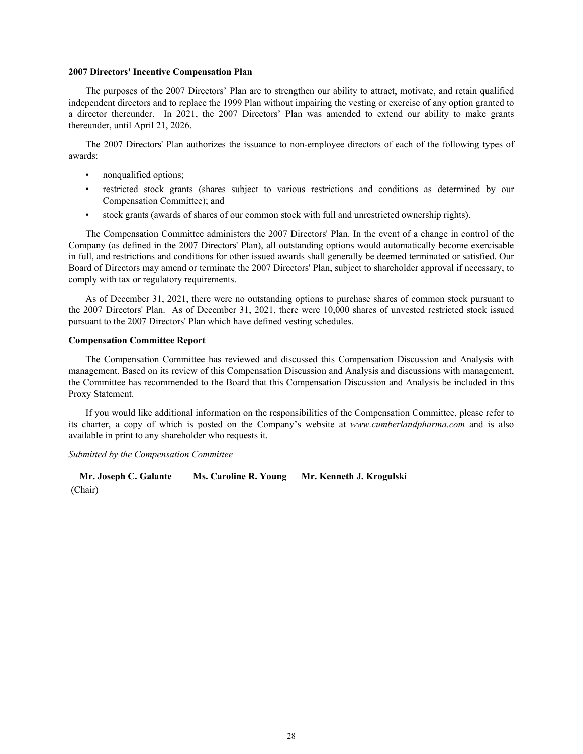**2007 Directors' Incentive Compensation Plan**

The purposes of the 2007 Directors’ Plan are to strengthen our ability to attract, motivate, and retain qualified independent directors and to replace the 1999 Plan without impairing the vesting or exercise of any option granted to a director thereunder. In 2021, the 2007 Directors’ Plan was amended to extend our ability to make grants thereunder, until April 21, 2026.

The 2007 Directors' Plan authorizes the issuance to non-employee directors of each of the following types of awards:

- nonqualified options;
- restricted stock grants (shares subject to various restrictions and conditions as determined by our Compensation Committee); and
- stock grants (awards of shares of our common stock with full and unrestricted ownership rights).

The Compensation Committee administers the 2007 Directors' Plan. In the event of a change in control of the Company (as defined in the 2007 Directors' Plan), all outstanding options would automatically become exercisable in full, and restrictions and conditions for other issued awards shall generally be deemed terminated or satisfied. Our Board of Directors may amend or terminate the 2007 Directors' Plan, subject to shareholder approval if necessary, to comply with tax or regulatory requirements.

As of December 31, 2021, there were no outstanding options to purchase shares of common stock pursuant to the 2007 Directors' Plan. As of December 31, 2021, there were 10,000 shares of unvested restricted stock issued pursuant to the 2007 Directors' Plan which have defined vesting schedules.

**Compensation Committee Report**

The Compensation Committee has reviewed and discussed this Compensation Discussion and Analysis with management. Based on its review of this Compensation Discussion and Analysis and discussions with management, the Committee has recommended to the Board that this Compensation Discussion and Analysis be included in this Proxy Statement.

If you would like additional information on the responsibilities of the Compensation Committee, please refer to its charter, a copy of which is posted on the Company’s website at *www.cumberlandpharma.com* and is also available in print to any shareholder who requests it.

*Submitted by the Compensation Committee*

**Mr. Joseph C. Galante** (Chair) **Ms. Caroline R. Young** **Mr. Kenneth J. Krogulski**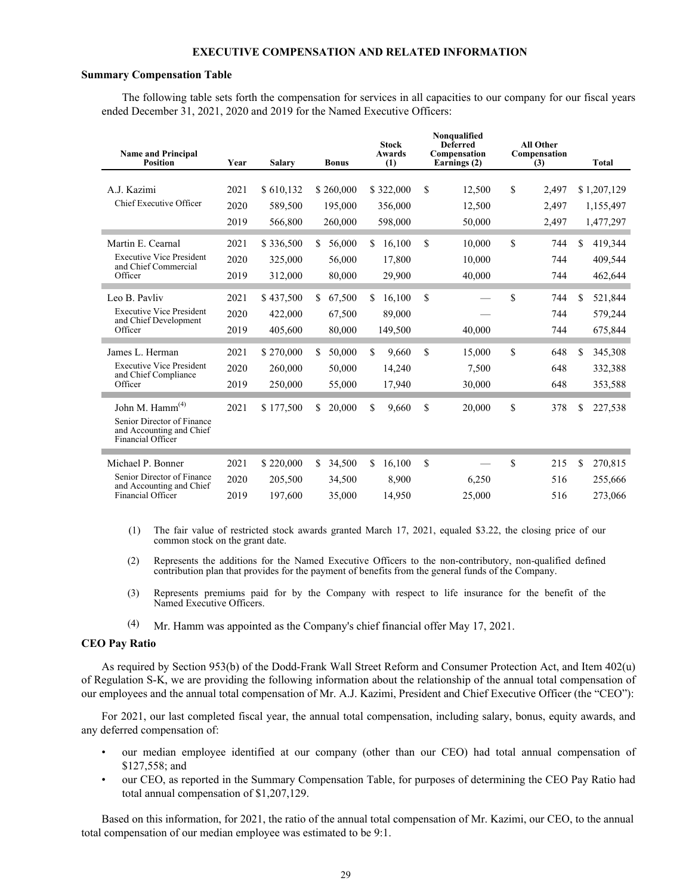**EXECUTIVE COMPENSATION AND RELATED INFORMATION**

**Summary Compensation Table**

The following table sets forth the compensation for services in all capacities to our company for our fiscal years ended December 31, 2021, 2020 and 2019 for the Named Executive Officers:

| Name and Principal Position | Year | Salary | Bonus | Stock Awards (1) | Nonqualified Deferred Compensation Earnings (2) | All Other Compensation (3) | Total |
|---|---|---|---|---|---|---|---|
| A.J. Kazimi | 2021 | $ 610,132 | $ 260,000 | $ 322,000 | $ 12,500 | $ 2,497 | $ 1,207,129 |
| Chief Executive Officer | 2020 | 589,500 | 195,000 | 356,000 | 12,500 | 2,497 | 1,155,497 |
| | 2019 | 566,800 | 260,000 | 598,000 | 50,000 | 2,497 | 1,477,297 |
| Martin E. Cearnal | 2021 | $ 336,500 | $ 56,000 | $ 16,100 | $ 10,000 | $ 744 | $ 419,344 |
| Executive Vice President and Chief Commercial Officer | 2020 | 325,000 | 56,000 | 17,800 | 10,000 | 744 | 409,544 |
| | 2019 | 312,000 | 80,000 | 29,900 | 40,000 | 744 | 462,644 |
| Leo B. Pavliv | 2021 | $ 437,500 | $ 67,500 | $ 16,100 | $ — | $ 744 | $ 521,844 |
| Executive Vice President and Chief Development Officer | 2020 | 422,000 | 67,500 | 89,000 | — | 744 | 579,244 |
| | 2019 | 405,600 | 80,000 | 149,500 | 40,000 | 744 | 675,844 |
| James L. Herman | 2021 | $ 270,000 | $ 50,000 | $ 9,660 | $ 15,000 | $ 648 | $ 345,308 |
| Executive Vice President and Chief Compliance Officer | 2020 | 260,000 | 50,000 | 14,240 | 7,500 | 648 | 332,388 |
| | 2019 | 250,000 | 55,000 | 17,940 | 30,000 | 648 | 353,588 |
| John M. Hamm[(4)] Senior Director of Finance and Accounting and Chief Financial Officer | 2021 | $ 177,500 | $ 20,000 | $ 9,660 | $ 20,000 | $ 378 | $ 227,538 |
| Michael P. Bonner | 2021 | $ 220,000 | $ 34,500 | $ 16,100 | $ — | $ 215 | $ 270,815 |
| Senior Director of Finance and Accounting and Chief Financial Officer | 2020 | 205,500 | 34,500 | 8,900 | 6,250 | 516 | 255,666 |
| | 2019 | 197,600 | 35,000 | 14,950 | 25,000 | 516 | 273,066 |

(1) The fair value of restricted stock awards granted March 17, 2021, equaled $3.22, the closing price of our common stock on the grant date.

(2) Represents the additions for the Named Executive Officers to the non-contributory, non-qualified defined contribution plan that provides for the payment of benefits from the general funds of the Company.

(3) Represents premiums paid for by the Company with respect to life insurance for the benefit of the Named Executive Officers.

(4) Mr. Hamm was appointed as the Company's chief financial offer May 17, 2021.

**CEO Pay Ratio**

As required by Section 953(b) of the Dodd-Frank Wall Street Reform and Consumer Protection Act, and Item 402(u) of Regulation S-K, we are providing the following information about the relationship of the annual total compensation of our employees and the annual total compensation of Mr. A.J. Kazimi, President and Chief Executive Officer (the "CEO"):

For 2021, our last completed fiscal year, the annual total compensation, including salary, bonus, equity awards, and any deferred compensation of:

- our median employee identified at our company (other than our CEO) had total annual compensation of $127,558; and
- our CEO, as reported in the Summary Compensation Table, for purposes of determining the CEO Pay Ratio had total annual compensation of $1,207,129.

Based on this information, for 2021, the ratio of the annual total compensation of Mr. Kazimi, our CEO, to the annual total compensation of our median employee was estimated to be 9:1.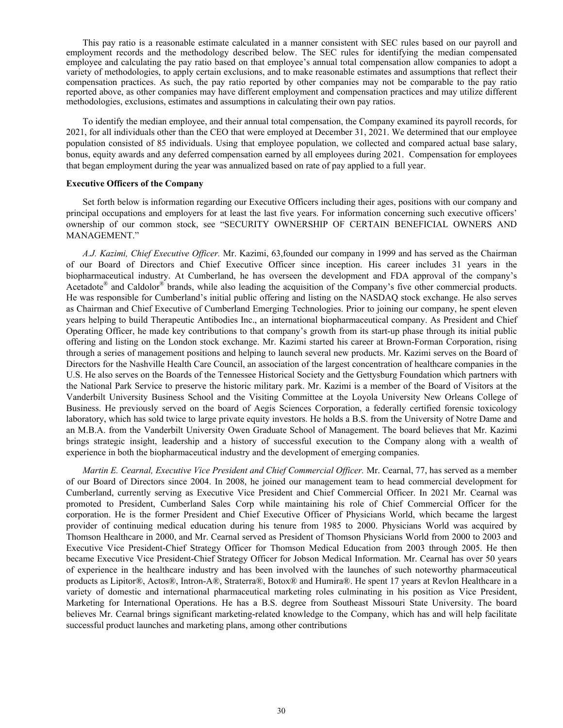This pay ratio is a reasonable estimate calculated in a manner consistent with SEC rules based on our payroll and employment records and the methodology described below. The SEC rules for identifying the median compensated employee and calculating the pay ratio based on that employee's annual total compensation allow companies to adopt a variety of methodologies, to apply certain exclusions, and to make reasonable estimates and assumptions that reflect their compensation practices. As such, the pay ratio reported by other companies may not be comparable to the pay ratio reported above, as other companies may have different employment and compensation practices and may utilize different methodologies, exclusions, estimates and assumptions in calculating their own pay ratios.

To identify the median employee, and their annual total compensation, the Company examined its payroll records, for 2021, for all individuals other than the CEO that were employed at December 31, 2021. We determined that our employee population consisted of 85 individuals. Using that employee population, we collected and compared actual base salary, bonus, equity awards and any deferred compensation earned by all employees during 2021. Compensation for employees that began employment during the year was annualized based on rate of pay applied to a full year.

**Executive Officers of the Company**

Set forth below is information regarding our Executive Officers including their ages, positions with our company and principal occupations and employers for at least the last five years. For information concerning such executive officers' ownership of our common stock, see "SECURITY OWNERSHIP OF CERTAIN BENEFICIAL OWNERS AND MANAGEMENT."

*A.J. Kazimi, Chief Executive Officer.* Mr. Kazimi, 63,founded our company in 1999 and has served as the Chairman of our Board of Directors and Chief Executive Officer since inception. His career includes 31 years in the biopharmaceutical industry. At Cumberland, he has overseen the development and FDA approval of the company's Acetadote® and Caldolor® brands, while also leading the acquisition of the Company's five other commercial products. He was responsible for Cumberland's initial public offering and listing on the NASDAQ stock exchange. He also serves as Chairman and Chief Executive of Cumberland Emerging Technologies. Prior to joining our company, he spent eleven years helping to build Therapeutic Antibodies Inc., an international biopharmaceutical company. As President and Chief Operating Officer, he made key contributions to that company's growth from its start-up phase through its initial public offering and listing on the London stock exchange. Mr. Kazimi started his career at Brown-Forman Corporation, rising through a series of management positions and helping to launch several new products. Mr. Kazimi serves on the Board of Directors for the Nashville Health Care Council, an association of the largest concentration of healthcare companies in the U.S. He also serves on the Boards of the Tennessee Historical Society and the Gettysburg Foundation which partners with the National Park Service to preserve the historic military park. Mr. Kazimi is a member of the Board of Visitors at the Vanderbilt University Business School and the Visiting Committee at the Loyola University New Orleans College of Business. He previously served on the board of Aegis Sciences Corporation, a federally certified forensic toxicology laboratory, which has sold twice to large private equity investors. He holds a B.S. from the University of Notre Dame and an M.B.A. from the Vanderbilt University Owen Graduate School of Management. The board believes that Mr. Kazimi brings strategic insight, leadership and a history of successful execution to the Company along with a wealth of experience in both the biopharmaceutical industry and the development of emerging companies.

*Martin E. Cearnal, Executive Vice President and Chief Commercial Officer.* Mr. Cearnal, 77, has served as a member of our Board of Directors since 2004. In 2008, he joined our management team to head commercial development for Cumberland, currently serving as Executive Vice President and Chief Commercial Officer. In 2021 Mr. Cearnal was promoted to President, Cumberland Sales Corp while maintaining his role of Chief Commercial Officer for the corporation. He is the former President and Chief Executive Officer of Physicians World, which became the largest provider of continuing medical education during his tenure from 1985 to 2000. Physicians World was acquired by Thomson Healthcare in 2000, and Mr. Cearnal served as President of Thomson Physicians World from 2000 to 2003 and Executive Vice President-Chief Strategy Officer for Thomson Medical Education from 2003 through 2005. He then became Executive Vice President-Chief Strategy Officer for Jobson Medical Information. Mr. Cearnal has over 50 years of experience in the healthcare industry and has been involved with the launches of such noteworthy pharmaceutical products as Lipitor®, Actos®, Intron-A®, Straterra®, Botox® and Humira®. He spent 17 years at Revlon Healthcare in a variety of domestic and international pharmaceutical marketing roles culminating in his position as Vice President, Marketing for International Operations. He has a B.S. degree from Southeast Missouri State University. The board believes Mr. Cearnal brings significant marketing-related knowledge to the Company, which has and will help facilitate successful product launches and marketing plans, among other contributions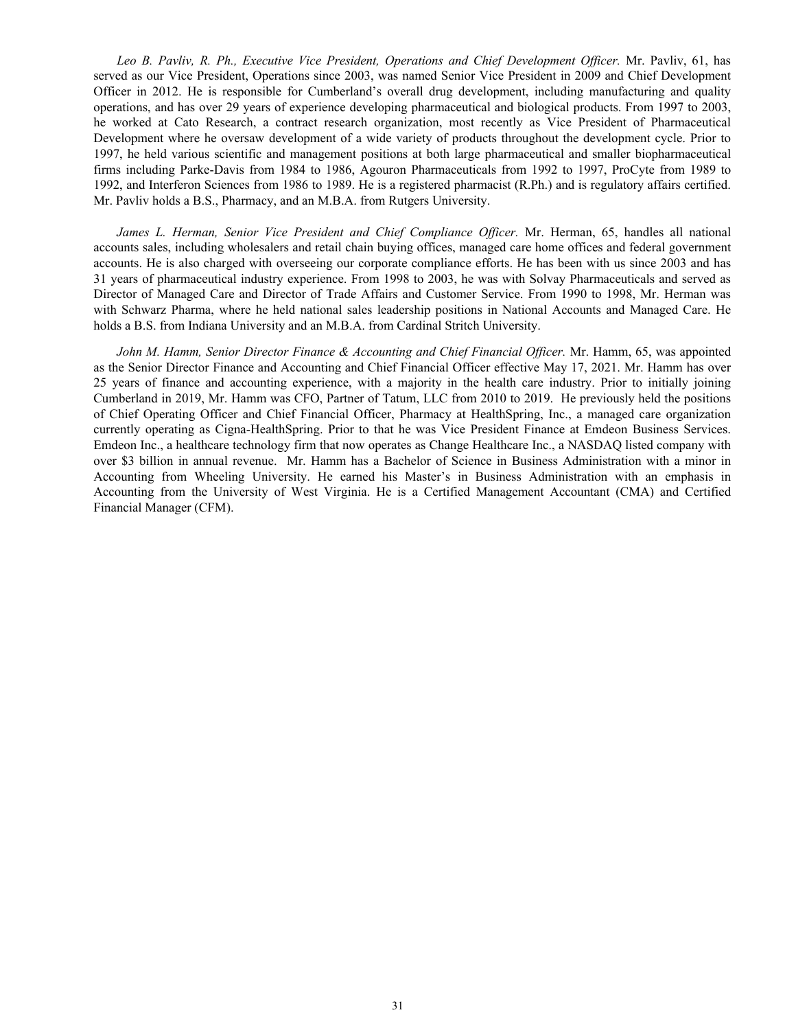*Leo B. Pavliv, R. Ph., Executive Vice President, Operations and Chief Development Officer.* Mr. Pavliv, 61, has served as our Vice President, Operations since 2003, was named Senior Vice President in 2009 and Chief Development Officer in 2012. He is responsible for Cumberland's overall drug development, including manufacturing and quality operations, and has over 29 years of experience developing pharmaceutical and biological products. From 1997 to 2003, he worked at Cato Research, a contract research organization, most recently as Vice President of Pharmaceutical Development where he oversaw development of a wide variety of products throughout the development cycle. Prior to 1997, he held various scientific and management positions at both large pharmaceutical and smaller biopharmaceutical firms including Parke-Davis from 1984 to 1986, Agouron Pharmaceuticals from 1992 to 1997, ProCyte from 1989 to 1992, and Interferon Sciences from 1986 to 1989. He is a registered pharmacist (R.Ph.) and is regulatory affairs certified. Mr. Pavliv holds a B.S., Pharmacy, and an M.B.A. from Rutgers University.

*James L. Herman, Senior Vice President and Chief Compliance Officer.* Mr. Herman, 65, handles all national accounts sales, including wholesalers and retail chain buying offices, managed care home offices and federal government accounts. He is also charged with overseeing our corporate compliance efforts. He has been with us since 2003 and has 31 years of pharmaceutical industry experience. From 1998 to 2003, he was with Solvay Pharmaceuticals and served as Director of Managed Care and Director of Trade Affairs and Customer Service. From 1990 to 1998, Mr. Herman was with Schwarz Pharma, where he held national sales leadership positions in National Accounts and Managed Care. He holds a B.S. from Indiana University and an M.B.A. from Cardinal Stritch University.

*John M. Hamm, Senior Director Finance & Accounting and Chief Financial Officer.* Mr. Hamm, 65, was appointed as the Senior Director Finance and Accounting and Chief Financial Officer effective May 17, 2021. Mr. Hamm has over 25 years of finance and accounting experience, with a majority in the health care industry. Prior to initially joining Cumberland in 2019, Mr. Hamm was CFO, Partner of Tatum, LLC from 2010 to 2019. He previously held the positions of Chief Operating Officer and Chief Financial Officer, Pharmacy at HealthSpring, Inc., a managed care organization currently operating as Cigna-HealthSpring. Prior to that he was Vice President Finance at Emdeon Business Services. Emdeon Inc., a healthcare technology firm that now operates as Change Healthcare Inc., a NASDAQ listed company with over $3 billion in annual revenue. Mr. Hamm has a Bachelor of Science in Business Administration with a minor in Accounting from Wheeling University. He earned his Master's in Business Administration with an emphasis in Accounting from the University of West Virginia. He is a Certified Management Accountant (CMA) and Certified Financial Manager (CFM).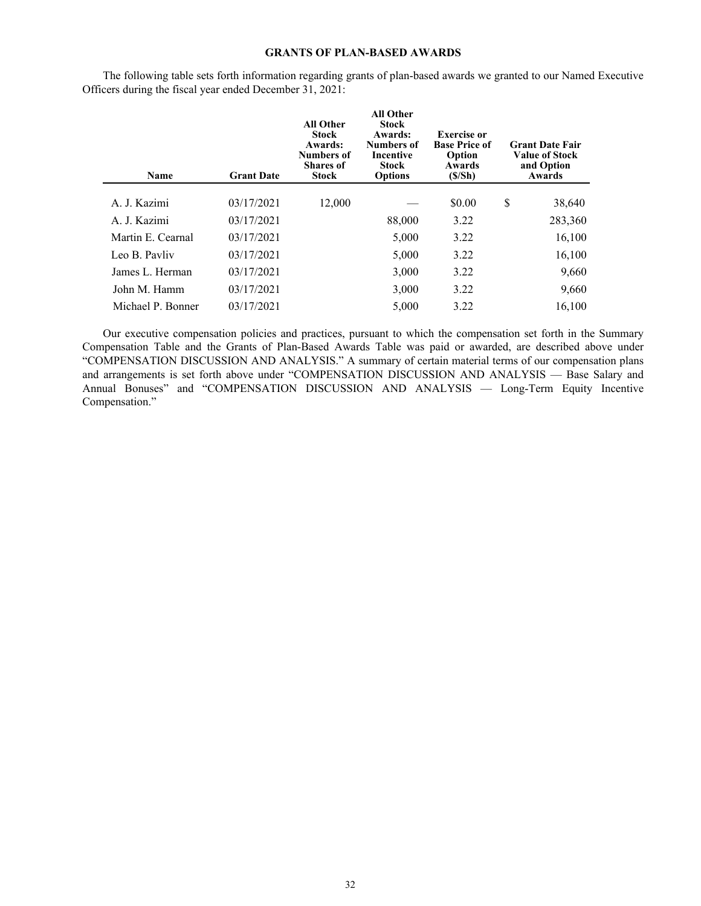## GRANTS OF PLAN-BASED AWARDS

The following table sets forth information regarding grants of plan-based awards we granted to our Named Executive Officers during the fiscal year ended December 31, 2021:

| Name | Grant Date | All Other Stock Awards: Numbers of Shares of Stock | All Other Stock Awards: Numbers of Incentive Stock Options | Exercise or Base Price of Option Awards ($/Sh) | Grant Date Fair Value of Stock and Option Awards |
|---|---|---|---|---|---|
| A. J. Kazimi | 03/17/2021 | 12,000 | — | $0.00 | $ 38,640 |
| A. J. Kazimi | 03/17/2021 | | 88,000 | 3.22 | 283,360 |
| Martin E. Cearnal | 03/17/2021 | | 5,000 | 3.22 | 16,100 |
| Leo B. Pavliv | 03/17/2021 | | 5,000 | 3.22 | 16,100 |
| James L. Herman | 03/17/2021 | | 3,000 | 3.22 | 9,660 |
| John M. Hamm | 03/17/2021 | | 3,000 | 3.22 | 9,660 |
| Michael P. Bonner | 03/17/2021 | | 5,000 | 3.22 | 16,100 |

Our executive compensation policies and practices, pursuant to which the compensation set forth in the Summary Compensation Table and the Grants of Plan-Based Awards Table was paid or awarded, are described above under "COMPENSATION DISCUSSION AND ANALYSIS." A summary of certain material terms of our compensation plans and arrangements is set forth above under "COMPENSATION DISCUSSION AND ANALYSIS — Base Salary and Annual Bonuses" and "COMPENSATION DISCUSSION AND ANALYSIS — Long-Term Equity Incentive Compensation."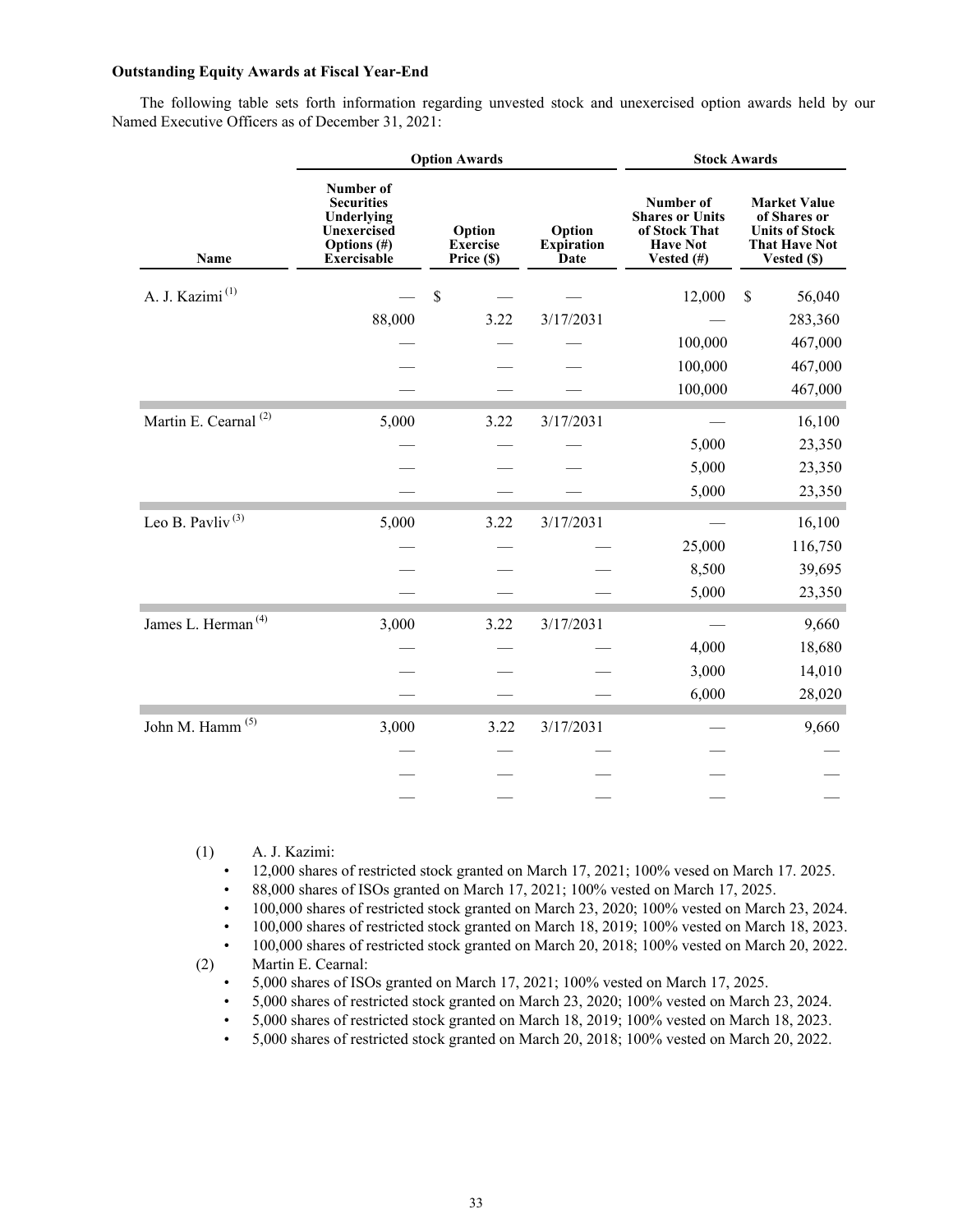**Outstanding Equity Awards at Fiscal Year-End**

The following table sets forth information regarding unvested stock and unexercised option awards held by our Named Executive Officers as of December 31, 2021:

| | Option Awards | | | Stock Awards | |
|---|---|---|---|---|---|
| Name | Number of Securities Underlying Unexercised Options (#) Exercisable | Option Exercise Price ($) | Option Expiration Date | Number of Shares or Units of Stock That Have Not Vested (#) | Market Value of Shares or Units of Stock That Have Not Vested ($) |
| A. J. Kazimi [(1)] | — | $ — | — | 12,000 | $ 56,040 |
| | 88,000 | 3.22 | 3/17/2031 | — | 283,360 |
| | — | — | — | 100,000 | 467,000 |
| | — | — | — | 100,000 | 467,000 |
| | — | — | — | 100,000 | 467,000 |
| Martin E. Cearnal [(2)] | 5,000 | 3.22 | 3/17/2031 | — | 16,100 |
| | — | — | — | 5,000 | 23,350 |
| | — | — | — | 5,000 | 23,350 |
| | — | — | — | 5,000 | 23,350 |
| Leo B. Pavliv [(3)] | 5,000 | 3.22 | 3/17/2031 | — | 16,100 |
| | — | — | — | 25,000 | 116,750 |
| | — | — | — | 8,500 | 39,695 |
| | — | — | — | 5,000 | 23,350 |
| James L. Herman [(4)] | 3,000 | 3.22 | 3/17/2031 | — | 9,660 |
| | — | — | — | 4,000 | 18,680 |
| | — | — | — | 3,000 | 14,010 |
| | — | — | — | 6,000 | 28,020 |
| John M. Hamm [(5)] | 3,000 | 3.22 | 3/17/2031 | — | 9,660 |
| | — | — | — | — | — |
| | — | — | — | — | — |
| | — | — | — | — | — |

(1) A. J. Kazimi:
- 12,000 shares of restricted stock granted on March 17, 2021; 100% vesed on March 17. 2025.
- 88,000 shares of ISOs granted on March 17, 2021; 100% vested on March 17, 2025.
- 100,000 shares of restricted stock granted on March 23, 2020; 100% vested on March 23, 2024.
- 100,000 shares of restricted stock granted on March 18, 2019; 100% vested on March 18, 2023.
- 100,000 shares of restricted stock granted on March 20, 2018; 100% vested on March 20, 2022.

(2) Martin E. Cearnal:
- 5,000 shares of ISOs granted on March 17, 2021; 100% vested on March 17, 2025.
- 5,000 shares of restricted stock granted on March 23, 2020; 100% vested on March 23, 2024.
- 5,000 shares of restricted stock granted on March 18, 2019; 100% vested on March 18, 2023.
- 5,000 shares of restricted stock granted on March 20, 2018; 100% vested on March 20, 2022.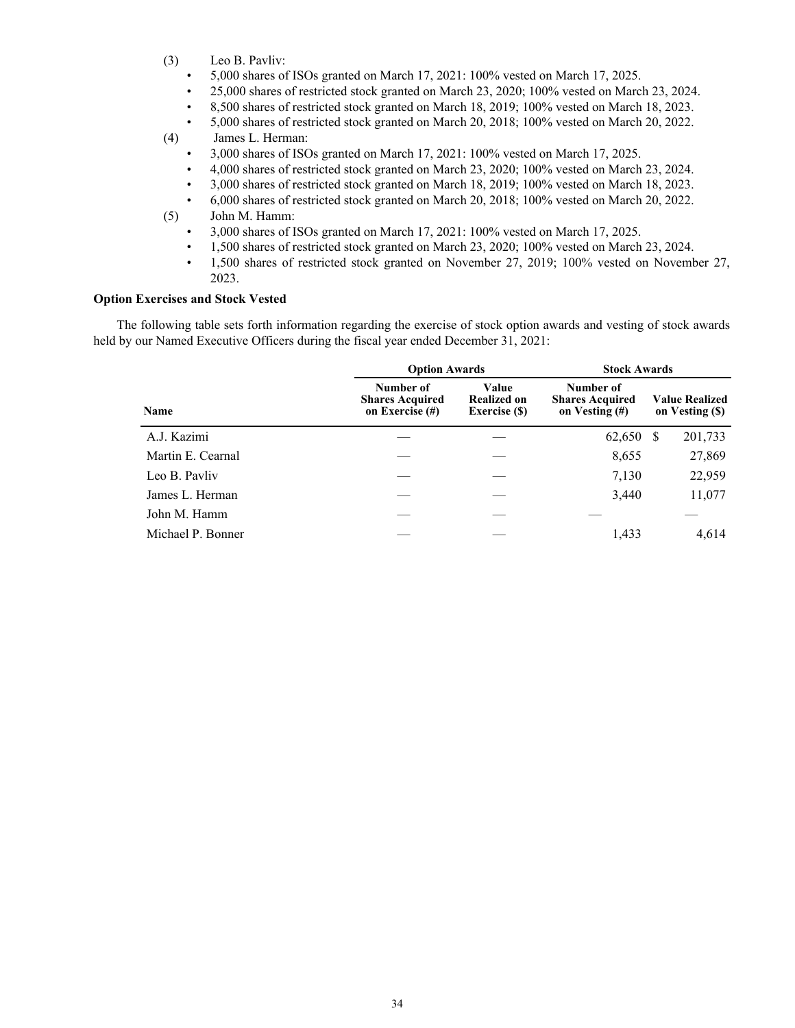(3) Leo B. Pavliv:

- 5,000 shares of ISOs granted on March 17, 2021: 100% vested on March 17, 2025.
- 25,000 shares of restricted stock granted on March 23, 2020; 100% vested on March 23, 2024.
- 8,500 shares of restricted stock granted on March 18, 2019; 100% vested on March 18, 2023.
- 5,000 shares of restricted stock granted on March 20, 2018; 100% vested on March 20, 2022.

(4) James L. Herman:

- 3,000 shares of ISOs granted on March 17, 2021: 100% vested on March 17, 2025.
- 4,000 shares of restricted stock granted on March 23, 2020; 100% vested on March 23, 2024.
- 3,000 shares of restricted stock granted on March 18, 2019; 100% vested on March 18, 2023.
- 6,000 shares of restricted stock granted on March 20, 2018; 100% vested on March 20, 2022.

(5) John M. Hamm:

- 3,000 shares of ISOs granted on March 17, 2021: 100% vested on March 17, 2025.
- 1,500 shares of restricted stock granted on March 23, 2020; 100% vested on March 23, 2024.
- 1,500 shares of restricted stock granted on November 27, 2019; 100% vested on November 27, 2023.

**Option Exercises and Stock Vested**

The following table sets forth information regarding the exercise of stock option awards and vesting of stock awards held by our Named Executive Officers during the fiscal year ended December 31, 2021:

| | Option Awards | | Stock Awards | |
|---|---|---|---|---|
| **Name** | **Number of Shares Acquired on Exercise (#)** | **Value Realized on Exercise ($)** | **Number of Shares Acquired on Vesting (#)** | **Value Realized on Vesting ($)** |
| A.J. Kazimi | — | — | 62,650 | $ 201,733 |
| Martin E. Cearnal | — | — | 8,655 | 27,869 |
| Leo B. Pavliv | — | — | 7,130 | 22,959 |
| James L. Herman | — | — | 3,440 | 11,077 |
| John M. Hamm | — | — | — | — |
| Michael P. Bonner | — | — | 1,433 | 4,614 |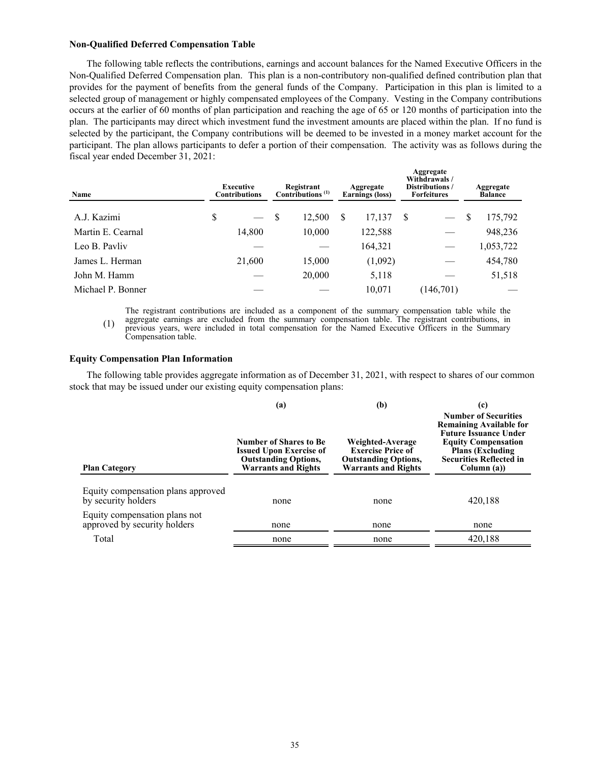### Non-Qualified Deferred Compensation Table

The following table reflects the contributions, earnings and account balances for the Named Executive Officers in the Non-Qualified Deferred Compensation plan. This plan is a non-contributory non-qualified defined contribution plan that provides for the payment of benefits from the general funds of the Company. Participation in this plan is limited to a selected group of management or highly compensated employees of the Company. Vesting in the Company contributions occurs at the earlier of 60 months of plan participation and reaching the age of 65 or 120 months of participation into the plan. The participants may direct which investment fund the investment amounts are placed within the plan. If no fund is selected by the participant, the Company contributions will be deemed to be invested in a money market account for the participant. The plan allows participants to defer a portion of their compensation. The activity was as follows during the fiscal year ended December 31, 2021:

| Name | Executive Contributions | Registrant Contributions [(1)] | Aggregate Earnings (loss) | Aggregate Withdrawals / Distributions / Forfeitures | Aggregate Balance |
|---|---|---|---|---|---|
| A.J. Kazimi | $ — | $ 12,500 | $ 17,137 | $ — | $ 175,792 |
| Martin E. Cearnal | 14,800 | 10,000 | 122,588 | — | 948,236 |
| Leo B. Pavliv | — | — | 164,321 | — | 1,053,722 |
| James L. Herman | 21,600 | 15,000 | (1,092) | — | 454,780 |
| John M. Hamm | — | 20,000 | 5,118 | — | 51,518 |
| Michael P. Bonner | — | — | 10,071 | (146,701) | — |

(1) The registrant contributions are included as a component of the summary compensation table while the aggregate earnings are excluded from the summary compensation table. The registrant contributions, in previous years, were included in total compensation for the Named Executive Officers in the Summary Compensation table.

### Equity Compensation Plan Information

The following table provides aggregate information as of December 31, 2021, with respect to shares of our common stock that may be issued under our existing equity compensation plans:

| | (a) | (b) | (c) |
|---|---|---|---|
| Plan Category | Number of Shares to Be Issued Upon Exercise of Outstanding Options, Warrants and Rights | Weighted-Average Exercise Price of Outstanding Options, Warrants and Rights | Number of Securities Remaining Available for Future Issuance Under Equity Compensation Plans (Excluding Securities Reflected in Column (a)) |
| Equity compensation plans approved by security holders | none | none | 420,188 |
| Equity compensation plans not approved by security holders | none | none | none |
| Total | none | none | 420,188 |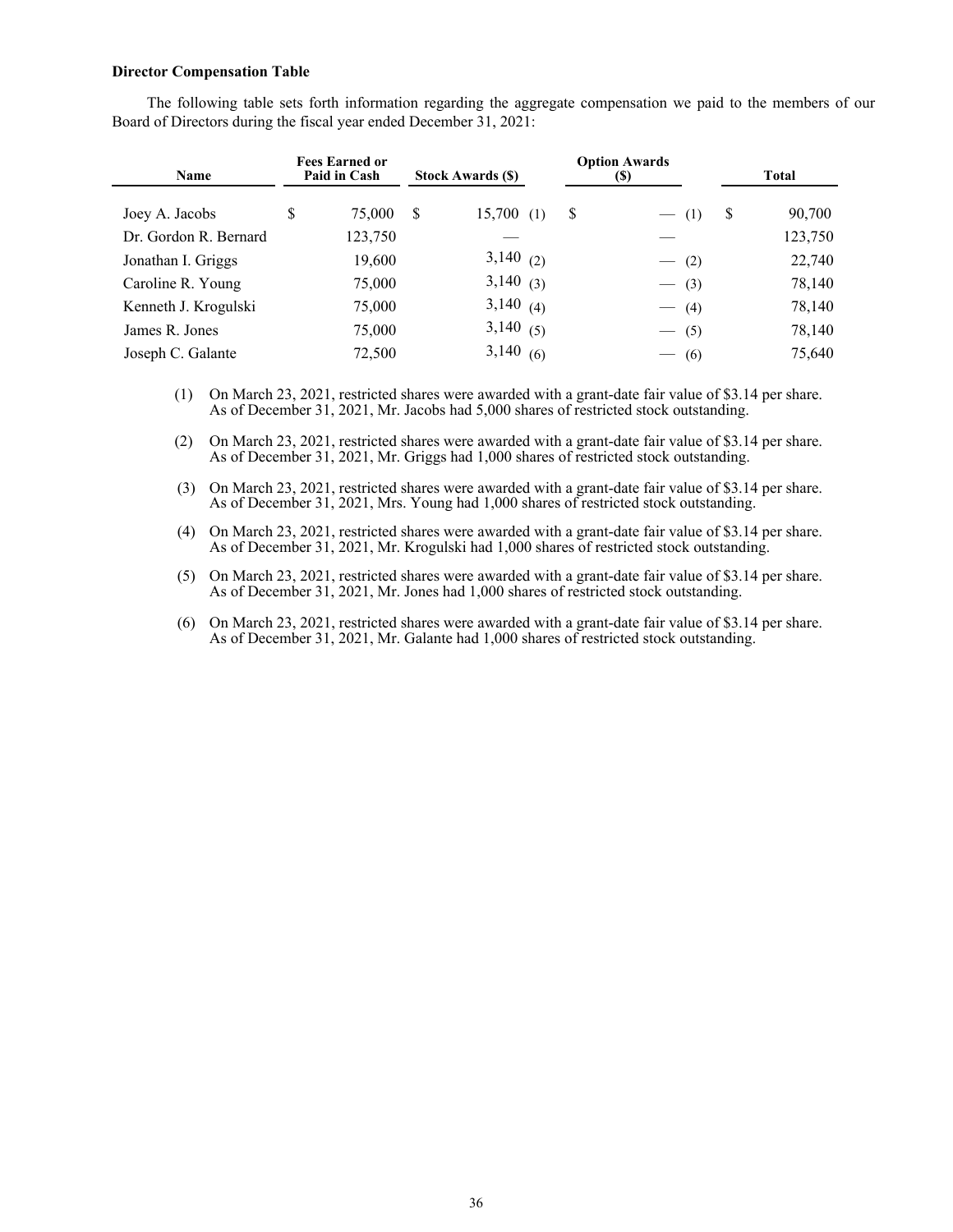**Director Compensation Table**

The following table sets forth information regarding the aggregate compensation we paid to the members of our Board of Directors during the fiscal year ended December 31, 2021:

| Name | Fees Earned or Paid in Cash | Stock Awards ($) | Option Awards ($) | Total |
|---|---|---|---|---|
| Joey A. Jacobs | $ 75,000 | $ 15,700 (1) | $ — (1) | $ 90,700 |
| Dr. Gordon R. Bernard | 123,750 | — | — | 123,750 |
| Jonathan I. Griggs | 19,600 | 3,140 (2) | — (2) | 22,740 |
| Caroline R. Young | 75,000 | 3,140 (3) | — (3) | 78,140 |
| Kenneth J. Krogulski | 75,000 | 3,140 (4) | — (4) | 78,140 |
| James R. Jones | 75,000 | 3,140 (5) | — (5) | 78,140 |
| Joseph C. Galante | 72,500 | 3,140 (6) | — (6) | 75,640 |

(1) On March 23, 2021, restricted shares were awarded with a grant-date fair value of $3.14 per share. As of December 31, 2021, Mr. Jacobs had 5,000 shares of restricted stock outstanding.

(2) On March 23, 2021, restricted shares were awarded with a grant-date fair value of $3.14 per share. As of December 31, 2021, Mr. Griggs had 1,000 shares of restricted stock outstanding.

(3) On March 23, 2021, restricted shares were awarded with a grant-date fair value of $3.14 per share. As of December 31, 2021, Mrs. Young had 1,000 shares of restricted stock outstanding.

(4) On March 23, 2021, restricted shares were awarded with a grant-date fair value of $3.14 per share. As of December 31, 2021, Mr. Krogulski had 1,000 shares of restricted stock outstanding.

(5) On March 23, 2021, restricted shares were awarded with a grant-date fair value of $3.14 per share. As of December 31, 2021, Mr. Jones had 1,000 shares of restricted stock outstanding.

(6) On March 23, 2021, restricted shares were awarded with a grant-date fair value of $3.14 per share. As of December 31, 2021, Mr. Galante had 1,000 shares of restricted stock outstanding.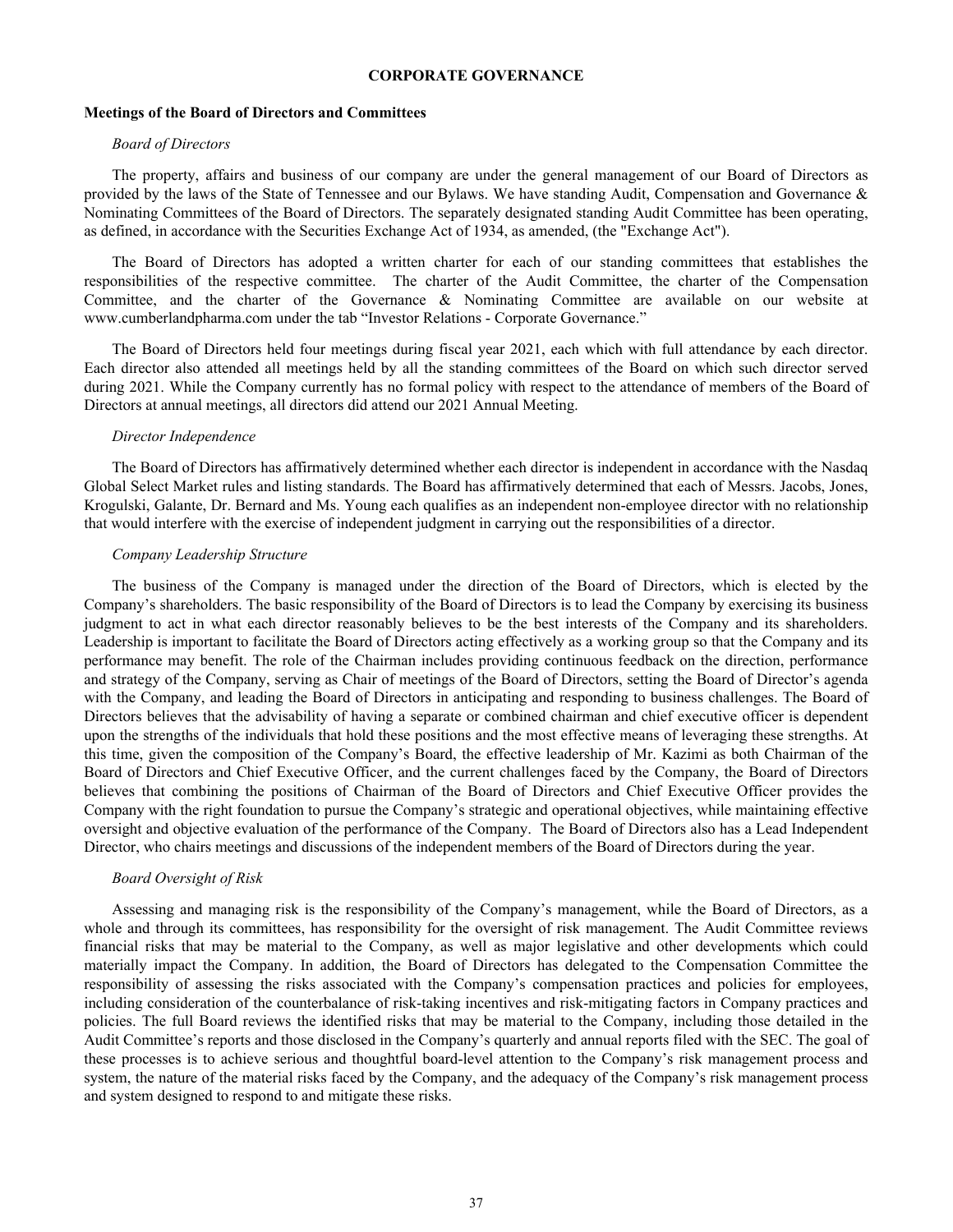## CORPORATE GOVERNANCE

### Meetings of the Board of Directors and Committees

*Board of Directors*

The property, affairs and business of our company are under the general management of our Board of Directors as provided by the laws of the State of Tennessee and our Bylaws. We have standing Audit, Compensation and Governance & Nominating Committees of the Board of Directors. The separately designated standing Audit Committee has been operating, as defined, in accordance with the Securities Exchange Act of 1934, as amended, (the "Exchange Act").

The Board of Directors has adopted a written charter for each of our standing committees that establishes the responsibilities of the respective committee. The charter of the Audit Committee, the charter of the Compensation Committee, and the charter of the Governance & Nominating Committee are available on our website at www.cumberlandpharma.com under the tab "Investor Relations - Corporate Governance."

The Board of Directors held four meetings during fiscal year 2021, each which with full attendance by each director. Each director also attended all meetings held by all the standing committees of the Board on which such director served during 2021. While the Company currently has no formal policy with respect to the attendance of members of the Board of Directors at annual meetings, all directors did attend our 2021 Annual Meeting.

*Director Independence*

The Board of Directors has affirmatively determined whether each director is independent in accordance with the Nasdaq Global Select Market rules and listing standards. The Board has affirmatively determined that each of Messrs. Jacobs, Jones, Krogulski, Galante, Dr. Bernard and Ms. Young each qualifies as an independent non-employee director with no relationship that would interfere with the exercise of independent judgment in carrying out the responsibilities of a director.

*Company Leadership Structure*

The business of the Company is managed under the direction of the Board of Directors, which is elected by the Company's shareholders. The basic responsibility of the Board of Directors is to lead the Company by exercising its business judgment to act in what each director reasonably believes to be the best interests of the Company and its shareholders. Leadership is important to facilitate the Board of Directors acting effectively as a working group so that the Company and its performance may benefit. The role of the Chairman includes providing continuous feedback on the direction, performance and strategy of the Company, serving as Chair of meetings of the Board of Directors, setting the Board of Director's agenda with the Company, and leading the Board of Directors in anticipating and responding to business challenges. The Board of Directors believes that the advisability of having a separate or combined chairman and chief executive officer is dependent upon the strengths of the individuals that hold these positions and the most effective means of leveraging these strengths. At this time, given the composition of the Company's Board, the effective leadership of Mr. Kazimi as both Chairman of the Board of Directors and Chief Executive Officer, and the current challenges faced by the Company, the Board of Directors believes that combining the positions of Chairman of the Board of Directors and Chief Executive Officer provides the Company with the right foundation to pursue the Company's strategic and operational objectives, while maintaining effective oversight and objective evaluation of the performance of the Company. The Board of Directors also has a Lead Independent Director, who chairs meetings and discussions of the independent members of the Board of Directors during the year.

*Board Oversight of Risk*

Assessing and managing risk is the responsibility of the Company's management, while the Board of Directors, as a whole and through its committees, has responsibility for the oversight of risk management. The Audit Committee reviews financial risks that may be material to the Company, as well as major legislative and other developments which could materially impact the Company. In addition, the Board of Directors has delegated to the Compensation Committee the responsibility of assessing the risks associated with the Company's compensation practices and policies for employees, including consideration of the counterbalance of risk-taking incentives and risk-mitigating factors in Company practices and policies. The full Board reviews the identified risks that may be material to the Company, including those detailed in the Audit Committee's reports and those disclosed in the Company's quarterly and annual reports filed with the SEC. The goal of these processes is to achieve serious and thoughtful board-level attention to the Company's risk management process and system, the nature of the material risks faced by the Company, and the adequacy of the Company's risk management process and system designed to respond to and mitigate these risks.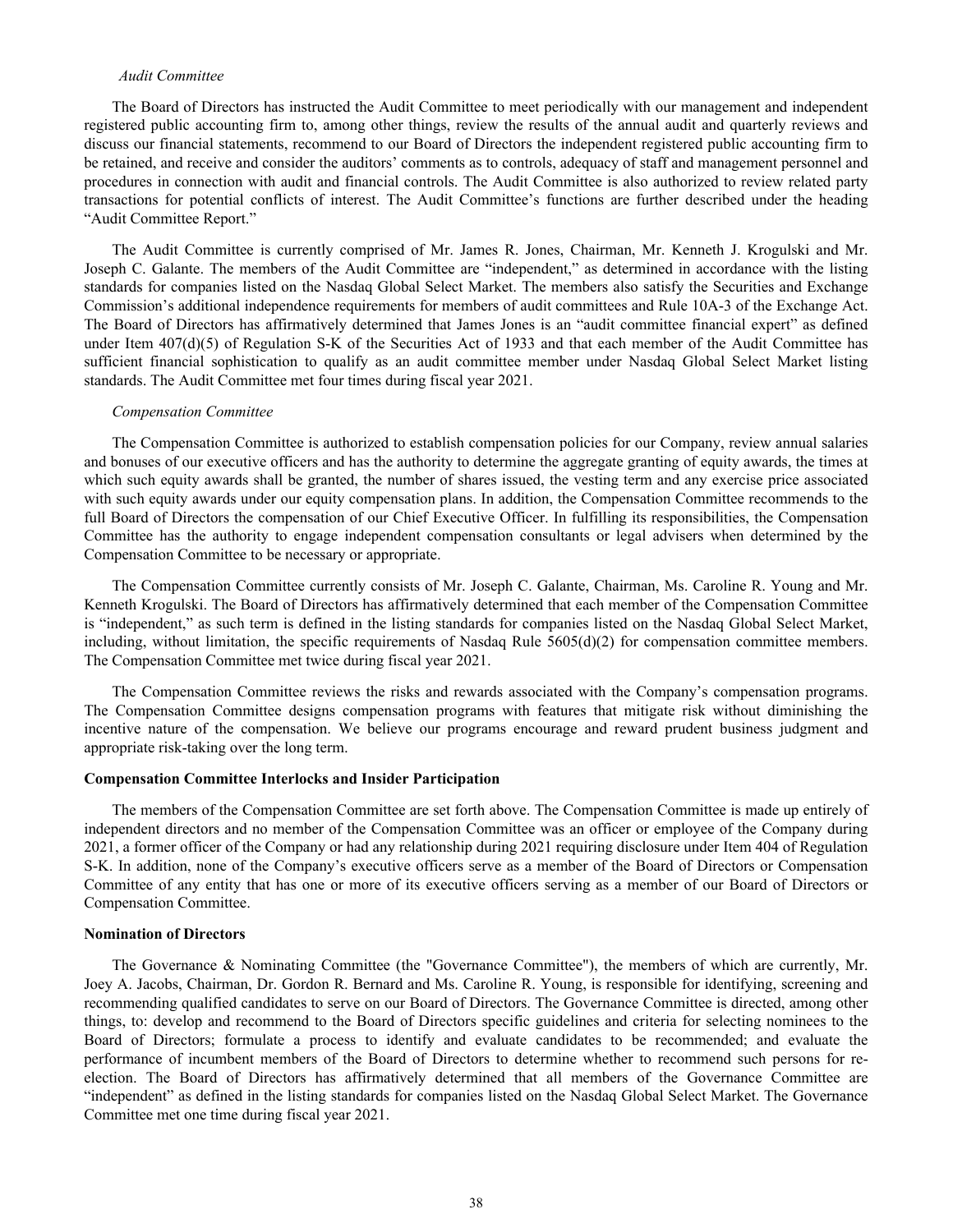*Audit Committee*

The Board of Directors has instructed the Audit Committee to meet periodically with our management and independent registered public accounting firm to, among other things, review the results of the annual audit and quarterly reviews and discuss our financial statements, recommend to our Board of Directors the independent registered public accounting firm to be retained, and receive and consider the auditors' comments as to controls, adequacy of staff and management personnel and procedures in connection with audit and financial controls. The Audit Committee is also authorized to review related party transactions for potential conflicts of interest. The Audit Committee's functions are further described under the heading "Audit Committee Report."

The Audit Committee is currently comprised of Mr. James R. Jones, Chairman, Mr. Kenneth J. Krogulski and Mr. Joseph C. Galante. The members of the Audit Committee are "independent," as determined in accordance with the listing standards for companies listed on the Nasdaq Global Select Market. The members also satisfy the Securities and Exchange Commission's additional independence requirements for members of audit committees and Rule 10A-3 of the Exchange Act. The Board of Directors has affirmatively determined that James Jones is an "audit committee financial expert" as defined under Item 407(d)(5) of Regulation S-K of the Securities Act of 1933 and that each member of the Audit Committee has sufficient financial sophistication to qualify as an audit committee member under Nasdaq Global Select Market listing standards. The Audit Committee met four times during fiscal year 2021.

*Compensation Committee*

The Compensation Committee is authorized to establish compensation policies for our Company, review annual salaries and bonuses of our executive officers and has the authority to determine the aggregate granting of equity awards, the times at which such equity awards shall be granted, the number of shares issued, the vesting term and any exercise price associated with such equity awards under our equity compensation plans. In addition, the Compensation Committee recommends to the full Board of Directors the compensation of our Chief Executive Officer. In fulfilling its responsibilities, the Compensation Committee has the authority to engage independent compensation consultants or legal advisers when determined by the Compensation Committee to be necessary or appropriate.

The Compensation Committee currently consists of Mr. Joseph C. Galante, Chairman, Ms. Caroline R. Young and Mr. Kenneth Krogulski. The Board of Directors has affirmatively determined that each member of the Compensation Committee is "independent," as such term is defined in the listing standards for companies listed on the Nasdaq Global Select Market, including, without limitation, the specific requirements of Nasdaq Rule 5605(d)(2) for compensation committee members. The Compensation Committee met twice during fiscal year 2021.

The Compensation Committee reviews the risks and rewards associated with the Company's compensation programs. The Compensation Committee designs compensation programs with features that mitigate risk without diminishing the incentive nature of the compensation. We believe our programs encourage and reward prudent business judgment and appropriate risk-taking over the long term.

**Compensation Committee Interlocks and Insider Participation**

The members of the Compensation Committee are set forth above. The Compensation Committee is made up entirely of independent directors and no member of the Compensation Committee was an officer or employee of the Company during 2021, a former officer of the Company or had any relationship during 2021 requiring disclosure under Item 404 of Regulation S-K. In addition, none of the Company's executive officers serve as a member of the Board of Directors or Compensation Committee of any entity that has one or more of its executive officers serving as a member of our Board of Directors or Compensation Committee.

**Nomination of Directors**

The Governance & Nominating Committee (the "Governance Committee"), the members of which are currently, Mr. Joey A. Jacobs, Chairman, Dr. Gordon R. Bernard and Ms. Caroline R. Young, is responsible for identifying, screening and recommending qualified candidates to serve on our Board of Directors. The Governance Committee is directed, among other things, to: develop and recommend to the Board of Directors specific guidelines and criteria for selecting nominees to the Board of Directors; formulate a process to identify and evaluate candidates to be recommended; and evaluate the performance of incumbent members of the Board of Directors to determine whether to recommend such persons for re-election. The Board of Directors has affirmatively determined that all members of the Governance Committee are "independent" as defined in the listing standards for companies listed on the Nasdaq Global Select Market. The Governance Committee met one time during fiscal year 2021.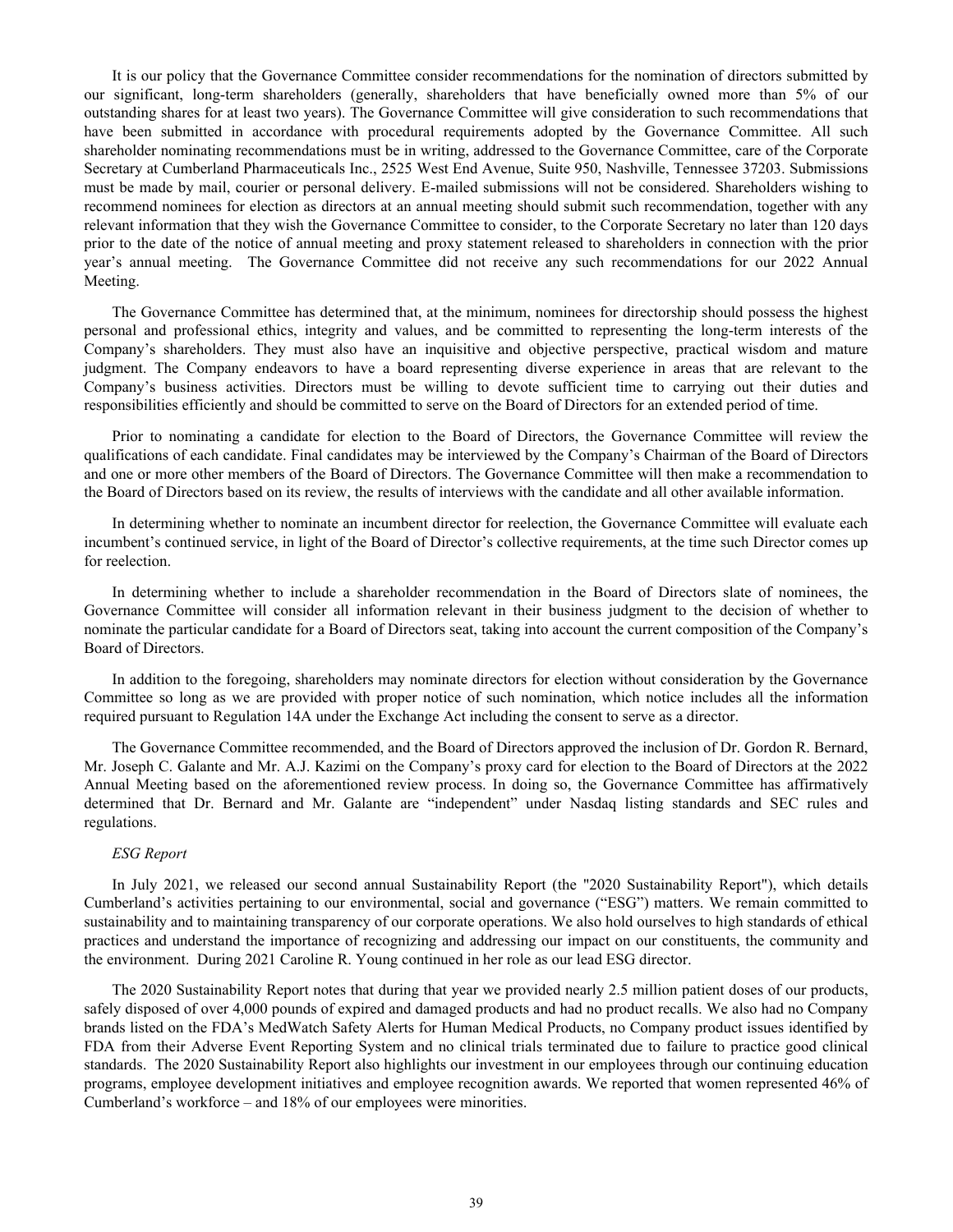It is our policy that the Governance Committee consider recommendations for the nomination of directors submitted by our significant, long-term shareholders (generally, shareholders that have beneficially owned more than 5% of our outstanding shares for at least two years). The Governance Committee will give consideration to such recommendations that have been submitted in accordance with procedural requirements adopted by the Governance Committee. All such shareholder nominating recommendations must be in writing, addressed to the Governance Committee, care of the Corporate Secretary at Cumberland Pharmaceuticals Inc., 2525 West End Avenue, Suite 950, Nashville, Tennessee 37203. Submissions must be made by mail, courier or personal delivery. E-mailed submissions will not be considered. Shareholders wishing to recommend nominees for election as directors at an annual meeting should submit such recommendation, together with any relevant information that they wish the Governance Committee to consider, to the Corporate Secretary no later than 120 days prior to the date of the notice of annual meeting and proxy statement released to shareholders in connection with the prior year's annual meeting. The Governance Committee did not receive any such recommendations for our 2022 Annual Meeting.

The Governance Committee has determined that, at the minimum, nominees for directorship should possess the highest personal and professional ethics, integrity and values, and be committed to representing the long-term interests of the Company's shareholders. They must also have an inquisitive and objective perspective, practical wisdom and mature judgment. The Company endeavors to have a board representing diverse experience in areas that are relevant to the Company's business activities. Directors must be willing to devote sufficient time to carrying out their duties and responsibilities efficiently and should be committed to serve on the Board of Directors for an extended period of time.

Prior to nominating a candidate for election to the Board of Directors, the Governance Committee will review the qualifications of each candidate. Final candidates may be interviewed by the Company's Chairman of the Board of Directors and one or more other members of the Board of Directors. The Governance Committee will then make a recommendation to the Board of Directors based on its review, the results of interviews with the candidate and all other available information.

In determining whether to nominate an incumbent director for reelection, the Governance Committee will evaluate each incumbent's continued service, in light of the Board of Director's collective requirements, at the time such Director comes up for reelection.

In determining whether to include a shareholder recommendation in the Board of Directors slate of nominees, the Governance Committee will consider all information relevant in their business judgment to the decision of whether to nominate the particular candidate for a Board of Directors seat, taking into account the current composition of the Company's Board of Directors.

In addition to the foregoing, shareholders may nominate directors for election without consideration by the Governance Committee so long as we are provided with proper notice of such nomination, which notice includes all the information required pursuant to Regulation 14A under the Exchange Act including the consent to serve as a director.

The Governance Committee recommended, and the Board of Directors approved the inclusion of Dr. Gordon R. Bernard, Mr. Joseph C. Galante and Mr. A.J. Kazimi on the Company's proxy card for election to the Board of Directors at the 2022 Annual Meeting based on the aforementioned review process. In doing so, the Governance Committee has affirmatively determined that Dr. Bernard and Mr. Galante are "independent" under Nasdaq listing standards and SEC rules and regulations.

*ESG Report*

In July 2021, we released our second annual Sustainability Report (the "2020 Sustainability Report"), which details Cumberland's activities pertaining to our environmental, social and governance ("ESG") matters. We remain committed to sustainability and to maintaining transparency of our corporate operations. We also hold ourselves to high standards of ethical practices and understand the importance of recognizing and addressing our impact on our constituents, the community and the environment. During 2021 Caroline R. Young continued in her role as our lead ESG director.

The 2020 Sustainability Report notes that during that year we provided nearly 2.5 million patient doses of our products, safely disposed of over 4,000 pounds of expired and damaged products and had no product recalls. We also had no Company brands listed on the FDA's MedWatch Safety Alerts for Human Medical Products, no Company product issues identified by FDA from their Adverse Event Reporting System and no clinical trials terminated due to failure to practice good clinical standards. The 2020 Sustainability Report also highlights our investment in our employees through our continuing education programs, employee development initiatives and employee recognition awards. We reported that women represented 46% of Cumberland's workforce – and 18% of our employees were minorities.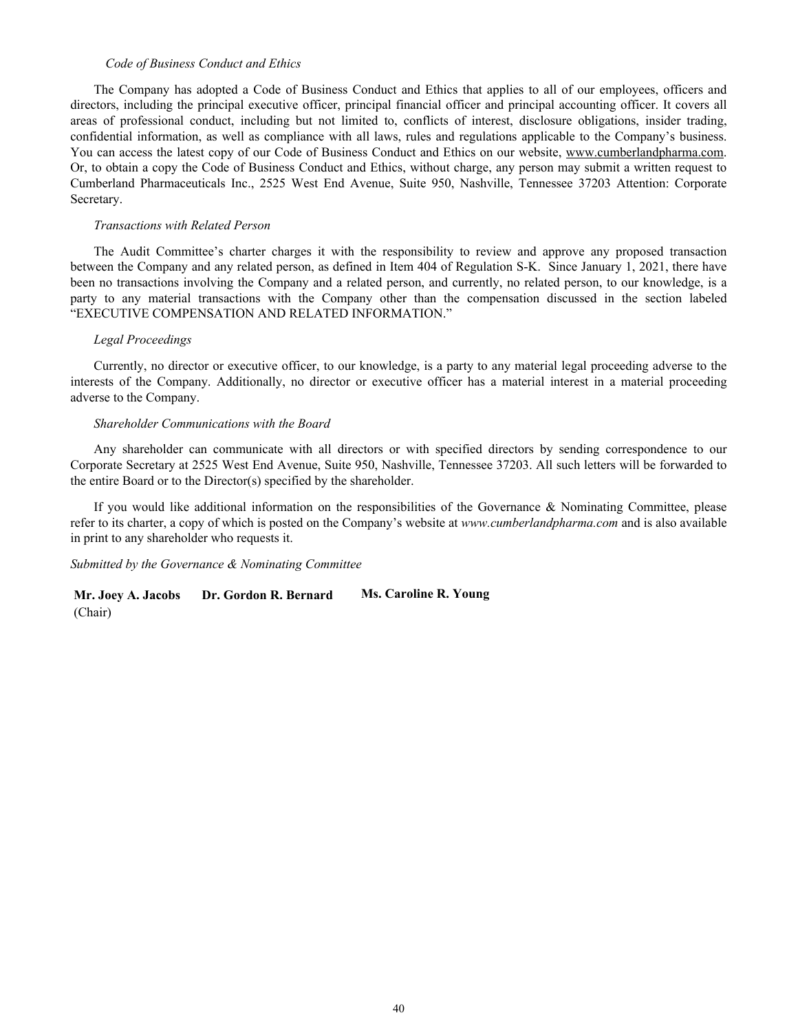*Code of Business Conduct and Ethics*

The Company has adopted a Code of Business Conduct and Ethics that applies to all of our employees, officers and directors, including the principal executive officer, principal financial officer and principal accounting officer. It covers all areas of professional conduct, including but not limited to, conflicts of interest, disclosure obligations, insider trading, confidential information, as well as compliance with all laws, rules and regulations applicable to the Company's business. You can access the latest copy of our Code of Business Conduct and Ethics on our website, www.cumberlandpharma.com. Or, to obtain a copy the Code of Business Conduct and Ethics, without charge, any person may submit a written request to Cumberland Pharmaceuticals Inc., 2525 West End Avenue, Suite 950, Nashville, Tennessee 37203 Attention: Corporate Secretary.

*Transactions with Related Person*

The Audit Committee's charter charges it with the responsibility to review and approve any proposed transaction between the Company and any related person, as defined in Item 404 of Regulation S-K. Since January 1, 2021, there have been no transactions involving the Company and a related person, and currently, no related person, to our knowledge, is a party to any material transactions with the Company other than the compensation discussed in the section labeled "EXECUTIVE COMPENSATION AND RELATED INFORMATION."

*Legal Proceedings*

Currently, no director or executive officer, to our knowledge, is a party to any material legal proceeding adverse to the interests of the Company. Additionally, no director or executive officer has a material interest in a material proceeding adverse to the Company.

*Shareholder Communications with the Board*

Any shareholder can communicate with all directors or with specified directors by sending correspondence to our Corporate Secretary at 2525 West End Avenue, Suite 950, Nashville, Tennessee 37203. All such letters will be forwarded to the entire Board or to the Director(s) specified by the shareholder.

If you would like additional information on the responsibilities of the Governance & Nominating Committee, please refer to its charter, a copy of which is posted on the Company's website at *www.cumberlandpharma.com* and is also available in print to any shareholder who requests it.

*Submitted by the Governance & Nominating Committee*

**Mr. Joey A. Jacobs** (Chair) **Dr. Gordon R. Bernard** **Ms. Caroline R. Young**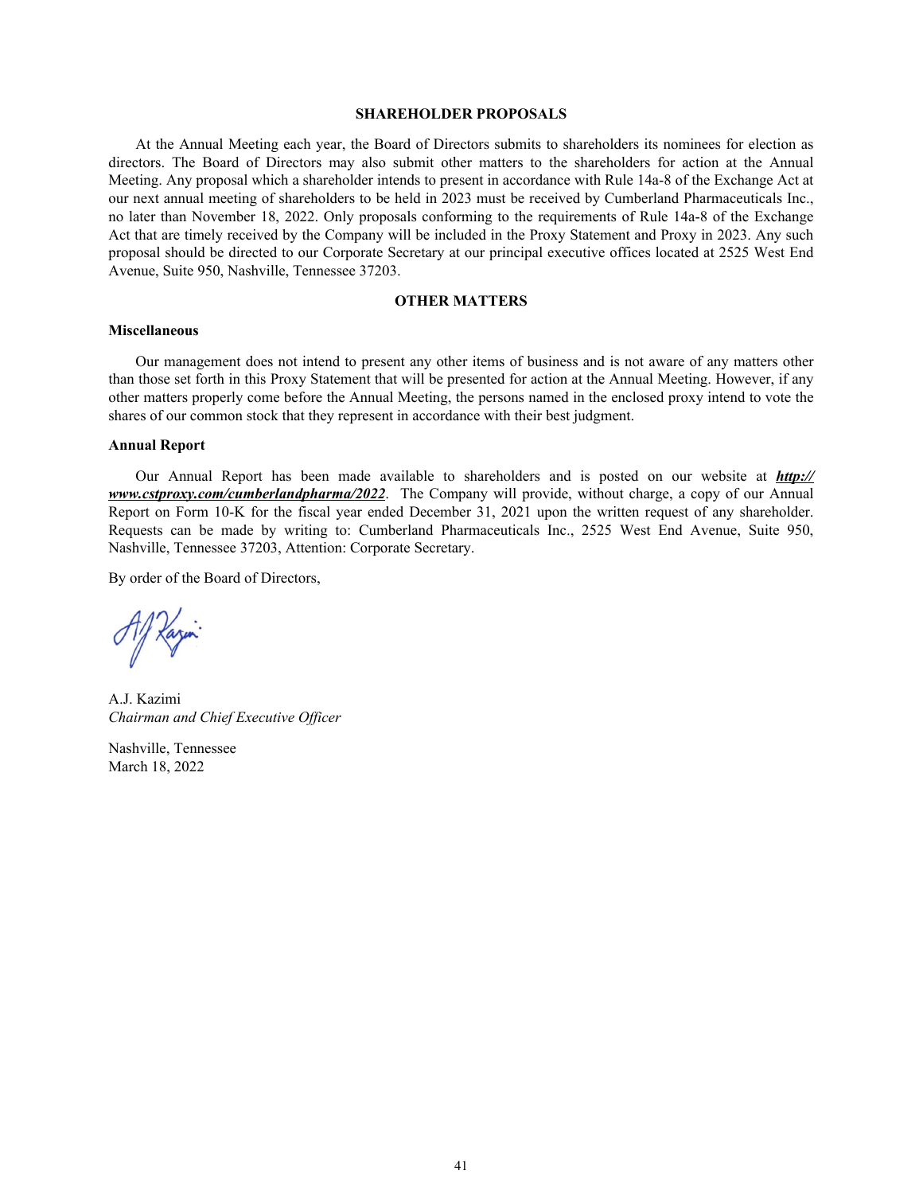## SHAREHOLDER PROPOSALS

At the Annual Meeting each year, the Board of Directors submits to shareholders its nominees for election as directors. The Board of Directors may also submit other matters to the shareholders for action at the Annual Meeting. Any proposal which a shareholder intends to present in accordance with Rule 14a-8 of the Exchange Act at our next annual meeting of shareholders to be held in 2023 must be received by Cumberland Pharmaceuticals Inc., no later than November 18, 2022. Only proposals conforming to the requirements of Rule 14a-8 of the Exchange Act that are timely received by the Company will be included in the Proxy Statement and Proxy in 2023. Any such proposal should be directed to our Corporate Secretary at our principal executive offices located at 2525 West End Avenue, Suite 950, Nashville, Tennessee 37203.

## OTHER MATTERS

### Miscellaneous

Our management does not intend to present any other items of business and is not aware of any matters other than those set forth in this Proxy Statement that will be presented for action at the Annual Meeting. However, if any other matters properly come before the Annual Meeting, the persons named in the enclosed proxy intend to vote the shares of our common stock that they represent in accordance with their best judgment.

### Annual Report

Our Annual Report has been made available to shareholders and is posted on our website at ***http://www.cstproxy.com/cumberlandpharma/2022***. The Company will provide, without charge, a copy of our Annual Report on Form 10-K for the fiscal year ended December 31, 2021 upon the written request of any shareholder. Requests can be made by writing to: Cumberland Pharmaceuticals Inc., 2525 West End Avenue, Suite 950, Nashville, Tennessee 37203, Attention: Corporate Secretary.

By order of the Board of Directors,

A.J. Kazimi
*Chairman and Chief Executive Officer*

Nashville, Tennessee
March 18, 2022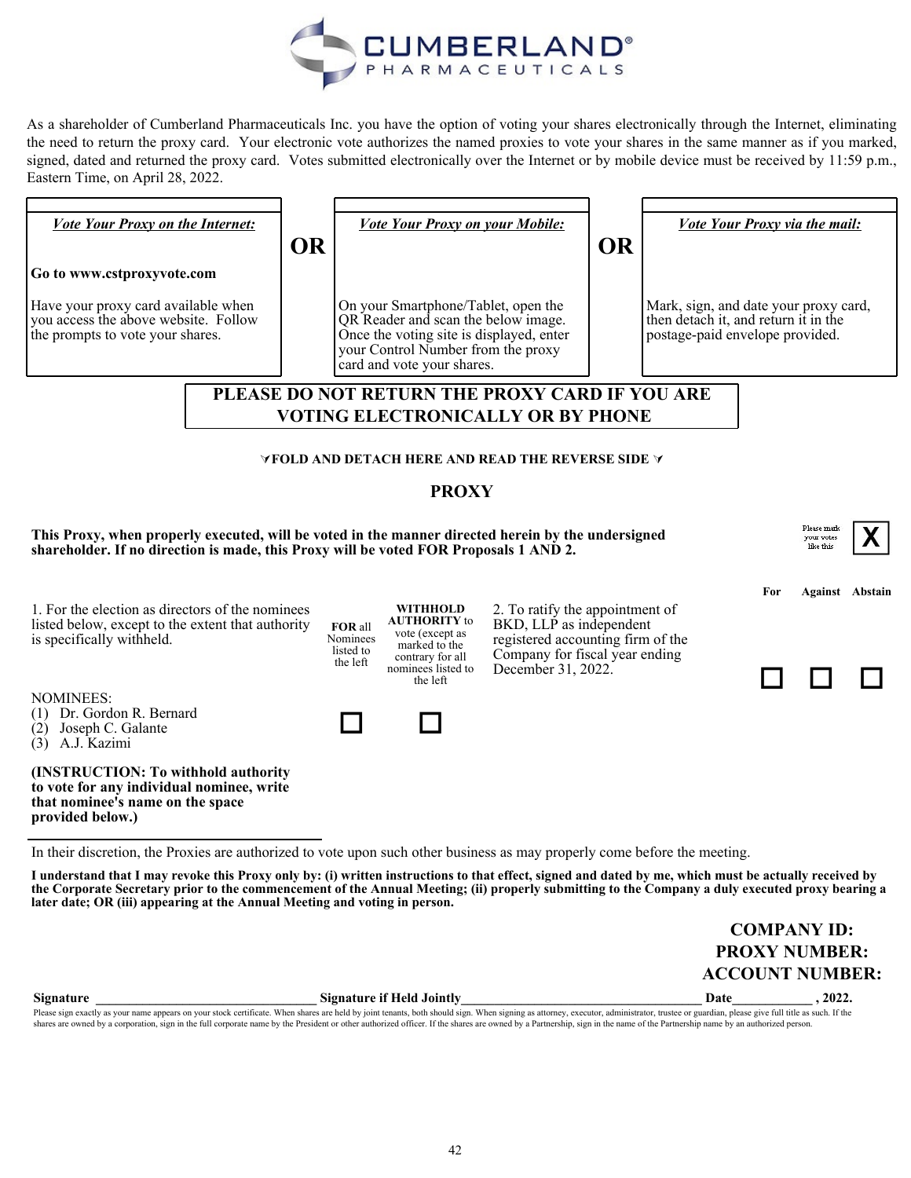CUMBERLAND® PHARMACEUTICALS

As a shareholder of Cumberland Pharmaceuticals Inc. you have the option of voting your shares electronically through the Internet, eliminating the need to return the proxy card. Your electronic vote authorizes the named proxies to vote your shares in the same manner as if you marked, signed, dated and returned the proxy card. Votes submitted electronically over the Internet or by mobile device must be received by 11:59 p.m., Eastern Time, on April 28, 2022.

| *Vote Your Proxy on the Internet:* | | *Vote Your Proxy on your Mobile:* | | *Vote Your Proxy via the mail:* |
|---|---|---|---|---|
| **Go to www.cstproxyvote.com**<br><br>Have your proxy card available when you access the above website. Follow the prompts to vote your shares. | **OR** | On your Smartphone/Tablet, open the QR Reader and scan the below image. Once the voting site is displayed, enter your Control Number from the proxy card and vote your shares. | **OR** | Mark, sign, and date your proxy card, then detach it, and return it in the postage-paid envelope provided. |

**PLEASE DO NOT RETURN THE PROXY CARD IF YOU ARE VOTING ELECTRONICALLY OR BY PHONE**

**FOLD AND DETACH HERE AND READ THE REVERSE SIDE**

**PROXY**

**This Proxy, when properly executed, will be voted in the manner directed herein by the undersigned shareholder. If no direction is made, this Proxy will be voted FOR Proposals 1 AND 2.**

Please mark your votes like this **X**

1. For the election as directors of the nominees listed below, except to the extent that authority is specifically withheld.

| **FOR** all Nominees listed to the left | **WITHHOLD AUTHORITY** to vote (except as marked to the contrary for all nominees listed to the left |
|---|---|
| ☐ | ☐ |

NOMINEES:
(1) Dr. Gordon R. Bernard
(2) Joseph C. Galante
(3) A.J. Kazimi

**(INSTRUCTION: To withhold authority to vote for any individual nominee, write that nominee's name on the space provided below.)**

______________________________

| | For | Against | Abstain |
|---|---|---|---|
| 2. To ratify the appointment of BKD, LLP as independent registered accounting firm of the Company for fiscal year ending December 31, 2022. | ☐ | ☐ | ☐ |

In their discretion, the Proxies are authorized to vote upon such other business as may properly come before the meeting.

**I understand that I may revoke this Proxy only by: (i) written instructions to that effect, signed and dated by me, which must be actually received by the Corporate Secretary prior to the commencement of the Annual Meeting; (ii) properly submitting to the Company a duly executed proxy bearing a later date; OR (iii) appearing at the Annual Meeting and voting in person.**

**COMPANY ID:**
**PROXY NUMBER:**
**ACCOUNT NUMBER:**

**Signature** ______________________ **Signature if Held Jointly** ______________________ **Date**__________ **, 2022.**

Please sign exactly as your name appears on your stock certificate. When shares are held by joint tenants, both should sign. When signing as attorney, executor, administrator, trustee or guardian, please give full title as such. If the shares are owned by a corporation, sign in the full corporate name by the President or other authorized officer. If the shares are owned by a Partnership, sign in the name of the Partnership name by an authorized person.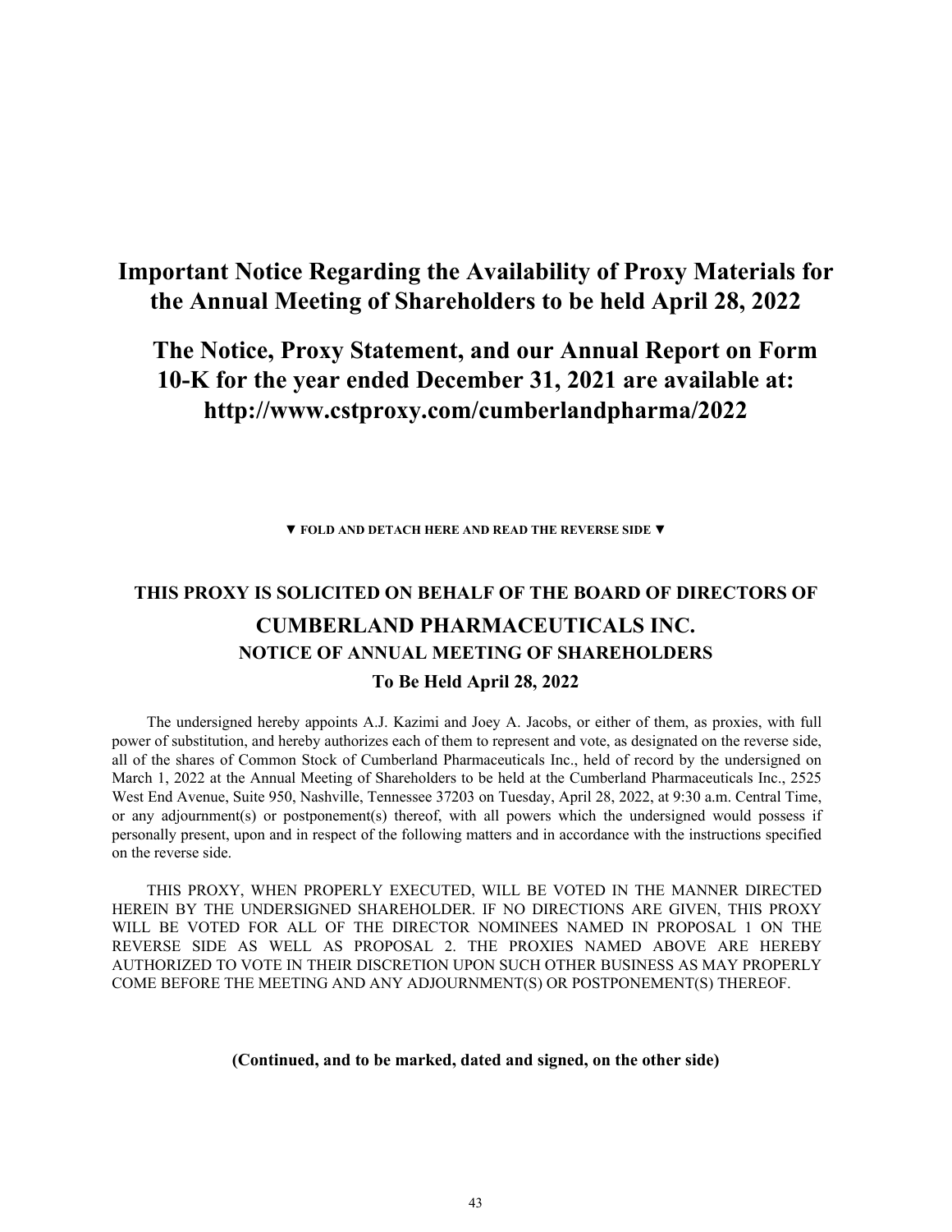# Important Notice Regarding the Availability of Proxy Materials for the Annual Meeting of Shareholders to be held April 28, 2022

## The Notice, Proxy Statement, and our Annual Report on Form 10-K for the year ended December 31, 2021 are available at: http://www.cstproxy.com/cumberlandpharma/2022

**▼ FOLD AND DETACH HERE AND READ THE REVERSE SIDE ▼**

**THIS PROXY IS SOLICITED ON BEHALF OF THE BOARD OF DIRECTORS OF**

## CUMBERLAND PHARMACEUTICALS INC.

**NOTICE OF ANNUAL MEETING OF SHAREHOLDERS**

**To Be Held April 28, 2022**

The undersigned hereby appoints A.J. Kazimi and Joey A. Jacobs, or either of them, as proxies, with full power of substitution, and hereby authorizes each of them to represent and vote, as designated on the reverse side, all of the shares of Common Stock of Cumberland Pharmaceuticals Inc., held of record by the undersigned on March 1, 2022 at the Annual Meeting of Shareholders to be held at the Cumberland Pharmaceuticals Inc., 2525 West End Avenue, Suite 950, Nashville, Tennessee 37203 on Tuesday, April 28, 2022, at 9:30 a.m. Central Time, or any adjournment(s) or postponement(s) thereof, with all powers which the undersigned would possess if personally present, upon and in respect of the following matters and in accordance with the instructions specified on the reverse side.

THIS PROXY, WHEN PROPERLY EXECUTED, WILL BE VOTED IN THE MANNER DIRECTED HEREIN BY THE UNDERSIGNED SHAREHOLDER. IF NO DIRECTIONS ARE GIVEN, THIS PROXY WILL BE VOTED FOR ALL OF THE DIRECTOR NOMINEES NAMED IN PROPOSAL 1 ON THE REVERSE SIDE AS WELL AS PROPOSAL 2. THE PROXIES NAMED ABOVE ARE HEREBY AUTHORIZED TO VOTE IN THEIR DISCRETION UPON SUCH OTHER BUSINESS AS MAY PROPERLY COME BEFORE THE MEETING AND ANY ADJOURNMENT(S) OR POSTPONEMENT(S) THEREOF.

**(Continued, and to be marked, dated and signed, on the other side)**